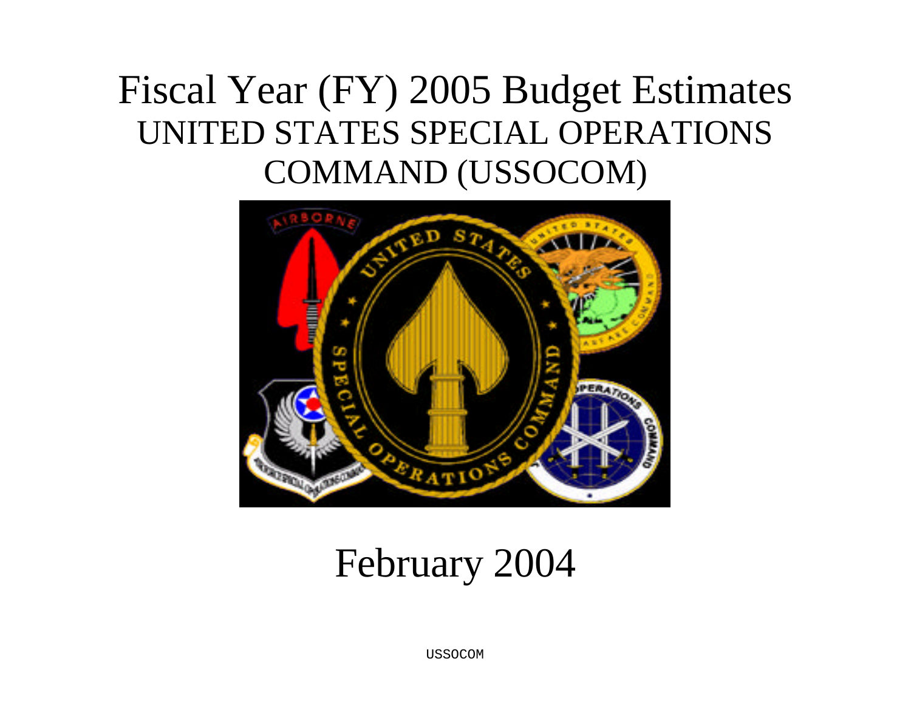# Fiscal Year (FY) 2005 Budget Estimates

## UNITED STATES SPECIAL OPERATIONS COMMAND (USSOCOM)

February 2004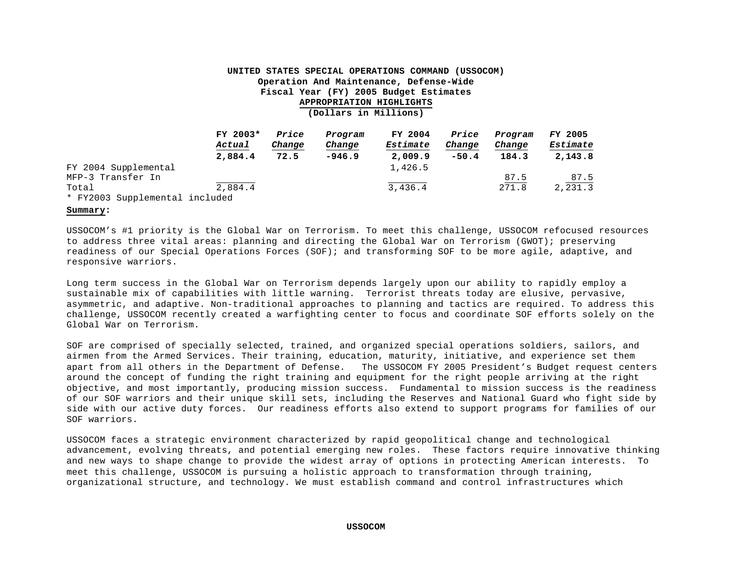**UNITED STATES SPECIAL OPERATIONS COMMAND (USSOCOM)**
**Operation And Maintenance, Defense-Wide**
**Fiscal Year (FY) 2005 Budget Estimates**
**APPROPRIATION HIGHLIGHTS**
**(Dollars in Millions)**

| | FY 2003* *Actual* | *Price Change* | *Program Change* | FY 2004 *Estimate* | *Price Change* | *Program Change* | FY 2005 *Estimate* |
|---|---|---|---|---|---|---|---|
| | **2,884.4** | **72.5** | **-946.9** | **2,009.9** | **-50.4** | **184.3** | **2,143.8** |
| FY 2004 Supplemental | | | | 1,426.5 | | | |
| MFP-3 Transfer In | | | | | | 87.5 | 87.5 |
| Total | 2,884.4 | | | 3,436.4 | | 271.8 | 2,231.3 |

\* FY2003 Supplemental included

**Summary:**

USSOCOM's #1 priority is the Global War on Terrorism. To meet this challenge, USSOCOM refocused resources to address three vital areas: planning and directing the Global War on Terrorism (GWOT); preserving readiness of our Special Operations Forces (SOF); and transforming SOF to be more agile, adaptive, and responsive warriors.

Long term success in the Global War on Terrorism depends largely upon our ability to rapidly employ a sustainable mix of capabilities with little warning. Terrorist threats today are elusive, pervasive, asymmetric, and adaptive. Non-traditional approaches to planning and tactics are required. To address this challenge, USSOCOM recently created a warfighting center to focus and coordinate SOF efforts solely on the Global War on Terrorism.

SOF are comprised of specially selected, trained, and organized special operations soldiers, sailors, and airmen from the Armed Services. Their training, education, maturity, initiative, and experience set them apart from all others in the Department of Defense. The USSOCOM FY 2005 President's Budget request centers around the concept of funding the right training and equipment for the right people arriving at the right objective, and most importantly, producing mission success. Fundamental to mission success is the readiness of our SOF warriors and their unique skill sets, including the Reserves and National Guard who fight side by side with our active duty forces. Our readiness efforts also extend to support programs for families of our SOF warriors.

USSOCOM faces a strategic environment characterized by rapid geopolitical change and technological advancement, evolving threats, and potential emerging new roles. These factors require innovative thinking and new ways to shape change to provide the widest array of options in protecting American interests. To meet this challenge, USSOCOM is pursuing a holistic approach to transformation through training, organizational structure, and technology. We must establish command and control infrastructures which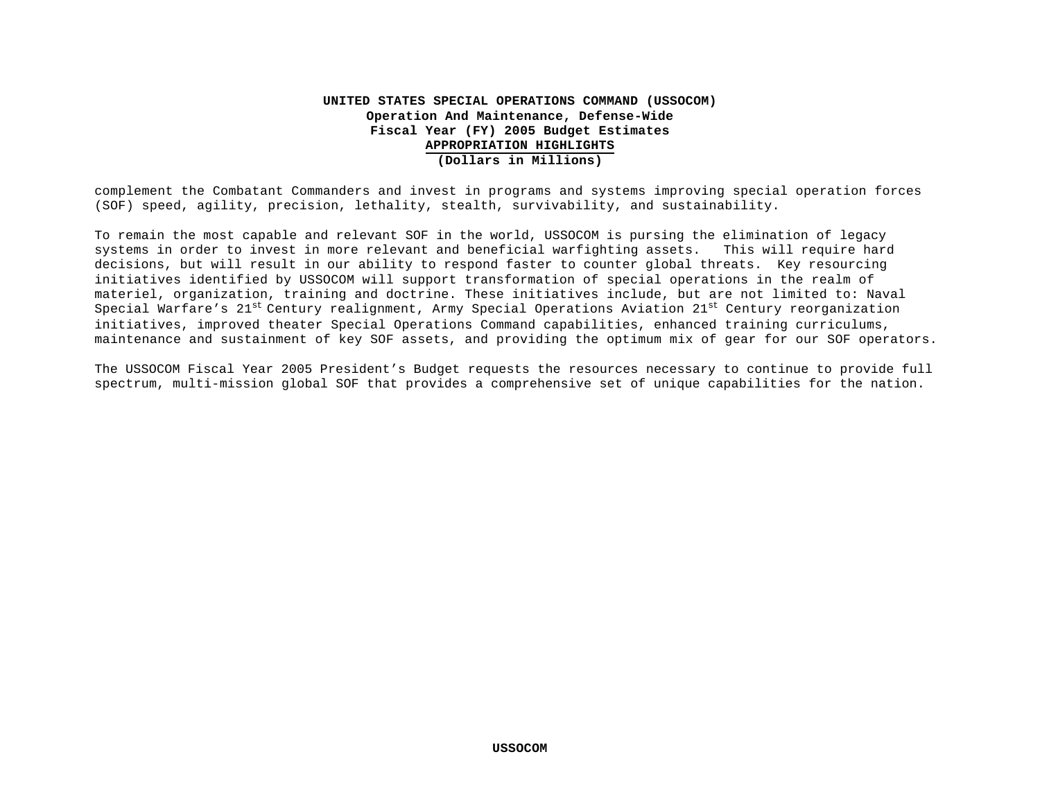complement the Combatant Commanders and invest in programs and systems improving special operation forces (SOF) speed, agility, precision, lethality, stealth, survivability, and sustainability.

To remain the most capable and relevant SOF in the world, USSOCOM is pursing the elimination of legacy systems in order to invest in more relevant and beneficial warfighting assets. This will require hard decisions, but will result in our ability to respond faster to counter global threats. Key resourcing initiatives identified by USSOCOM will support transformation of special operations in the realm of materiel, organization, training and doctrine. These initiatives include, but are not limited to: Naval Special Warfare's 21st Century realignment, Army Special Operations Aviation 21st Century reorganization initiatives, improved theater Special Operations Command capabilities, enhanced training curriculums, maintenance and sustainment of key SOF assets, and providing the optimum mix of gear for our SOF operators.

The USSOCOM Fiscal Year 2005 President's Budget requests the resources necessary to continue to provide full spectrum, multi-mission global SOF that provides a comprehensive set of unique capabilities for the nation.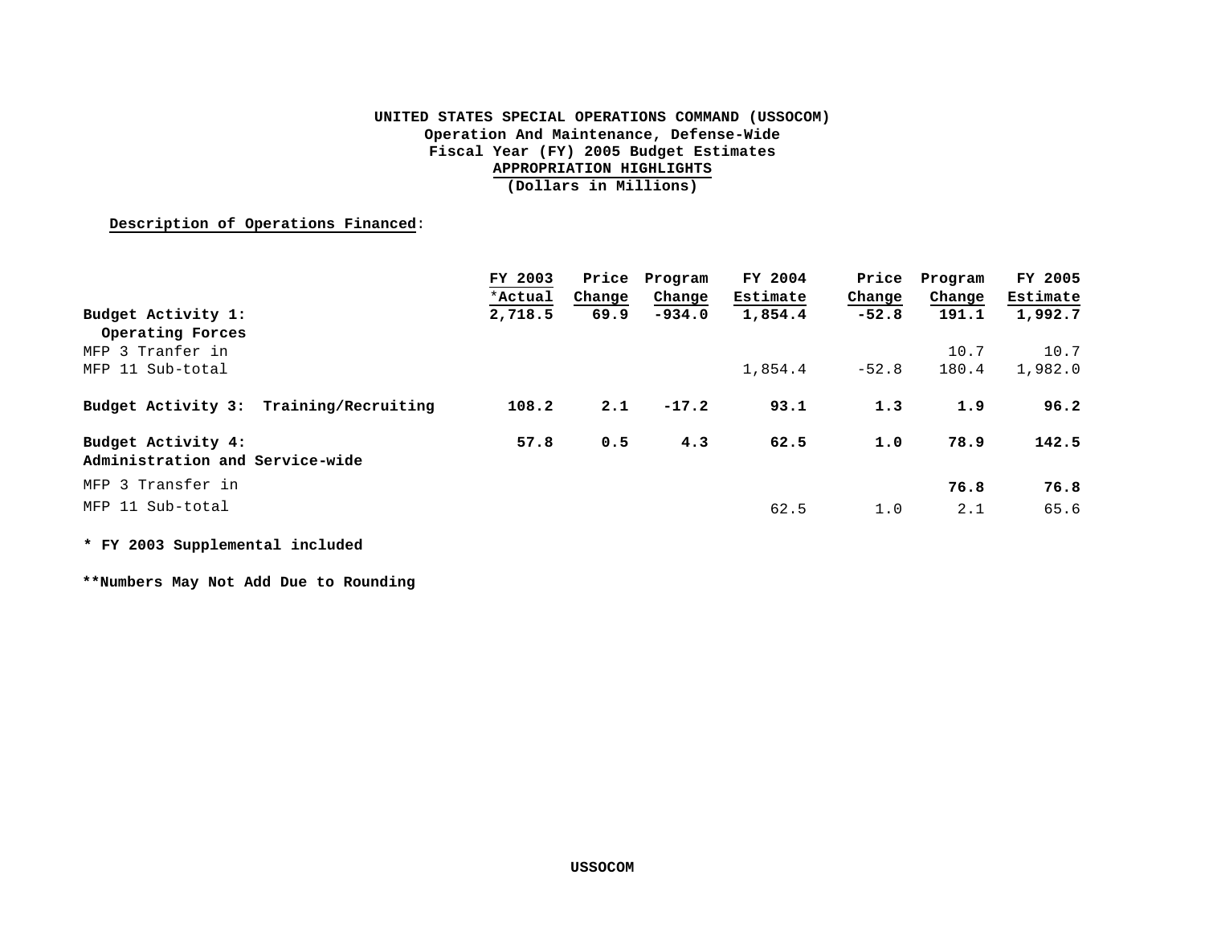# UNITED STATES SPECIAL OPERATIONS COMMAND (USSOCOM)
## Operation And Maintenance, Defense-Wide
## Fiscal Year (FY) 2005 Budget Estimates
## APPROPRIATION HIGHLIGHTS
## (Dollars in Millions)

**Description of Operations Financed**:

| | FY 2003 *Actual | Price Change | Program Change | FY 2004 Estimate | Price Change | Program Change | FY 2005 Estimate |
|---|---|---|---|---|---|---|---|
| **Budget Activity 1: Operating Forces** | **2,718.5** | **69.9** | **-934.0** | **1,854.4** | **-52.8** | **191.1** | **1,992.7** |
| MFP 3 Tranfer in | | | | | | 10.7 | 10.7 |
| MFP 11 Sub-total | | | | 1,854.4 | -52.8 | 180.4 | 1,982.0 |
| **Budget Activity 3: Training/Recruiting** | **108.2** | **2.1** | **-17.2** | **93.1** | **1.3** | **1.9** | **96.2** |
| **Budget Activity 4: Administration and Service-wide** | **57.8** | **0.5** | **4.3** | **62.5** | **1.0** | **78.9** | **142.5** |
| MFP 3 Transfer in | | | | | | **76.8** | **76.8** |
| MFP 11 Sub-total | | | | 62.5 | 1.0 | 2.1 | 65.6 |

**\* FY 2003 Supplemental included**

**\*\*Numbers May Not Add Due to Rounding**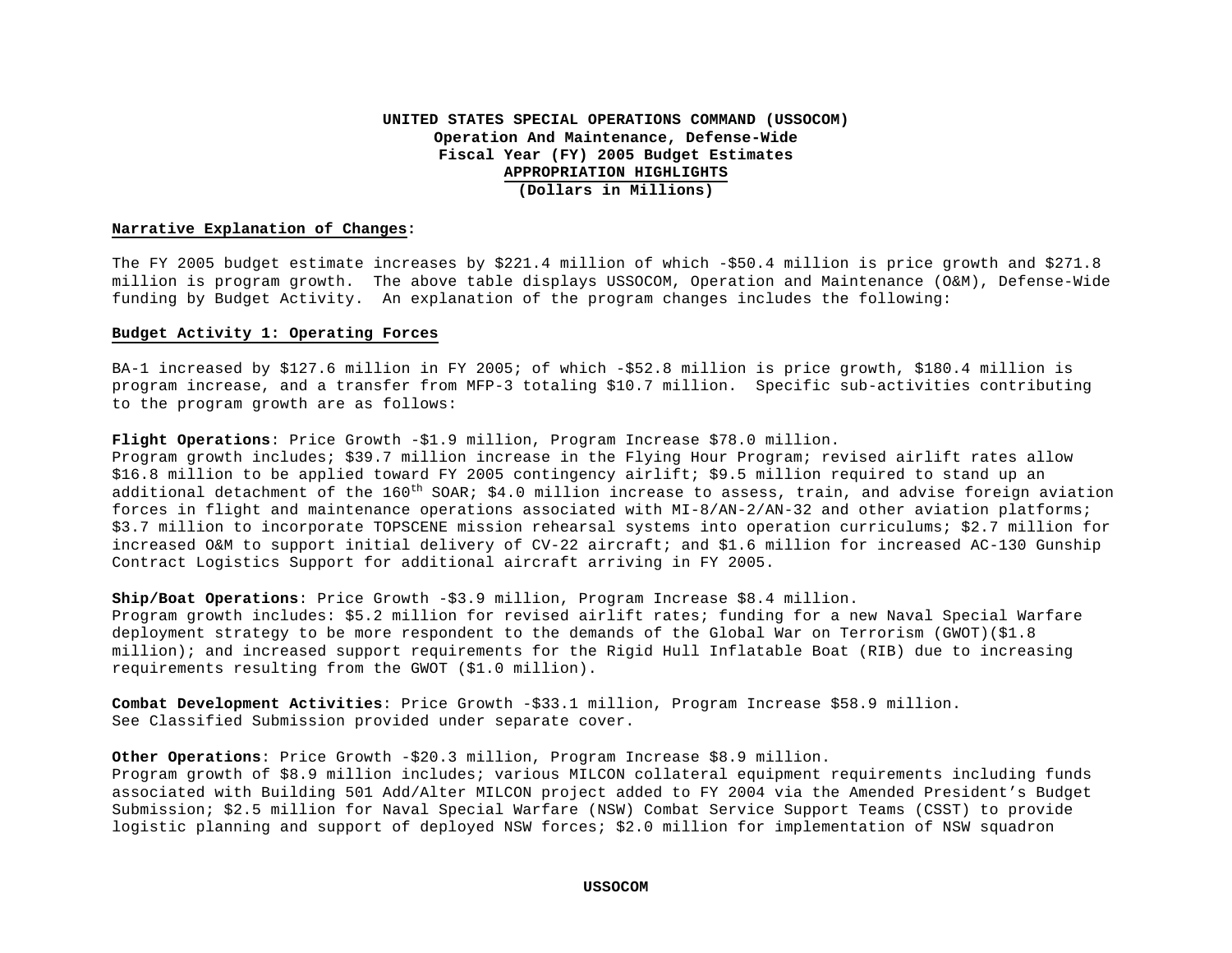**UNITED STATES SPECIAL OPERATIONS COMMAND (USSOCOM)**
**Operation And Maintenance, Defense-Wide**
**Fiscal Year (FY) 2005 Budget Estimates**
**APPROPRIATION HIGHLIGHTS**
**(Dollars in Millions)**

**Narrative Explanation of Changes**:

The FY 2005 budget estimate increases by $221.4 million of which -$50.4 million is price growth and $271.8 million is program growth. The above table displays USSOCOM, Operation and Maintenance (O&M), Defense-Wide funding by Budget Activity. An explanation of the program changes includes the following:

**Budget Activity 1: Operating Forces**

BA-1 increased by $127.6 million in FY 2005; of which -$52.8 million is price growth, $180.4 million is program increase, and a transfer from MFP-3 totaling $10.7 million. Specific sub-activities contributing to the program growth are as follows:

**Flight Operations**: Price Growth -$1.9 million, Program Increase $78.0 million.
Program growth includes; $39.7 million increase in the Flying Hour Program; revised airlift rates allow $16.8 million to be applied toward FY 2005 contingency airlift; $9.5 million required to stand up an additional detachment of the 160th SOAR; $4.0 million increase to assess, train, and advise foreign aviation forces in flight and maintenance operations associated with MI-8/AN-2/AN-32 and other aviation platforms; $3.7 million to incorporate TOPSCENE mission rehearsal systems into operation curriculums; $2.7 million for increased O&M to support initial delivery of CV-22 aircraft; and $1.6 million for increased AC-130 Gunship Contract Logistics Support for additional aircraft arriving in FY 2005.

**Ship/Boat Operations**: Price Growth -$3.9 million, Program Increase $8.4 million.
Program growth includes: $5.2 million for revised airlift rates; funding for a new Naval Special Warfare deployment strategy to be more respondent to the demands of the Global War on Terrorism (GWOT)($1.8 million); and increased support requirements for the Rigid Hull Inflatable Boat (RIB) due to increasing requirements resulting from the GWOT ($1.0 million).

**Combat Development Activities**: Price Growth -$33.1 million, Program Increase $58.9 million.
See Classified Submission provided under separate cover.

**Other Operations**: Price Growth -$20.3 million, Program Increase $8.9 million.
Program growth of $8.9 million includes; various MILCON collateral equipment requirements including funds associated with Building 501 Add/Alter MILCON project added to FY 2004 via the Amended President's Budget Submission; $2.5 million for Naval Special Warfare (NSW) Combat Service Support Teams (CSST) to provide logistic planning and support of deployed NSW forces; $2.0 million for implementation of NSW squadron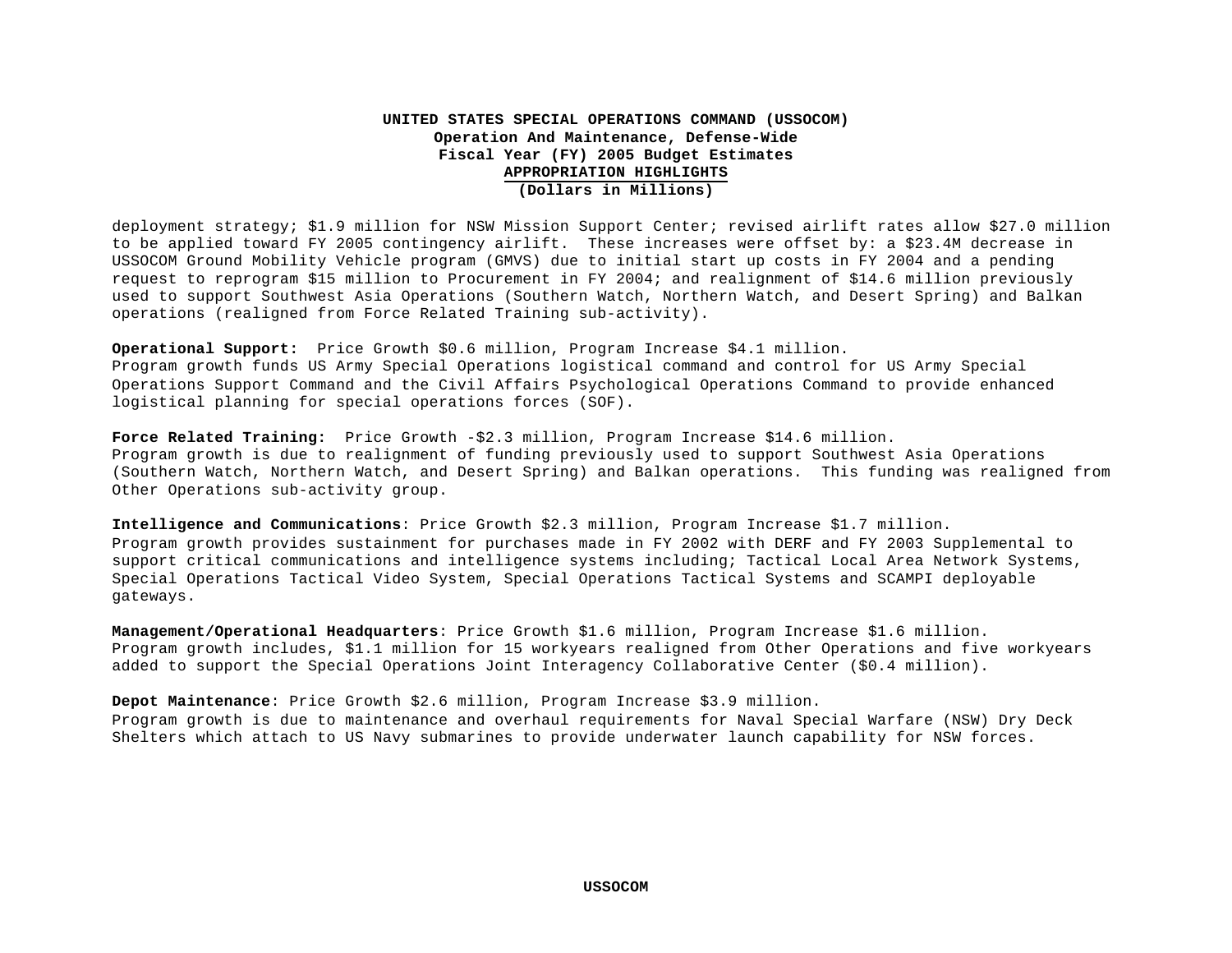**UNITED STATES SPECIAL OPERATIONS COMMAND (USSOCOM)**
**Operation And Maintenance, Defense-Wide**
**Fiscal Year (FY) 2005 Budget Estimates**
**APPROPRIATION HIGHLIGHTS**
**(Dollars in Millions)**

deployment strategy; $1.9 million for NSW Mission Support Center; revised airlift rates allow $27.0 million to be applied toward FY 2005 contingency airlift. These increases were offset by: a $23.4M decrease in USSOCOM Ground Mobility Vehicle program (GMVS) due to initial start up costs in FY 2004 and a pending request to reprogram $15 million to Procurement in FY 2004; and realignment of $14.6 million previously used to support Southwest Asia Operations (Southern Watch, Northern Watch, and Desert Spring) and Balkan operations (realigned from Force Related Training sub-activity).

**Operational Support:** Price Growth $0.6 million, Program Increase $4.1 million.
Program growth funds US Army Special Operations logistical command and control for US Army Special Operations Support Command and the Civil Affairs Psychological Operations Command to provide enhanced logistical planning for special operations forces (SOF).

**Force Related Training:** Price Growth -$2.3 million, Program Increase $14.6 million.
Program growth is due to realignment of funding previously used to support Southwest Asia Operations (Southern Watch, Northern Watch, and Desert Spring) and Balkan operations. This funding was realigned from Other Operations sub-activity group.

**Intelligence and Communications**: Price Growth $2.3 million, Program Increase $1.7 million.
Program growth provides sustainment for purchases made in FY 2002 with DERF and FY 2003 Supplemental to support critical communications and intelligence systems including; Tactical Local Area Network Systems, Special Operations Tactical Video System, Special Operations Tactical Systems and SCAMPI deployable gateways.

**Management/Operational Headquarters**: Price Growth $1.6 million, Program Increase $1.6 million.
Program growth includes, $1.1 million for 15 workyears realigned from Other Operations and five workyears added to support the Special Operations Joint Interagency Collaborative Center ($0.4 million).

**Depot Maintenance**: Price Growth $2.6 million, Program Increase $3.9 million.
Program growth is due to maintenance and overhaul requirements for Naval Special Warfare (NSW) Dry Deck Shelters which attach to US Navy submarines to provide underwater launch capability for NSW forces.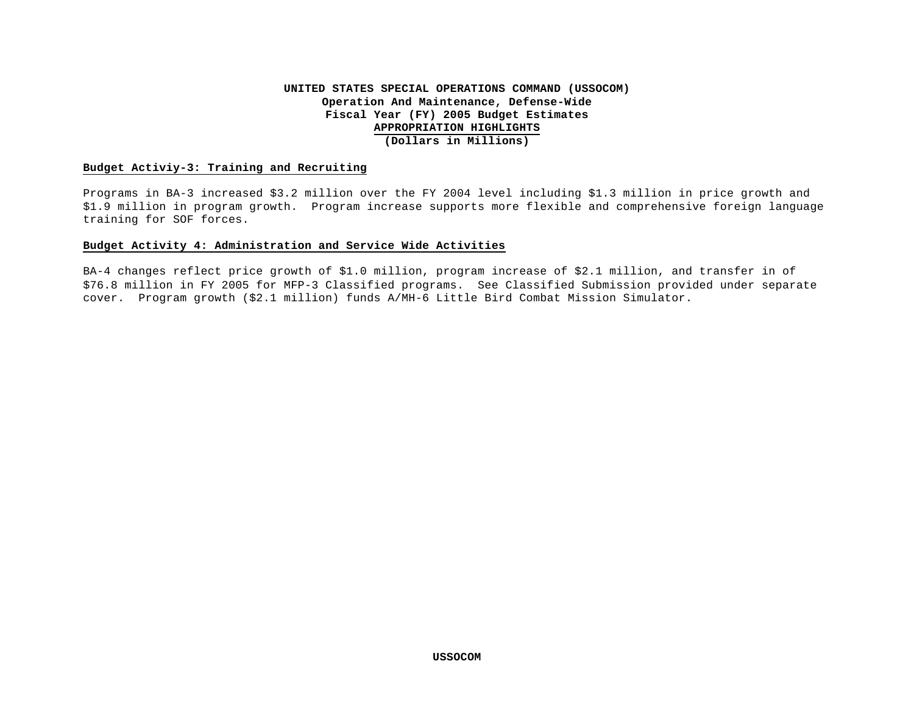**UNITED STATES SPECIAL OPERATIONS COMMAND (USSOCOM)**
**Operation And Maintenance, Defense-Wide**
**Fiscal Year (FY) 2005 Budget Estimates**
**APPROPRIATION HIGHLIGHTS**
**(Dollars in Millions)**

## Budget Activiy-3: Training and Recruiting

Programs in BA-3 increased $3.2 million over the FY 2004 level including $1.3 million in price growth and $1.9 million in program growth. Program increase supports more flexible and comprehensive foreign language training for SOF forces.

## Budget Activity 4: Administration and Service Wide Activities

BA-4 changes reflect price growth of $1.0 million, program increase of $2.1 million, and transfer in of $76.8 million in FY 2005 for MFP-3 Classified programs. See Classified Submission provided under separate cover. Program growth ($2.1 million) funds A/MH-6 Little Bird Combat Mission Simulator.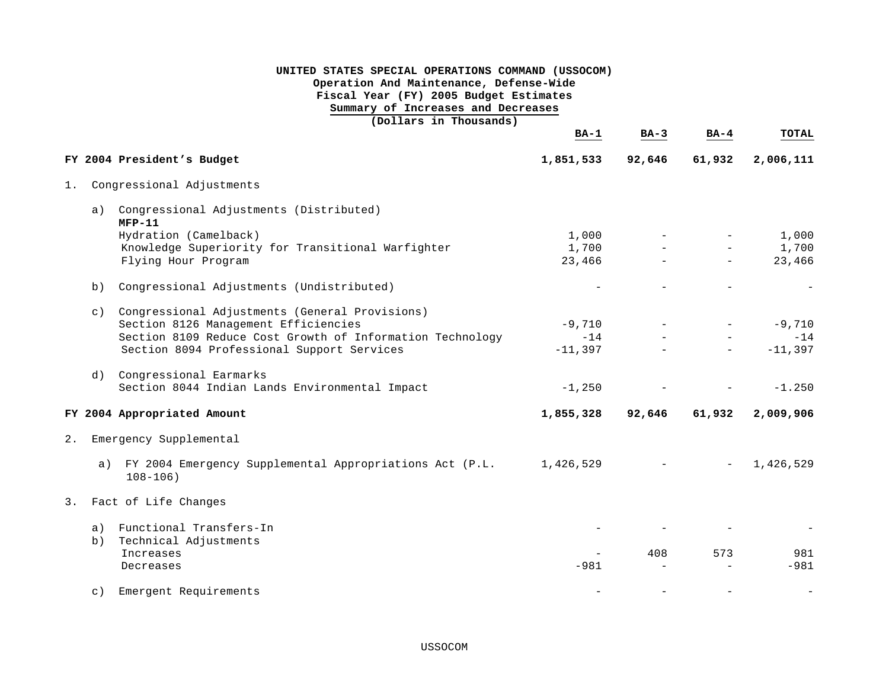**UNITED STATES SPECIAL OPERATIONS COMMAND (USSOCOM)**
**Operation And Maintenance, Defense-Wide**
**Fiscal Year (FY) 2005 Budget Estimates**
**Summary of Increases and Decreases**
**(Dollars in Thousands)**

| | BA-1 | BA-3 | BA-4 | TOTAL |
|---|---|---|---|---|
| **FY 2004 President's Budget** | **1,851,533** | **92,646** | **61,932** | **2,006,111** |
| 1. Congressional Adjustments | | | | |
| a) Congressional Adjustments (Distributed) | | | | |
| **MFP-11** | | | | |
| Hydration (Camelback) | 1,000 | - | - | 1,000 |
| Knowledge Superiority for Transitional Warfighter | 1,700 | - | - | 1,700 |
| Flying Hour Program | 23,466 | - | - | 23,466 |
| b) Congressional Adjustments (Undistributed) | - | - | - | - |
| c) Congressional Adjustments (General Provisions) | | | | |
| Section 8126 Management Efficiencies | -9,710 | - | - | -9,710 |
| Section 8109 Reduce Cost Growth of Information Technology | -14 | - | - | -14 |
| Section 8094 Professional Support Services | -11,397 | - | - | -11,397 |
| d) Congressional Earmarks | | | | |
| Section 8044 Indian Lands Environmental Impact | -1,250 | - | - | -1.250 |
| **FY 2004 Appropriated Amount** | **1,855,328** | **92,646** | **61,932** | **2,009,906** |
| 2. Emergency Supplemental | | | | |
| a) FY 2004 Emergency Supplemental Appropriations Act (P.L. 108-106) | 1,426,529 | - | - | 1,426,529 |
| 3. Fact of Life Changes | | | | |
| a) Functional Transfers-In | - | - | - | - |
| b) Technical Adjustments | | | | |
| Increases | - | 408 | 573 | 981 |
| Decreases | -981 | - | - | -981 |
| c) Emergent Requirements | - | - | - | - |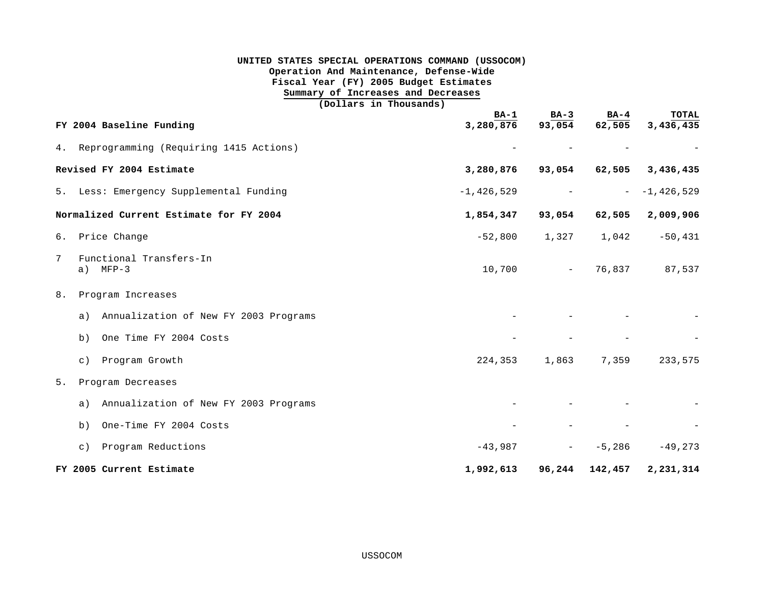**UNITED STATES SPECIAL OPERATIONS COMMAND (USSOCOM)**
**Operation And Maintenance, Defense-Wide**
**Fiscal Year (FY) 2005 Budget Estimates**
**Summary of Increases and Decreases**
**(Dollars in Thousands)**

| | BA-1 | BA-3 | BA-4 | TOTAL |
|---|---|---|---|---|
| **FY 2004 Baseline Funding** | **3,280,876** | **93,054** | **62,505** | **3,436,435** |
| 4. Reprogramming (Requiring 1415 Actions) | - | - | - | - |
| **Revised FY 2004 Estimate** | **3,280,876** | **93,054** | **62,505** | **3,436,435** |
| 5. Less: Emergency Supplemental Funding | -1,426,529 | - | - | -1,426,529 |
| **Normalized Current Estimate for FY 2004** | **1,854,347** | **93,054** | **62,505** | **2,009,906** |
| 6. Price Change | -52,800 | 1,327 | 1,042 | -50,431 |
| 7 Functional Transfers-In | | | | |
| a) MFP-3 | 10,700 | - | 76,837 | 87,537 |
| 8. Program Increases | | | | |
| a) Annualization of New FY 2003 Programs | - | - | - | - |
| b) One Time FY 2004 Costs | - | - | - | - |
| c) Program Growth | 224,353 | 1,863 | 7,359 | 233,575 |
| 5. Program Decreases | | | | |
| a) Annualization of New FY 2003 Programs | - | - | - | - |
| b) One-Time FY 2004 Costs | - | - | - | - |
| c) Program Reductions | -43,987 | - | -5,286 | -49,273 |
| **FY 2005 Current Estimate** | **1,992,613** | **96,244** | **142,457** | **2,231,314** |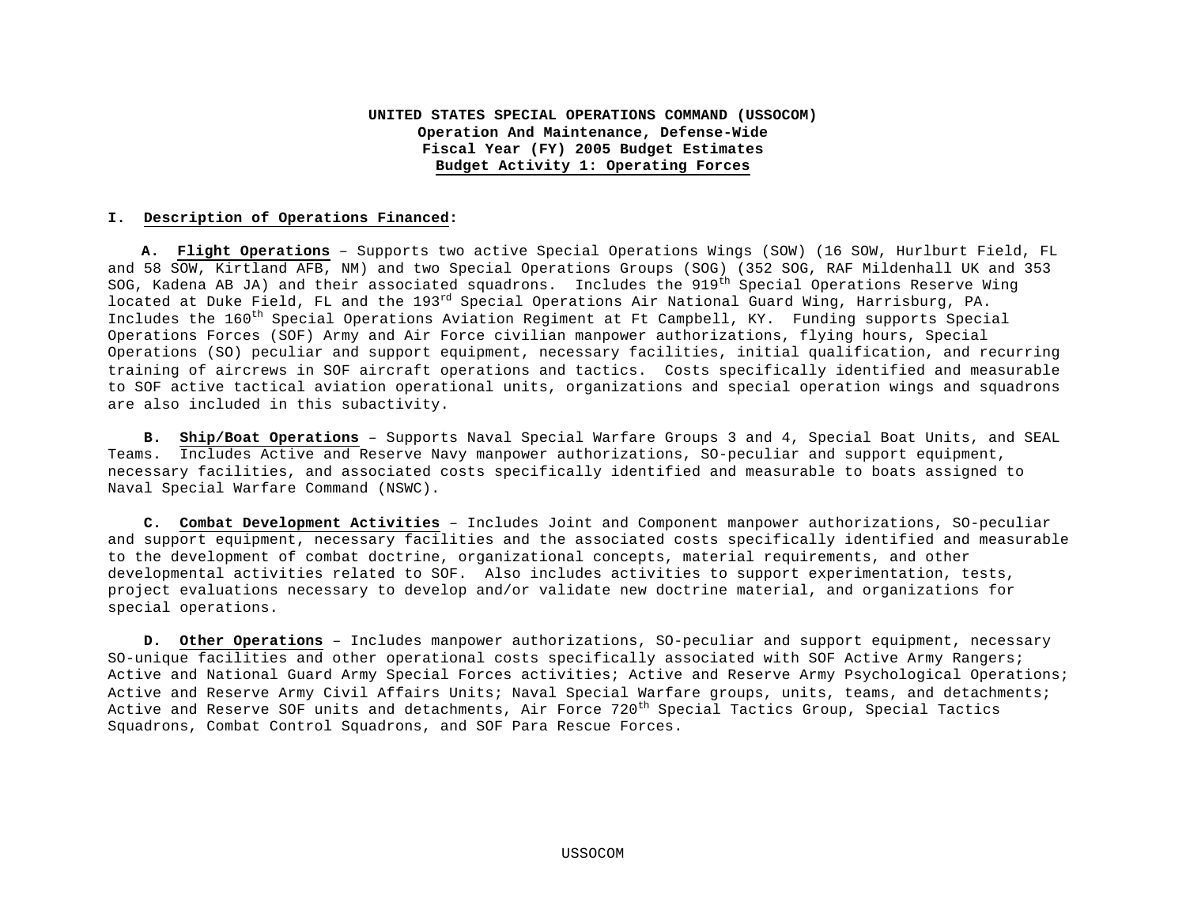**UNITED STATES SPECIAL OPERATIONS COMMAND (USSOCOM)**
**Operation And Maintenance, Defense-Wide**
**Fiscal Year (FY) 2005 Budget Estimates**
**Budget Activity 1: Operating Forces**

## I. Description of Operations Financed:

**A. Flight Operations** – Supports two active Special Operations Wings (SOW) (16 SOW, Hurlburt Field, FL and 58 SOW, Kirtland AFB, NM) and two Special Operations Groups (SOG) (352 SOG, RAF Mildenhall UK and 353 SOG, Kadena AB JA) and their associated squadrons. Includes the 919th Special Operations Reserve Wing located at Duke Field, FL and the 193rd Special Operations Air National Guard Wing, Harrisburg, PA. Includes the 160th Special Operations Aviation Regiment at Ft Campbell, KY. Funding supports Special Operations Forces (SOF) Army and Air Force civilian manpower authorizations, flying hours, Special Operations (SO) peculiar and support equipment, necessary facilities, initial qualification, and recurring training of aircrews in SOF aircraft operations and tactics. Costs specifically identified and measurable to SOF active tactical aviation operational units, organizations and special operation wings and squadrons are also included in this subactivity.

**B. Ship/Boat Operations** – Supports Naval Special Warfare Groups 3 and 4, Special Boat Units, and SEAL Teams. Includes Active and Reserve Navy manpower authorizations, SO-peculiar and support equipment, necessary facilities, and associated costs specifically identified and measurable to boats assigned to Naval Special Warfare Command (NSWC).

**C. Combat Development Activities** – Includes Joint and Component manpower authorizations, SO-peculiar and support equipment, necessary facilities and the associated costs specifically identified and measurable to the development of combat doctrine, organizational concepts, material requirements, and other developmental activities related to SOF. Also includes activities to support experimentation, tests, project evaluations necessary to develop and/or validate new doctrine material, and organizations for special operations.

**D. Other Operations** – Includes manpower authorizations, SO-peculiar and support equipment, necessary SO-unique facilities and other operational costs specifically associated with SOF Active Army Rangers; Active and National Guard Army Special Forces activities; Active and Reserve Army Psychological Operations; Active and Reserve Army Civil Affairs Units; Naval Special Warfare groups, units, teams, and detachments; Active and Reserve SOF units and detachments, Air Force 720th Special Tactics Group, Special Tactics Squadrons, Combat Control Squadrons, and SOF Para Rescue Forces.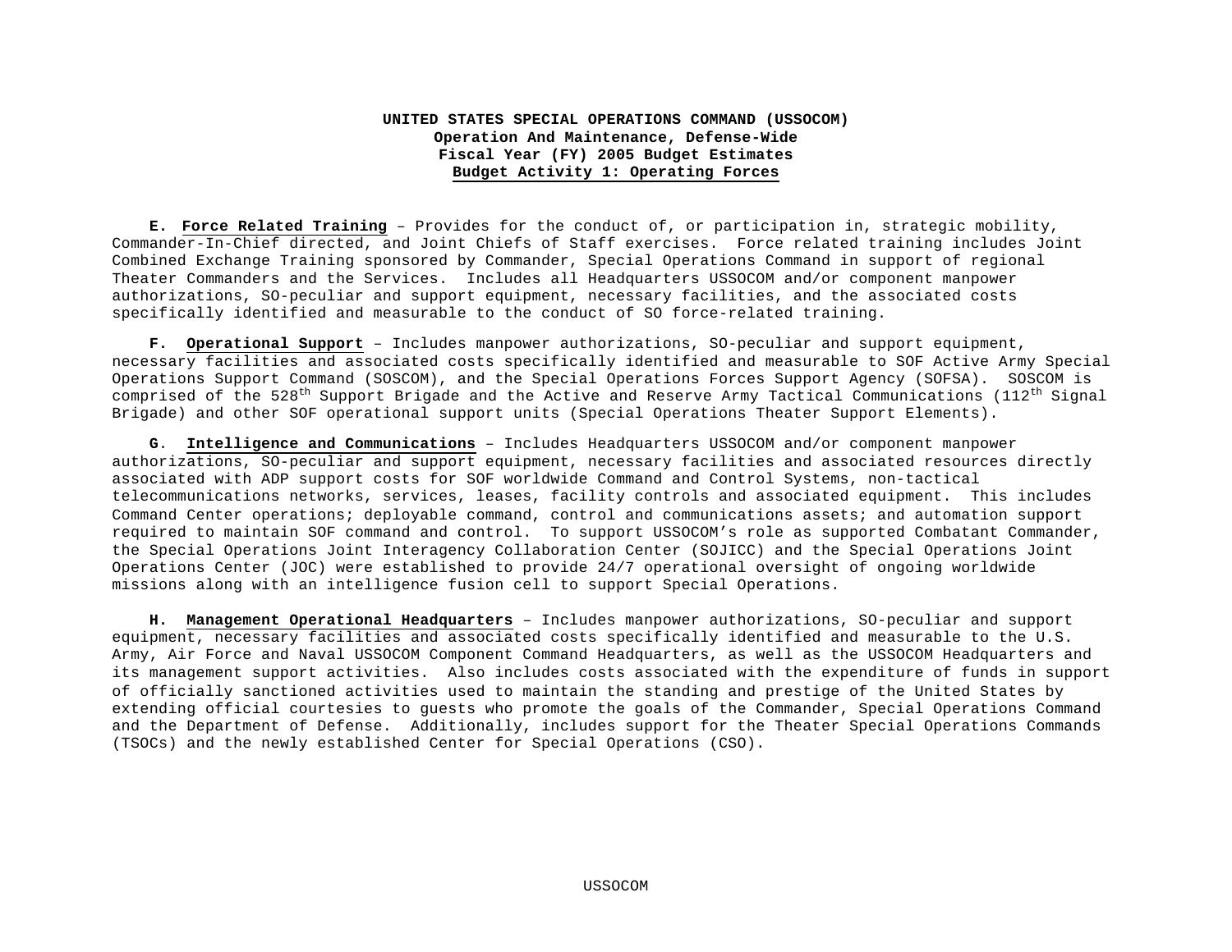**UNITED STATES SPECIAL OPERATIONS COMMAND (USSOCOM)**
**Operation And Maintenance, Defense-Wide**
**Fiscal Year (FY) 2005 Budget Estimates**
**Budget Activity 1: Operating Forces**

**E. Force Related Training** – Provides for the conduct of, or participation in, strategic mobility, Commander-In-Chief directed, and Joint Chiefs of Staff exercises. Force related training includes Joint Combined Exchange Training sponsored by Commander, Special Operations Command in support of regional Theater Commanders and the Services. Includes all Headquarters USSOCOM and/or component manpower authorizations, SO-peculiar and support equipment, necessary facilities, and the associated costs specifically identified and measurable to the conduct of SO force-related training.

**F. Operational Support** – Includes manpower authorizations, SO-peculiar and support equipment, necessary facilities and associated costs specifically identified and measurable to SOF Active Army Special Operations Support Command (SOSCOM), and the Special Operations Forces Support Agency (SOFSA). SOSCOM is comprised of the 528th Support Brigade and the Active and Reserve Army Tactical Communications (112th Signal Brigade) and other SOF operational support units (Special Operations Theater Support Elements).

**G. Intelligence and Communications** – Includes Headquarters USSOCOM and/or component manpower authorizations, SO-peculiar and support equipment, necessary facilities and associated resources directly associated with ADP support costs for SOF worldwide Command and Control Systems, non-tactical telecommunications networks, services, leases, facility controls and associated equipment. This includes Command Center operations; deployable command, control and communications assets; and automation support required to maintain SOF command and control. To support USSOCOM's role as supported Combatant Commander, the Special Operations Joint Interagency Collaboration Center (SOJICC) and the Special Operations Joint Operations Center (JOC) were established to provide 24/7 operational oversight of ongoing worldwide missions along with an intelligence fusion cell to support Special Operations.

**H. Management Operational Headquarters** – Includes manpower authorizations, SO-peculiar and support equipment, necessary facilities and associated costs specifically identified and measurable to the U.S. Army, Air Force and Naval USSOCOM Component Command Headquarters, as well as the USSOCOM Headquarters and its management support activities. Also includes costs associated with the expenditure of funds in support of officially sanctioned activities used to maintain the standing and prestige of the United States by extending official courtesies to guests who promote the goals of the Commander, Special Operations Command and the Department of Defense. Additionally, includes support for the Theater Special Operations Commands (TSOCs) and the newly established Center for Special Operations (CSO).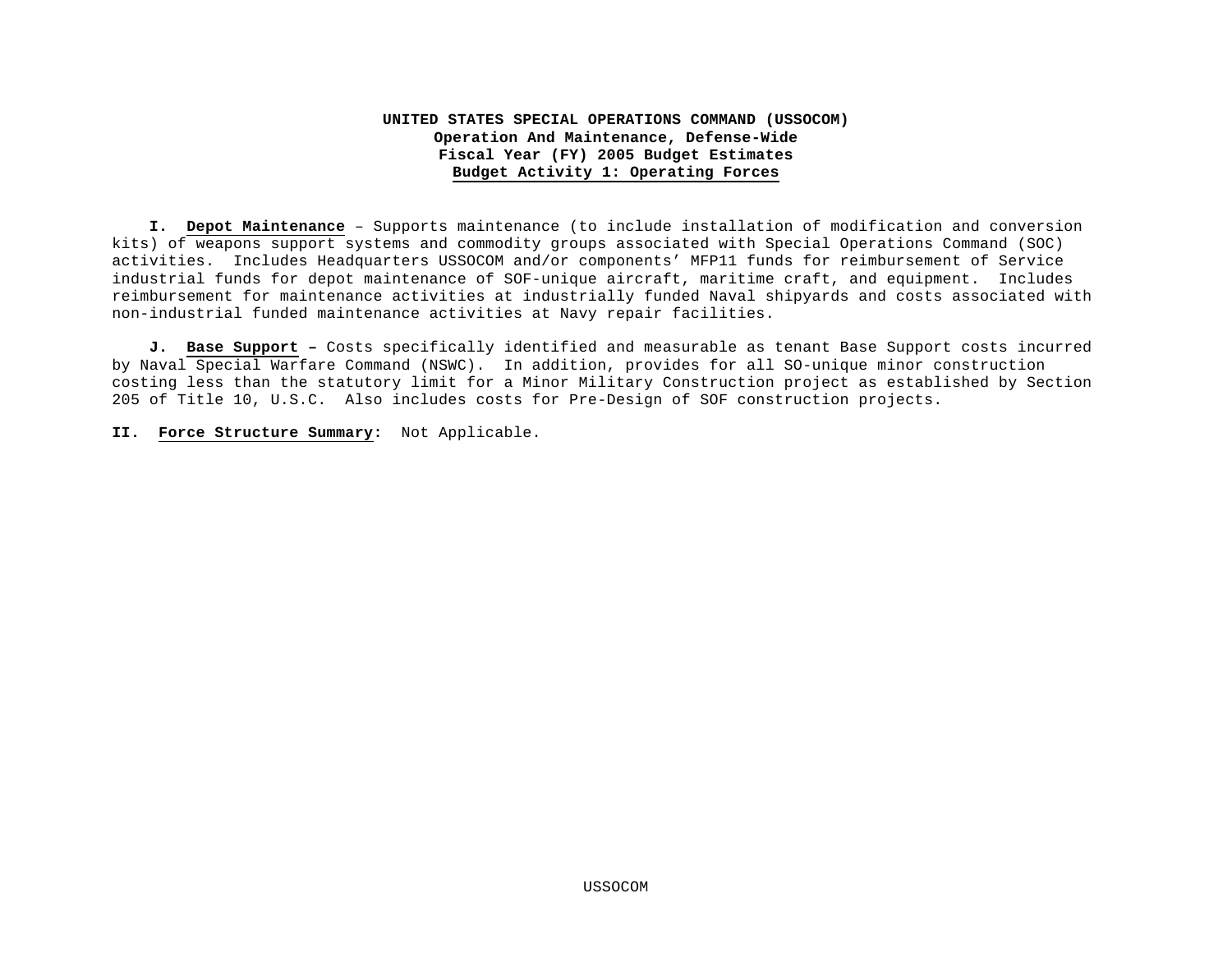**UNITED STATES SPECIAL OPERATIONS COMMAND (USSOCOM)**
**Operation And Maintenance, Defense-Wide**
**Fiscal Year (FY) 2005 Budget Estimates**
**Budget Activity 1: Operating Forces**

**I. Depot Maintenance** – Supports maintenance (to include installation of modification and conversion kits) of weapons support systems and commodity groups associated with Special Operations Command (SOC) activities. Includes Headquarters USSOCOM and/or components' MFP11 funds for reimbursement of Service industrial funds for depot maintenance of SOF-unique aircraft, maritime craft, and equipment. Includes reimbursement for maintenance activities at industrially funded Naval shipyards and costs associated with non-industrial funded maintenance activities at Navy repair facilities.

**J. Base Support –** Costs specifically identified and measurable as tenant Base Support costs incurred by Naval Special Warfare Command (NSWC). In addition, provides for all SO-unique minor construction costing less than the statutory limit for a Minor Military Construction project as established by Section 205 of Title 10, U.S.C. Also includes costs for Pre-Design of SOF construction projects.

**II. Force Structure Summary:** Not Applicable.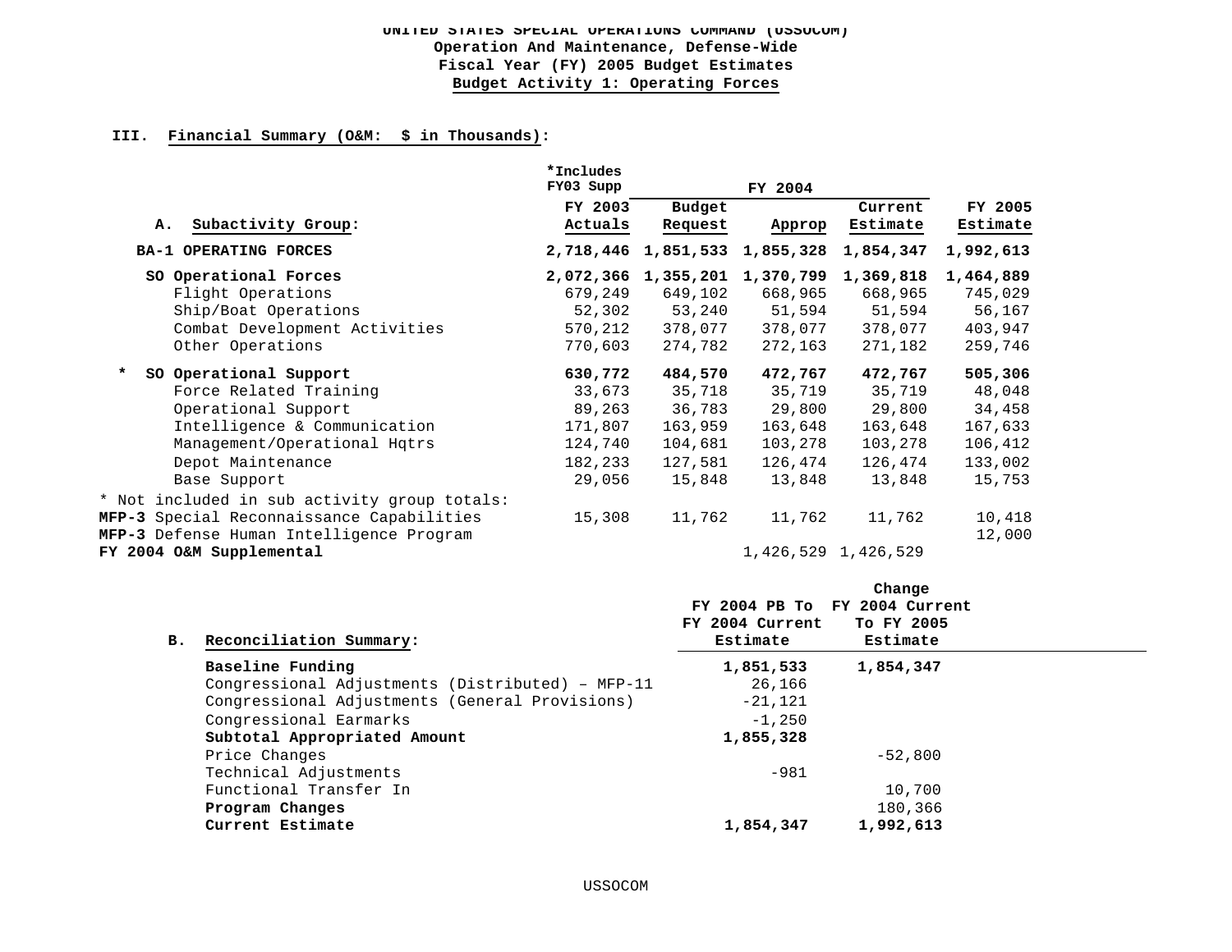UNITED STATES SPECIAL OPERATIONS COMMAND (USSOCOM)
Operation And Maintenance, Defense-Wide
Fiscal Year (FY) 2005 Budget Estimates
Budget Activity 1: Operating Forces

### III. Financial Summary (O&M: $ in Thousands):

| A. Subactivity Group: | *Includes FY03 Supp FY 2003 Actuals | FY 2004 Budget Request | FY 2004 Approp | FY 2004 Current Estimate | FY 2005 Estimate |
|---|---|---|---|---|---|
| **BA-1 OPERATING FORCES** | **2,718,446** | **1,851,533** | **1,855,328** | **1,854,347** | **1,992,613** |
| **SO Operational Forces** | **2,072,366** | **1,355,201** | **1,370,799** | **1,369,818** | **1,464,889** |
| Flight Operations | 679,249 | 649,102 | 668,965 | 668,965 | 745,029 |
| Ship/Boat Operations | 52,302 | 53,240 | 51,594 | 51,594 | 56,167 |
| Combat Development Activities | 570,212 | 378,077 | 378,077 | 378,077 | 403,947 |
| Other Operations | 770,603 | 274,782 | 272,163 | 271,182 | 259,746 |
| * **SO Operational Support** | **630,772** | **484,570** | **472,767** | **472,767** | **505,306** |
| Force Related Training | 33,673 | 35,718 | 35,719 | 35,719 | 48,048 |
| Operational Support | 89,263 | 36,783 | 29,800 | 29,800 | 34,458 |
| Intelligence & Communication | 171,807 | 163,959 | 163,648 | 163,648 | 167,633 |
| Management/Operational Hqtrs | 124,740 | 104,681 | 103,278 | 103,278 | 106,412 |
| Depot Maintenance | 182,233 | 127,581 | 126,474 | 126,474 | 133,002 |
| Base Support | 29,056 | 15,848 | 13,848 | 13,848 | 15,753 |
| * Not included in sub activity group totals: | | | | | |
| **MFP-3** Special Reconnaissance Capabilities | 15,308 | 11,762 | 11,762 | 11,762 | 10,418 |
| **MFP-3** Defense Human Intelligence Program | | | | | 12,000 |
| **FY 2004 O&M Supplemental** | | | 1,426,529 | 1,426,529 | |

| B. Reconciliation Summary: | Change FY 2004 PB To FY 2004 Current Estimate | Change FY 2004 Current To FY 2005 Estimate |
|---|---|---|
| **Baseline Funding** | **1,851,533** | **1,854,347** |
| Congressional Adjustments (Distributed) – MFP-11 | 26,166 | |
| Congressional Adjustments (General Provisions) | -21,121 | |
| Congressional Earmarks | -1,250 | |
| **Subtotal Appropriated Amount** | **1,855,328** | |
| Price Changes | | -52,800 |
| Technical Adjustments | -981 | |
| Functional Transfer In | | 10,700 |
| **Program Changes** | | 180,366 |
| **Current Estimate** | **1,854,347** | **1,992,613** |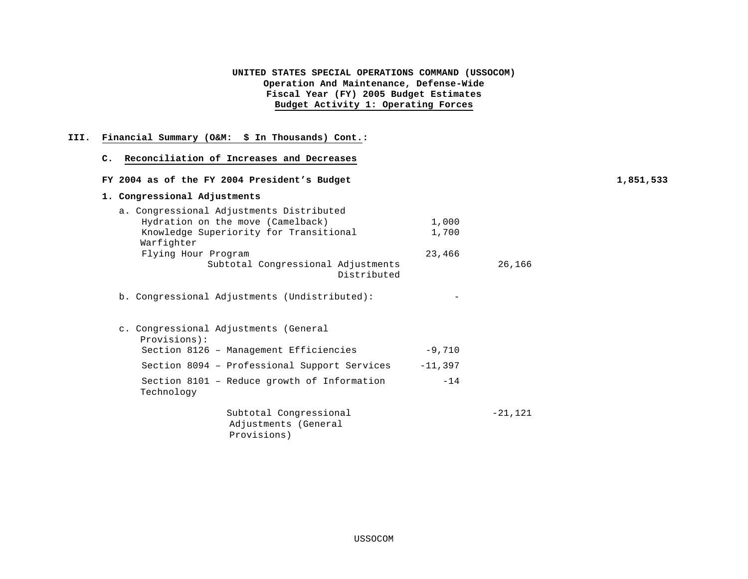**UNITED STATES SPECIAL OPERATIONS COMMAND (USSOCOM)**
**Operation And Maintenance, Defense-Wide**
**Fiscal Year (FY) 2005 Budget Estimates**
**Budget Activity 1: Operating Forces**

## III. Financial Summary (O&M: $ In Thousands) Cont.:

### C. Reconciliation of Increases and Decreases

| | | | |
|---|---|---|---|
| **FY 2004 as of the FY 2004 President's Budget** | | | **1,851,533** |
| **1. Congressional Adjustments** | | | |
| a. Congressional Adjustments Distributed | | | |
| Hydration on the move (Camelback) | 1,000 | | |
| Knowledge Superiority for Transitional Warfighter | 1,700 | | |
| Flying Hour Program | 23,466 | | |
| Subtotal Congressional Adjustments Distributed | | 26,166 | |
| b. Congressional Adjustments (Undistributed): | - | | |
| c. Congressional Adjustments (General Provisions): | | | |
| Section 8126 – Management Efficiencies | -9,710 | | |
| Section 8094 – Professional Support Services | -11,397 | | |
| Section 8101 – Reduce growth of Information Technology | -14 | | |
| Subtotal Congressional Adjustments (General Provisions) | | -21,121 | |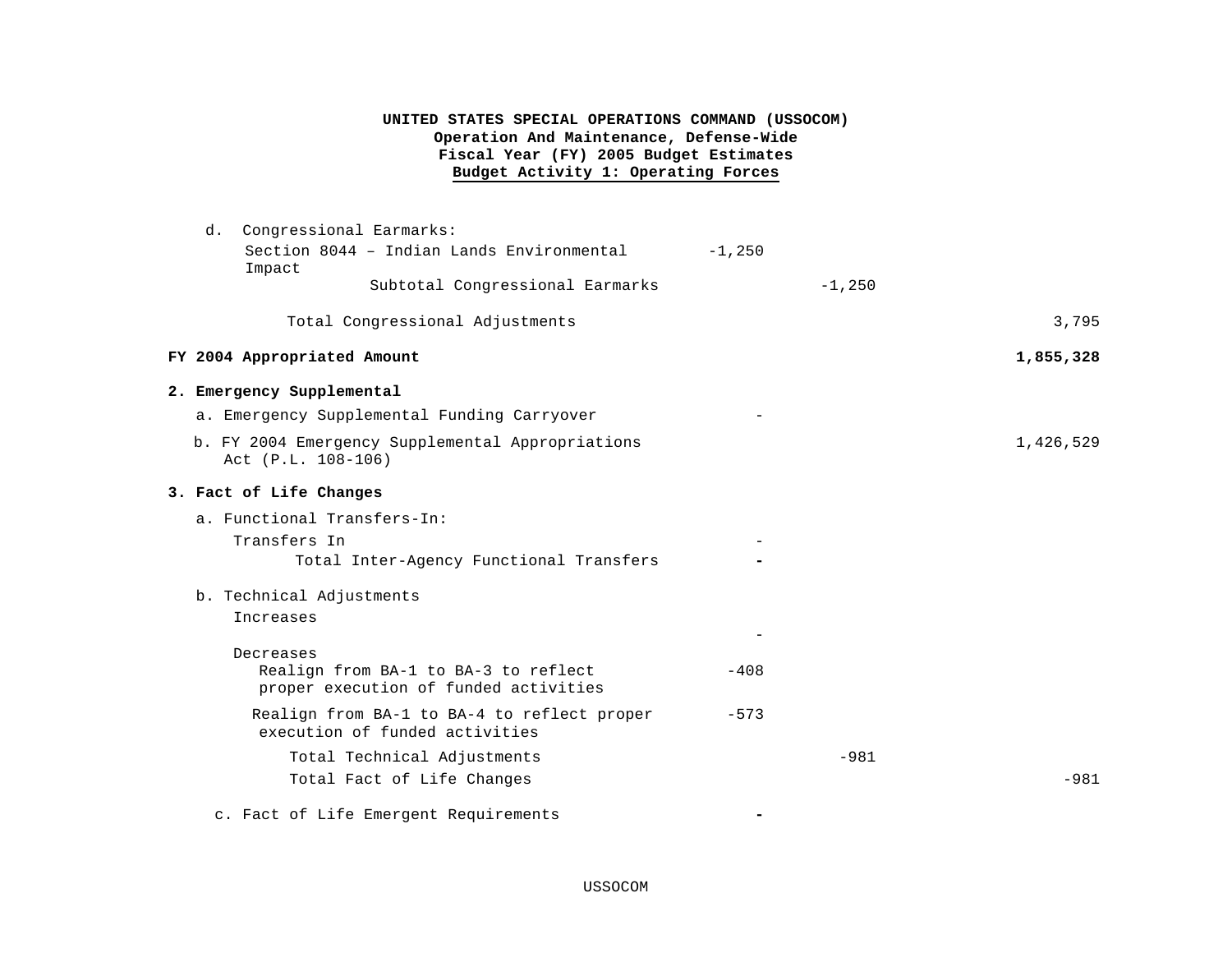**UNITED STATES SPECIAL OPERATIONS COMMAND (USSOCOM)**
**Operation And Maintenance, Defense-Wide**
**Fiscal Year (FY) 2005 Budget Estimates**
**Budget Activity 1: Operating Forces**

| | | | |
|---|---|---|---|
| d. Congressional Earmarks: | | | |
| Section 8044 – Indian Lands Environmental Impact | -1,250 | | |
| Subtotal Congressional Earmarks | | -1,250 | |
| Total Congressional Adjustments | | | 3,795 |
| **FY 2004 Appropriated Amount** | | | **1,855,328** |
| **2. Emergency Supplemental** | | | |
| a. Emergency Supplemental Funding Carryover | - | | |
| b. FY 2004 Emergency Supplemental Appropriations Act (P.L. 108-106) | | | 1,426,529 |
| **3. Fact of Life Changes** | | | |
| a. Functional Transfers-In: | | | |
| Transfers In | - | | |
| Total Inter-Agency Functional Transfers | **-** | | |
| b. Technical Adjustments | | | |
| Increases | | | |
| | - | | |
| Decreases | | | |
| Realign from BA-1 to BA-3 to reflect proper execution of funded activities | -408 | | |
| Realign from BA-1 to BA-4 to reflect proper execution of funded activities | -573 | | |
| Total Technical Adjustments | | -981 | |
| Total Fact of Life Changes | | | -981 |
| c. Fact of Life Emergent Requirements | **-** | | |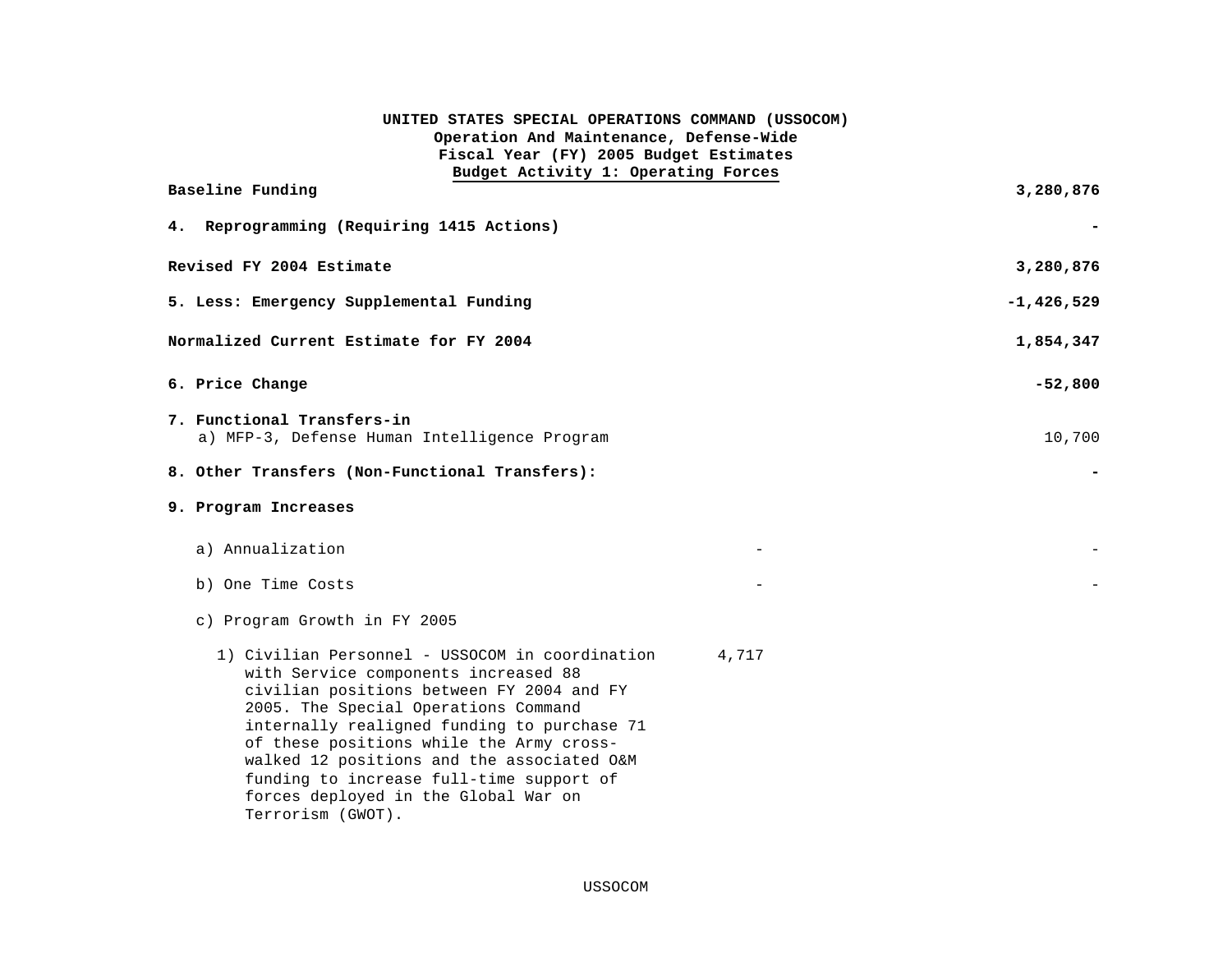**UNITED STATES SPECIAL OPERATIONS COMMAND (USSOCOM)**
**Operation And Maintenance, Defense-Wide**
**Fiscal Year (FY) 2005 Budget Estimates**
**Budget Activity 1: Operating Forces**

| | | |
|---|---|---|
| **Baseline Funding** | | **3,280,876** |
| **4. Reprogramming (Requiring 1415 Actions)** | | **-** |
| **Revised FY 2004 Estimate** | | **3,280,876** |
| **5. Less: Emergency Supplemental Funding** | | **-1,426,529** |
| **Normalized Current Estimate for FY 2004** | | **1,854,347** |
| **6. Price Change** | | **-52,800** |
| **7. Functional Transfers-in** | | |
| a) MFP-3, Defense Human Intelligence Program | | 10,700 |
| **8. Other Transfers (Non-Functional Transfers):** | | **-** |
| **9. Program Increases** | | |
| a) Annualization | - | - |
| b) One Time Costs | - | - |
| c) Program Growth in FY 2005 | | |
| 1) Civilian Personnel - USSOCOM in coordination with Service components increased 88 civilian positions between FY 2004 and FY 2005. The Special Operations Command internally realigned funding to purchase 71 of these positions while the Army cross-walked 12 positions and the associated O&M funding to increase full-time support of forces deployed in the Global War on Terrorism (GWOT). | 4,717 | |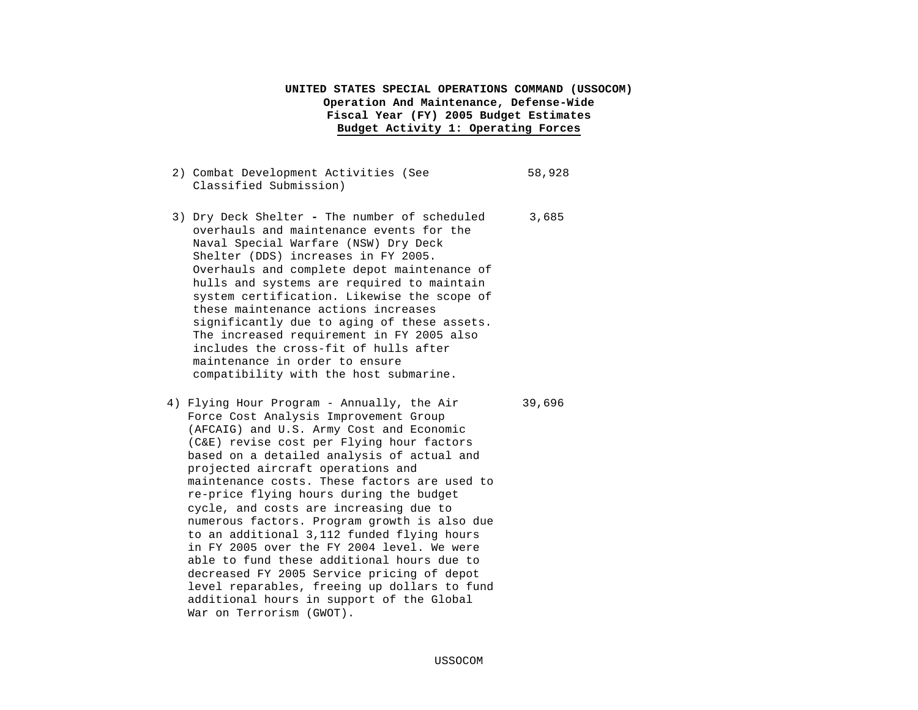**UNITED STATES SPECIAL OPERATIONS COMMAND (USSOCOM)**
**Operation And Maintenance, Defense-Wide**
**Fiscal Year (FY) 2005 Budget Estimates**
**Budget Activity 1: Operating Forces**

| | |
|---|---|
| 2) Combat Development Activities (See Classified Submission) | 58,928 |
| 3) Dry Deck Shelter **-** The number of scheduled overhauls and maintenance events for the Naval Special Warfare (NSW) Dry Deck Shelter (DDS) increases in FY 2005. Overhauls and complete depot maintenance of hulls and systems are required to maintain system certification. Likewise the scope of these maintenance actions increases significantly due to aging of these assets. The increased requirement in FY 2005 also includes the cross-fit of hulls after maintenance in order to ensure compatibility with the host submarine. | 3,685 |
| 4) Flying Hour Program - Annually, the Air Force Cost Analysis Improvement Group (AFCAIG) and U.S. Army Cost and Economic (C&E) revise cost per Flying hour factors based on a detailed analysis of actual and projected aircraft operations and maintenance costs. These factors are used to re-price flying hours during the budget cycle, and costs are increasing due to numerous factors. Program growth is also due to an additional 3,112 funded flying hours in FY 2005 over the FY 2004 level. We were able to fund these additional hours due to decreased FY 2005 Service pricing of depot level reparables, freeing up dollars to fund additional hours in support of the Global War on Terrorism (GWOT). | 39,696 |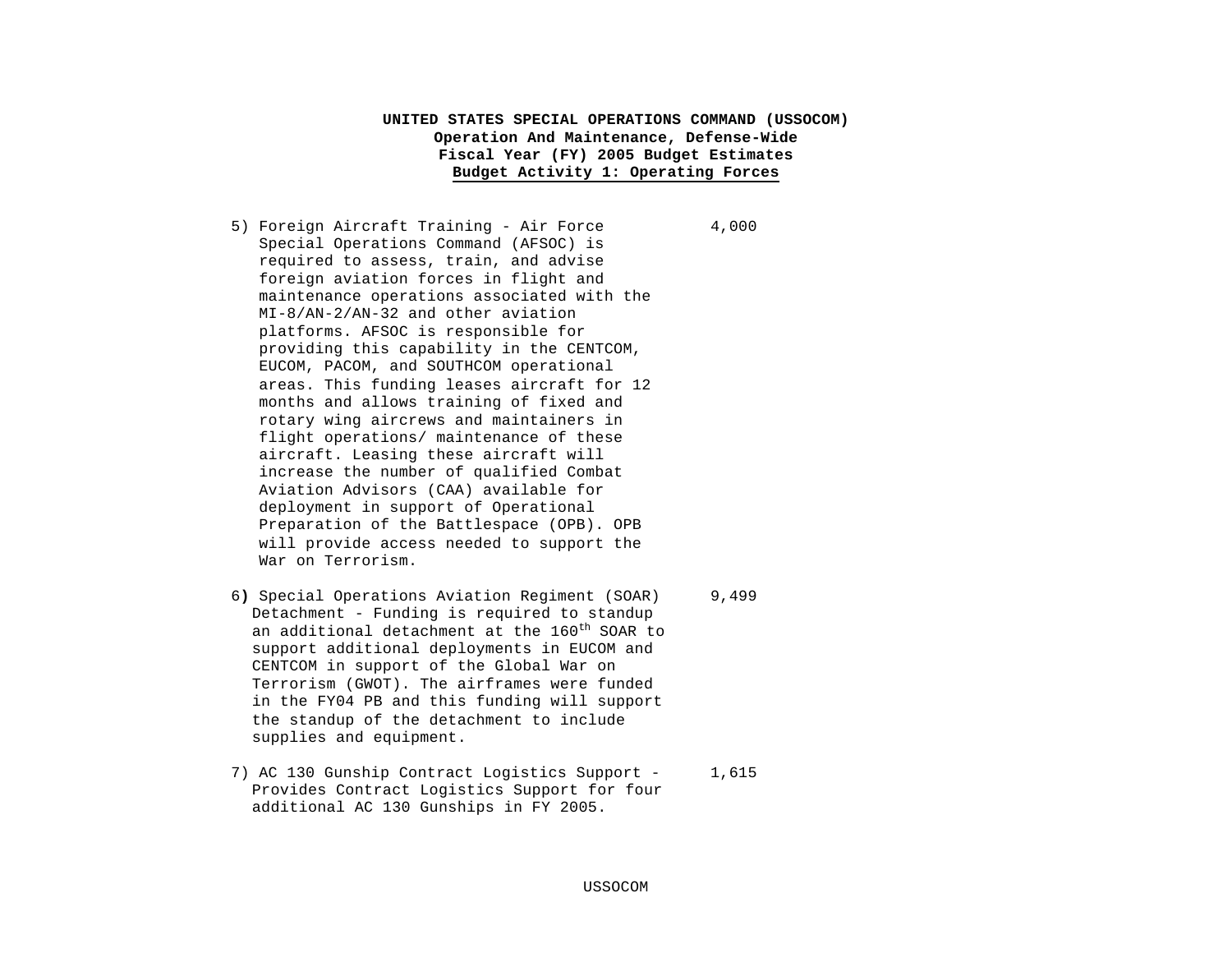**UNITED STATES SPECIAL OPERATIONS COMMAND (USSOCOM)**
**Operation And Maintenance, Defense-Wide**
**Fiscal Year (FY) 2005 Budget Estimates**
**Budget Activity 1: Operating Forces**

| | |
|---|---|
| 5) Foreign Aircraft Training - Air Force Special Operations Command (AFSOC) is required to assess, train, and advise foreign aviation forces in flight and maintenance operations associated with the MI-8/AN-2/AN-32 and other aviation platforms. AFSOC is responsible for providing this capability in the CENTCOM, EUCOM, PACOM, and SOUTHCOM operational areas. This funding leases aircraft for 12 months and allows training of fixed and rotary wing aircrews and maintainers in flight operations/ maintenance of these aircraft. Leasing these aircraft will increase the number of qualified Combat Aviation Advisors (CAA) available for deployment in support of Operational Preparation of the Battlespace (OPB). OPB will provide access needed to support the War on Terrorism. | 4,000 |
| 6) Special Operations Aviation Regiment (SOAR) Detachment - Funding is required to standup an additional detachment at the 160th SOAR to support additional deployments in EUCOM and CENTCOM in support of the Global War on Terrorism (GWOT). The airframes were funded in the FY04 PB and this funding will support the standup of the detachment to include supplies and equipment. | 9,499 |
| 7) AC 130 Gunship Contract Logistics Support - Provides Contract Logistics Support for four additional AC 130 Gunships in FY 2005. | 1,615 |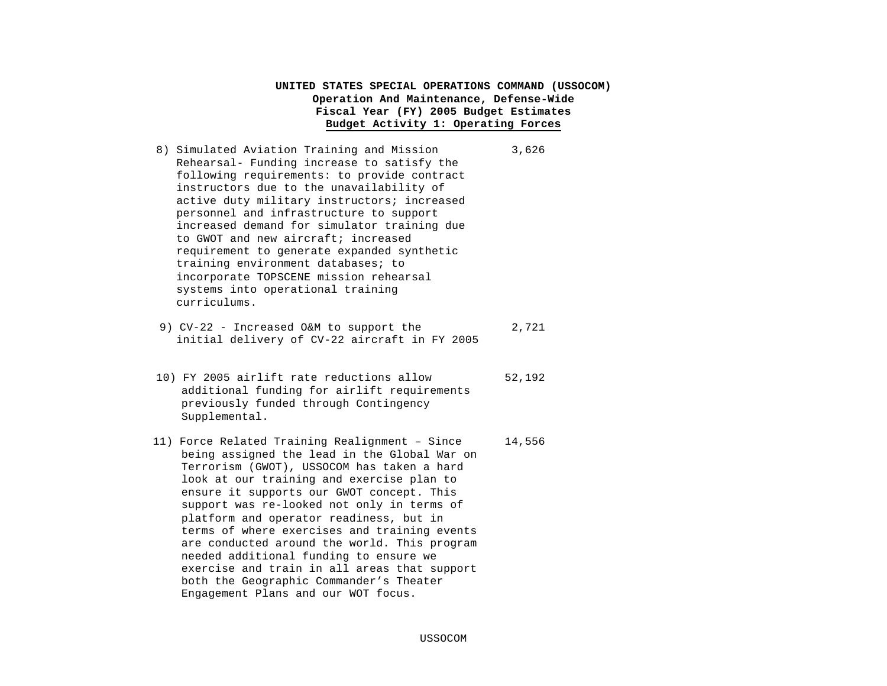**UNITED STATES SPECIAL OPERATIONS COMMAND (USSOCOM)**
**Operation And Maintenance, Defense-Wide**
**Fiscal Year (FY) 2005 Budget Estimates**
**Budget Activity 1: Operating Forces**

| | |
|---|---|
| 8) Simulated Aviation Training and Mission Rehearsal- Funding increase to satisfy the following requirements: to provide contract instructors due to the unavailability of active duty military instructors; increased personnel and infrastructure to support increased demand for simulator training due to GWOT and new aircraft; increased requirement to generate expanded synthetic training environment databases; to incorporate TOPSCENE mission rehearsal systems into operational training curriculums. | 3,626 |
| 9) CV-22 - Increased O&M to support the initial delivery of CV-22 aircraft in FY 2005 | 2,721 |
| 10) FY 2005 airlift rate reductions allow additional funding for airlift requirements previously funded through Contingency Supplemental. | 52,192 |
| 11) Force Related Training Realignment – Since being assigned the lead in the Global War on Terrorism (GWOT), USSOCOM has taken a hard look at our training and exercise plan to ensure it supports our GWOT concept. This support was re-looked not only in terms of platform and operator readiness, but in terms of where exercises and training events are conducted around the world. This program needed additional funding to ensure we exercise and train in all areas that support both the Geographic Commander's Theater Engagement Plans and our WOT focus. | 14,556 |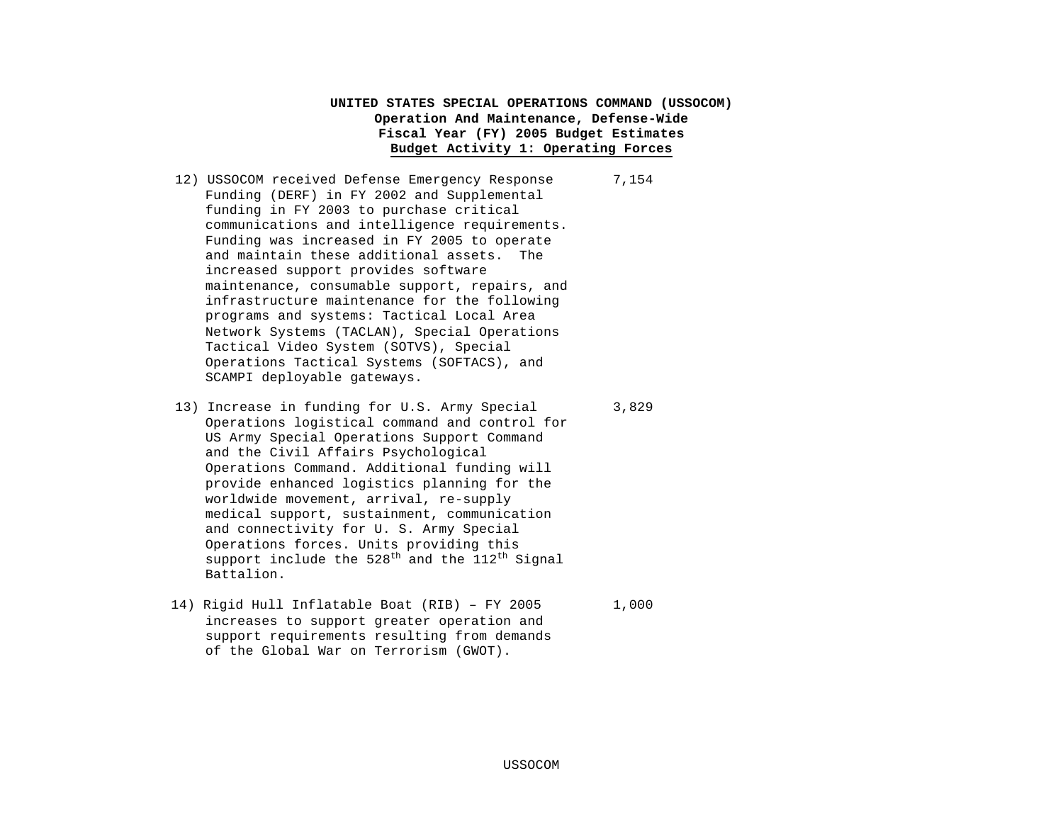**UNITED STATES SPECIAL OPERATIONS COMMAND (USSOCOM)**
**Operation And Maintenance, Defense-Wide**
**Fiscal Year (FY) 2005 Budget Estimates**
**Budget Activity 1: Operating Forces**

| | |
|---|---|
| 12) USSOCOM received Defense Emergency Response Funding (DERF) in FY 2002 and Supplemental funding in FY 2003 to purchase critical communications and intelligence requirements. Funding was increased in FY 2005 to operate and maintain these additional assets. The increased support provides software maintenance, consumable support, repairs, and infrastructure maintenance for the following programs and systems: Tactical Local Area Network Systems (TACLAN), Special Operations Tactical Video System (SOTVS), Special Operations Tactical Systems (SOFTACS), and SCAMPI deployable gateways. | 7,154 |
| 13) Increase in funding for U.S. Army Special Operations logistical command and control for US Army Special Operations Support Command and the Civil Affairs Psychological Operations Command. Additional funding will provide enhanced logistics planning for the worldwide movement, arrival, re-supply medical support, sustainment, communication and connectivity for U. S. Army Special Operations forces. Units providing this support include the 528th and the 112th Signal Battalion. | 3,829 |
| 14) Rigid Hull Inflatable Boat (RIB) – FY 2005 increases to support greater operation and support requirements resulting from demands of the Global War on Terrorism (GWOT). | 1,000 |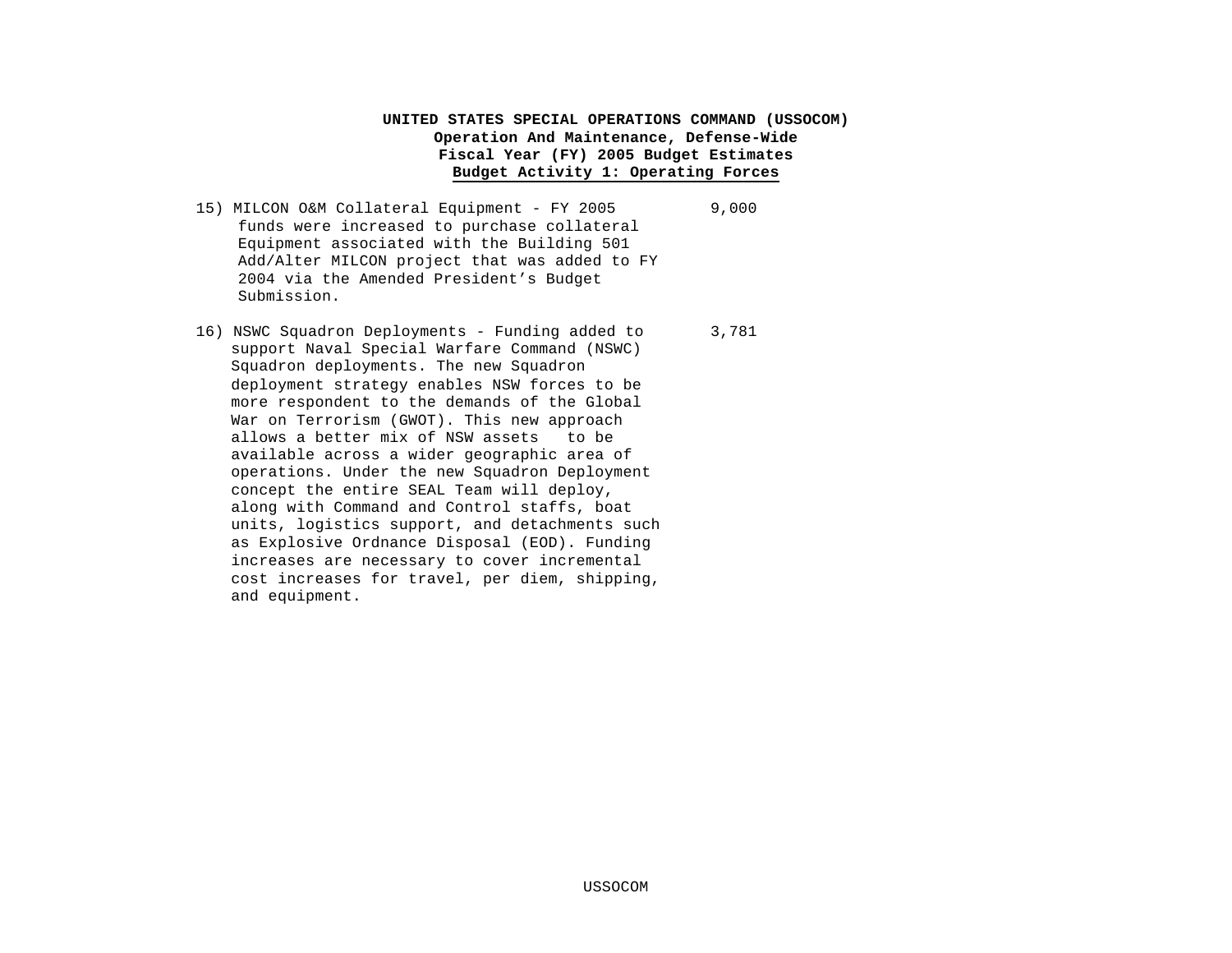**UNITED STATES SPECIAL OPERATIONS COMMAND (USSOCOM)**
**Operation And Maintenance, Defense-Wide**
**Fiscal Year (FY) 2005 Budget Estimates**
**Budget Activity 1: Operating Forces**

| | |
|---|---|
| 15) MILCON O&M Collateral Equipment - FY 2005 funds were increased to purchase collateral Equipment associated with the Building 501 Add/Alter MILCON project that was added to FY 2004 via the Amended President's Budget Submission. | 9,000 |
| 16) NSWC Squadron Deployments - Funding added to support Naval Special Warfare Command (NSWC) Squadron deployments. The new Squadron deployment strategy enables NSW forces to be more respondent to the demands of the Global War on Terrorism (GWOT). This new approach allows a better mix of NSW assets to be available across a wider geographic area of operations. Under the new Squadron Deployment concept the entire SEAL Team will deploy, along with Command and Control staffs, boat units, logistics support, and detachments such as Explosive Ordnance Disposal (EOD). Funding increases are necessary to cover incremental cost increases for travel, per diem, shipping, and equipment. | 3,781 |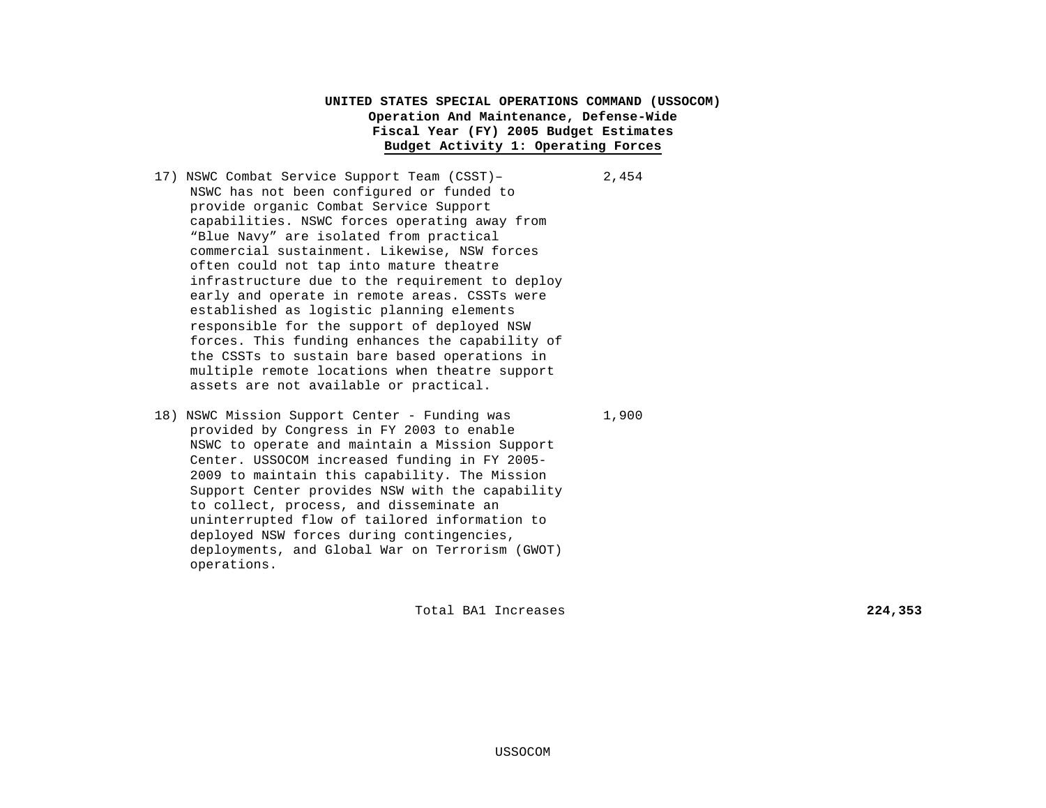**UNITED STATES SPECIAL OPERATIONS COMMAND (USSOCOM)**
**Operation And Maintenance, Defense-Wide**
**Fiscal Year (FY) 2005 Budget Estimates**
**Budget Activity 1: Operating Forces**

| | | |
|---|---|---|
| 17) NSWC Combat Service Support Team (CSST)– NSWC has not been configured or funded to provide organic Combat Service Support capabilities. NSWC forces operating away from “Blue Navy” are isolated from practical commercial sustainment. Likewise, NSW forces often could not tap into mature theatre infrastructure due to the requirement to deploy early and operate in remote areas. CSSTs were established as logistic planning elements responsible for the support of deployed NSW forces. This funding enhances the capability of the CSSTs to sustain bare based operations in multiple remote locations when theatre support assets are not available or practical. | 2,454 | |
| 18) NSWC Mission Support Center - Funding was provided by Congress in FY 2003 to enable NSWC to operate and maintain a Mission Support Center. USSOCOM increased funding in FY 2005-2009 to maintain this capability. The Mission Support Center provides NSW with the capability to collect, process, and disseminate an uninterrupted flow of tailored information to deployed NSW forces during contingencies, deployments, and Global War on Terrorism (GWOT) operations. | 1,900 | |
| Total BA1 Increases | | **224,353** |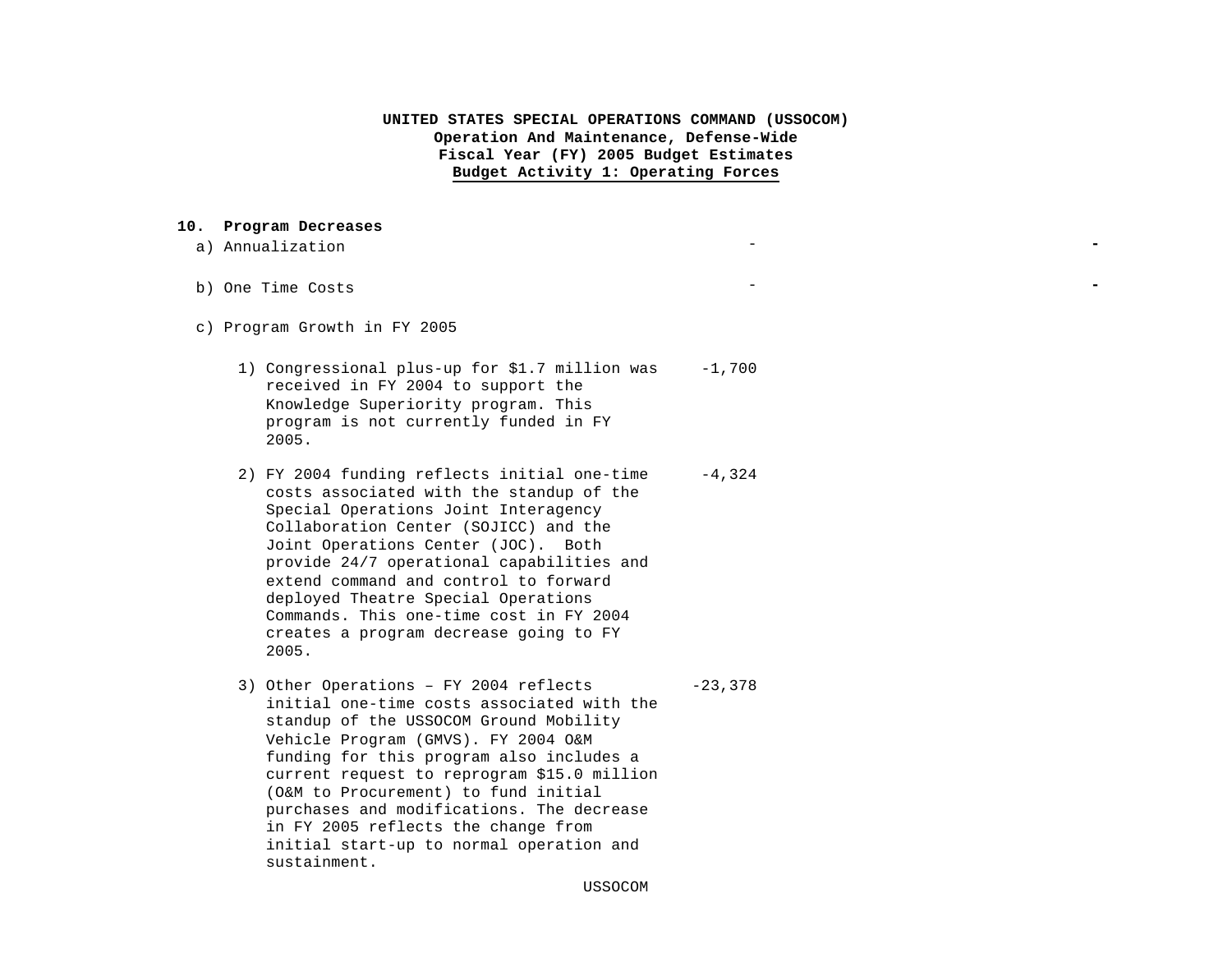**UNITED STATES SPECIAL OPERATIONS COMMAND (USSOCOM)**
**Operation And Maintenance, Defense-Wide**
**Fiscal Year (FY) 2005 Budget Estimates**
**Budget Activity 1: Operating Forces**

**10. Program Decreases**

| | | |
|---|---|---|
| a) Annualization | - | - |
| b) One Time Costs | - | - |
| c) Program Growth in FY 2005 | | |
| 1) Congressional plus-up for $1.7 million was received in FY 2004 to support the Knowledge Superiority program. This program is not currently funded in FY 2005. | -1,700 | |
| 2) FY 2004 funding reflects initial one-time costs associated with the standup of the Special Operations Joint Interagency Collaboration Center (SOJICC) and the Joint Operations Center (JOC). Both provide 24/7 operational capabilities and extend command and control to forward deployed Theatre Special Operations Commands. This one-time cost in FY 2004 creates a program decrease going to FY 2005. | -4,324 | |
| 3) Other Operations – FY 2004 reflects initial one-time costs associated with the standup of the USSOCOM Ground Mobility Vehicle Program (GMVS). FY 2004 O&M funding for this program also includes a current request to reprogram $15.0 million (O&M to Procurement) to fund initial purchases and modifications. The decrease in FY 2005 reflects the change from initial start-up to normal operation and sustainment. | -23,378 | |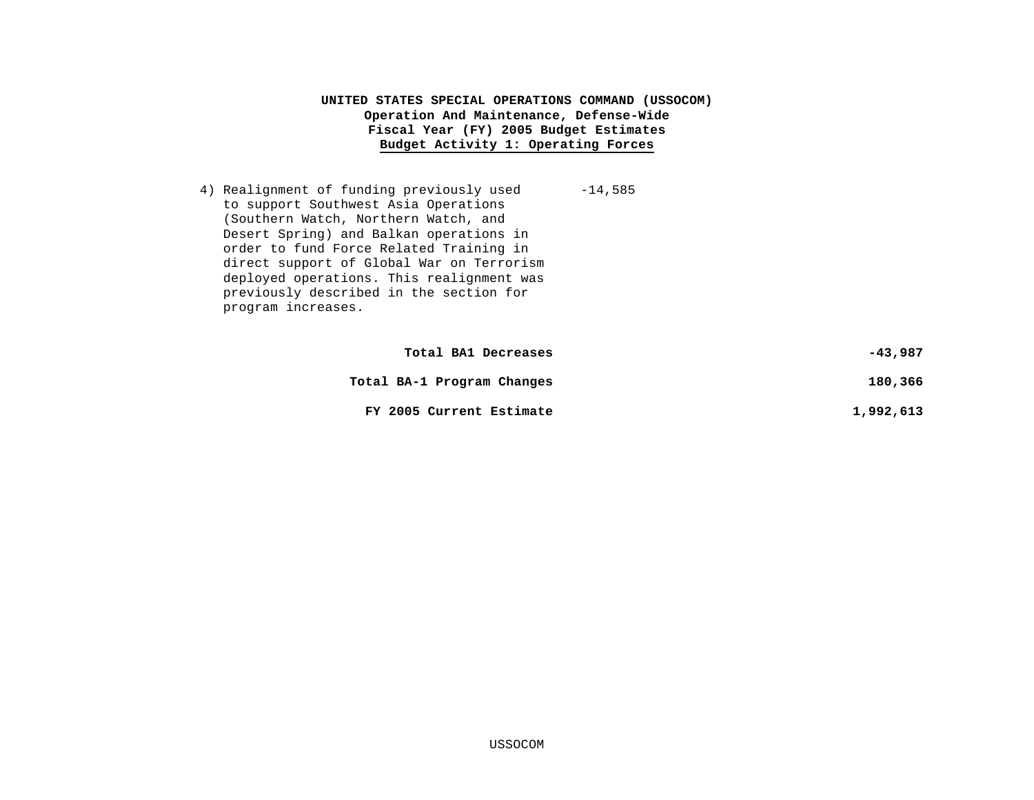**UNITED STATES SPECIAL OPERATIONS COMMAND (USSOCOM)**
**Operation And Maintenance, Defense-Wide**
**Fiscal Year (FY) 2005 Budget Estimates**
**Budget Activity 1: Operating Forces**

4) Realignment of funding previously used to support Southwest Asia Operations (Southern Watch, Northern Watch, and Desert Spring) and Balkan operations in order to fund Force Related Training in direct support of Global War on Terrorism deployed operations. This realignment was previously described in the section for program increases. -14,585

| | | |
|---|---|---|
| **Total BA1 Decreases** | | **-43,987** |
| **Total BA-1 Program Changes** | | **180,366** |
| **FY 2005 Current Estimate** | | **1,992,613** |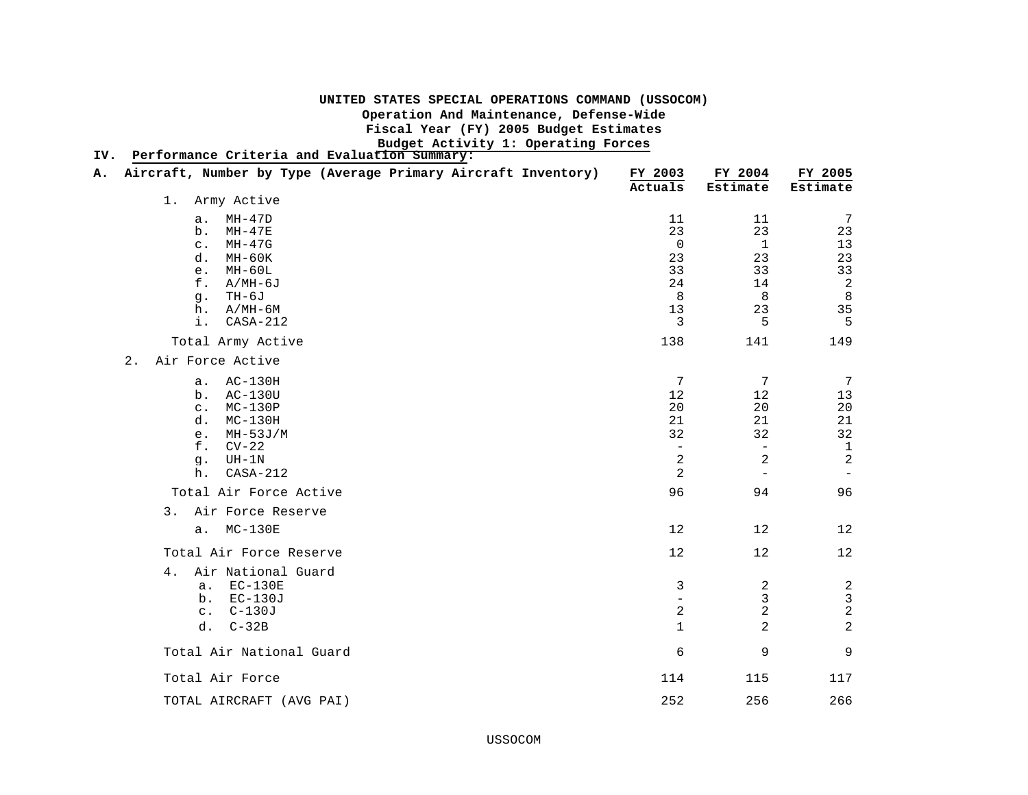**UNITED STATES SPECIAL OPERATIONS COMMAND (USSOCOM)**
**Operation And Maintenance, Defense-Wide**
**Fiscal Year (FY) 2005 Budget Estimates**
**Budget Activity 1: Operating Forces**

## IV. Performance Criteria and Evaluation Summary:

### A. Aircraft, Number by Type (Average Primary Aircraft Inventory)

| | FY 2003 Actuals | FY 2004 Estimate | FY 2005 Estimate |
|---|---|---|---|
| **1. Army Active** | | | |
| a. MH-47D | 11 | 11 | 7 |
| b. MH-47E | 23 | 23 | 23 |
| c. MH-47G | 0 | 1 | 13 |
| d. MH-60K | 23 | 23 | 23 |
| e. MH-60L | 33 | 33 | 33 |
| f. A/MH-6J | 24 | 14 | 2 |
| g. TH-6J | 8 | 8 | 8 |
| h. A/MH-6M | 13 | 23 | 35 |
| i. CASA-212 | 3 | 5 | 5 |
| Total Army Active | 138 | 141 | 149 |
| **2. Air Force Active** | | | |
| a. AC-130H | 7 | 7 | 7 |
| b. AC-130U | 12 | 12 | 13 |
| c. MC-130P | 20 | 20 | 20 |
| d. MC-130H | 21 | 21 | 21 |
| e. MH-53J/M | 32 | 32 | 32 |
| f. CV-22 | - | - | 1 |
| g. UH-1N | 2 | 2 | 2 |
| h. CASA-212 | 2 | - | - |
| Total Air Force Active | 96 | 94 | 96 |
| **3. Air Force Reserve** | | | |
| a. MC-130E | 12 | 12 | 12 |
| Total Air Force Reserve | 12 | 12 | 12 |
| **4. Air National Guard** | | | |
| a. EC-130E | 3 | 2 | 2 |
| b. EC-130J | - | 3 | 3 |
| c. C-130J | 2 | 2 | 2 |
| d. C-32B | 1 | 2 | 2 |
| Total Air National Guard | 6 | 9 | 9 |
| Total Air Force | 114 | 115 | 117 |
| TOTAL AIRCRAFT (AVG PAI) | 252 | 256 | 266 |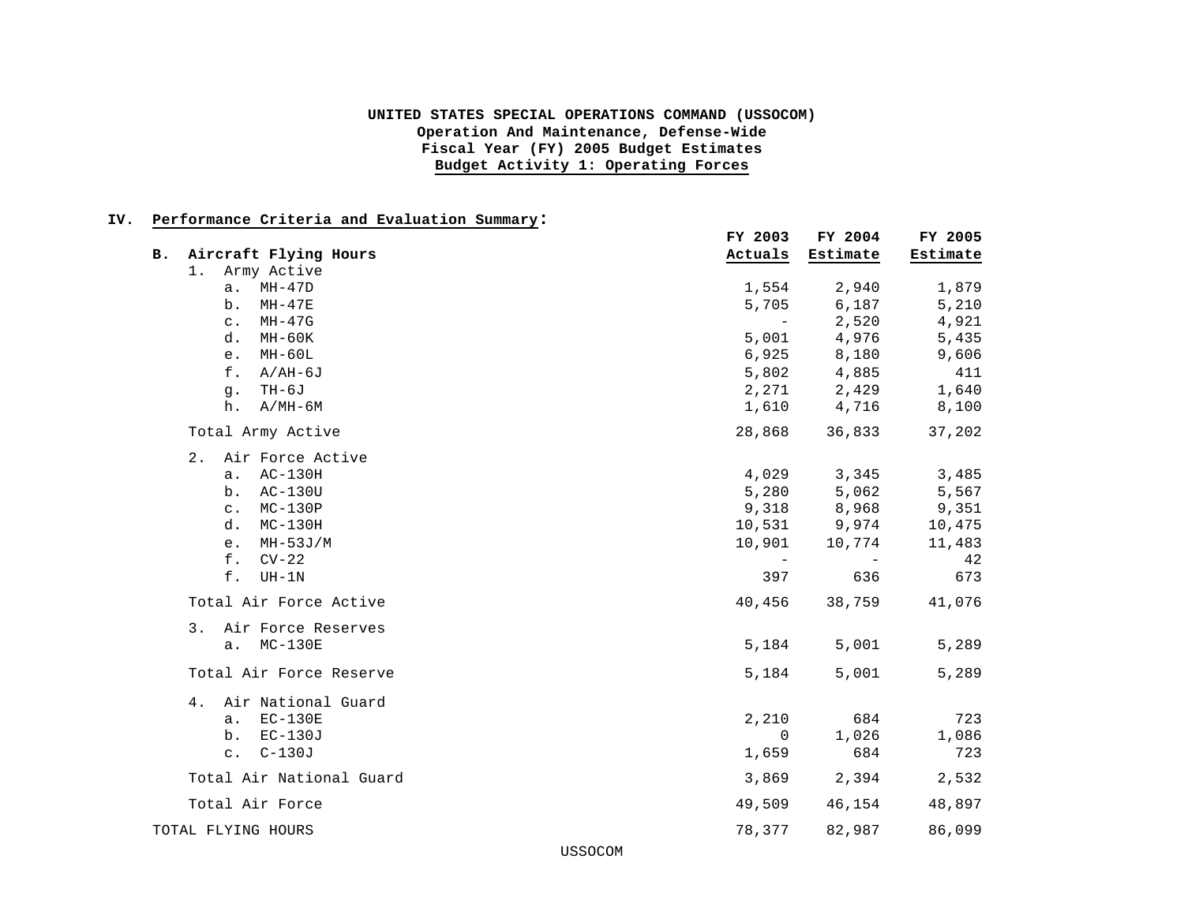**UNITED STATES SPECIAL OPERATIONS COMMAND (USSOCOM)**
**Operation And Maintenance, Defense-Wide**
**Fiscal Year (FY) 2005 Budget Estimates**
**Budget Activity 1: Operating Forces**

## IV. Performance Criteria and Evaluation Summary:

| B. Aircraft Flying Hours | FY 2003 Actuals | FY 2004 Estimate | FY 2005 Estimate |
|---|---|---|---|
| 1. Army Active | | | |
| a. MH-47D | 1,554 | 2,940 | 1,879 |
| b. MH-47E | 5,705 | 6,187 | 5,210 |
| c. MH-47G | - | 2,520 | 4,921 |
| d. MH-60K | 5,001 | 4,976 | 5,435 |
| e. MH-60L | 6,925 | 8,180 | 9,606 |
| f. A/AH-6J | 5,802 | 4,885 | 411 |
| g. TH-6J | 2,271 | 2,429 | 1,640 |
| h. A/MH-6M | 1,610 | 4,716 | 8,100 |
| Total Army Active | 28,868 | 36,833 | 37,202 |
| 2. Air Force Active | | | |
| a. AC-130H | 4,029 | 3,345 | 3,485 |
| b. AC-130U | 5,280 | 5,062 | 5,567 |
| c. MC-130P | 9,318 | 8,968 | 9,351 |
| d. MC-130H | 10,531 | 9,974 | 10,475 |
| e. MH-53J/M | 10,901 | 10,774 | 11,483 |
| f. CV-22 | - | - | 42 |
| f. UH-1N | 397 | 636 | 673 |
| Total Air Force Active | 40,456 | 38,759 | 41,076 |
| 3. Air Force Reserves | | | |
| a. MC-130E | 5,184 | 5,001 | 5,289 |
| Total Air Force Reserve | 5,184 | 5,001 | 5,289 |
| 4. Air National Guard | | | |
| a. EC-130E | 2,210 | 684 | 723 |
| b. EC-130J | 0 | 1,026 | 1,086 |
| c. C-130J | 1,659 | 684 | 723 |
| Total Air National Guard | 3,869 | 2,394 | 2,532 |
| Total Air Force | 49,509 | 46,154 | 48,897 |
| TOTAL FLYING HOURS | 78,377 | 82,987 | 86,099 |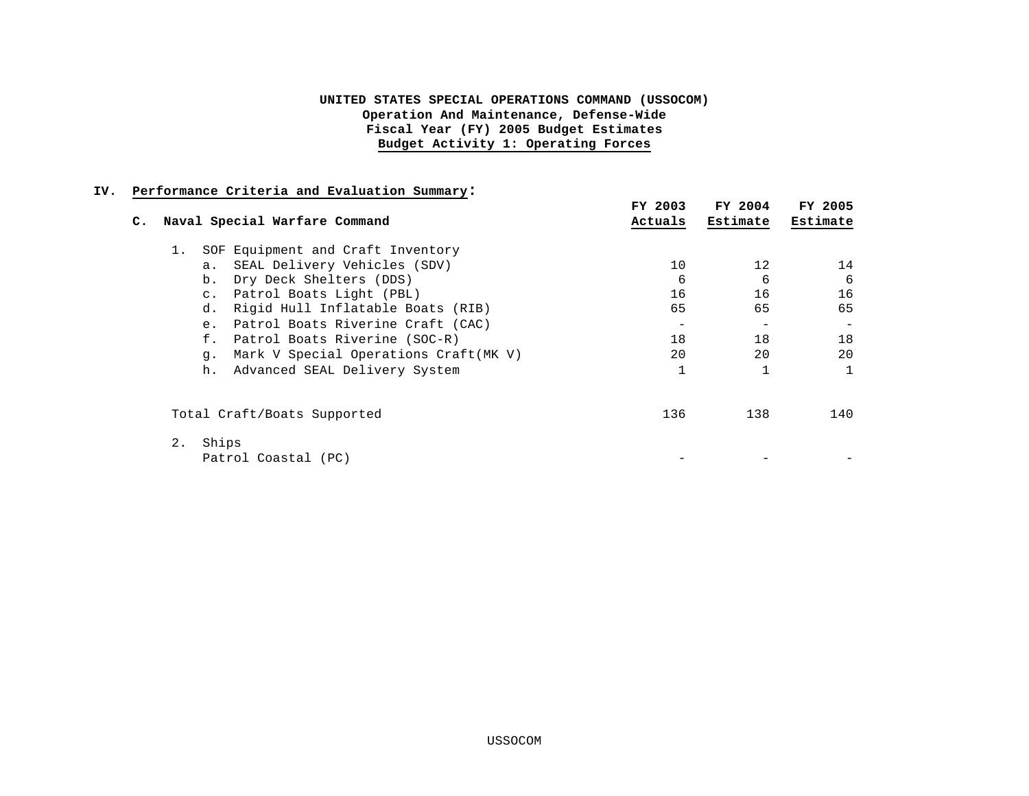**UNITED STATES SPECIAL OPERATIONS COMMAND (USSOCOM)**
**Operation And Maintenance, Defense-Wide**
**Fiscal Year (FY) 2005 Budget Estimates**
**Budget Activity 1: Operating Forces**

## IV. Performance Criteria and Evaluation Summary:

| C. Naval Special Warfare Command | FY 2003 Actuals | FY 2004 Estimate | FY 2005 Estimate |
|---|---|---|---|
| 1. SOF Equipment and Craft Inventory | | | |
| a. SEAL Delivery Vehicles (SDV) | 10 | 12 | 14 |
| b. Dry Deck Shelters (DDS) | 6 | 6 | 6 |
| c. Patrol Boats Light (PBL) | 16 | 16 | 16 |
| d. Rigid Hull Inflatable Boats (RIB) | 65 | 65 | 65 |
| e. Patrol Boats Riverine Craft (CAC) | - | - | - |
| f. Patrol Boats Riverine (SOC-R) | 18 | 18 | 18 |
| g. Mark V Special Operations Craft(MK V) | 20 | 20 | 20 |
| h. Advanced SEAL Delivery System | 1 | 1 | 1 |
| Total Craft/Boats Supported | 136 | 138 | 140 |
| 2. Ships | | | |
| Patrol Coastal (PC) | - | - | - |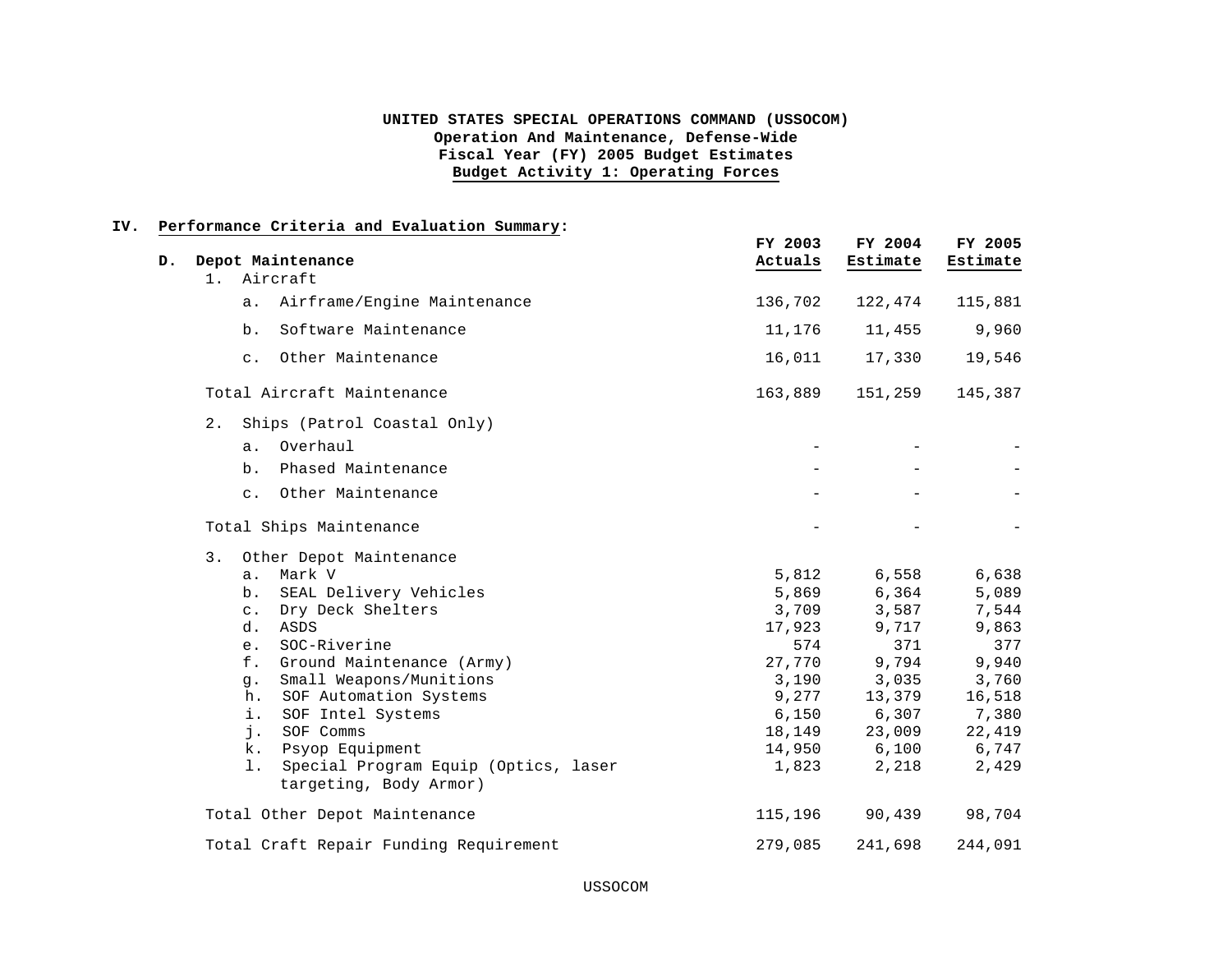**UNITED STATES SPECIAL OPERATIONS COMMAND (USSOCOM)**
**Operation And Maintenance, Defense-Wide**
**Fiscal Year (FY) 2005 Budget Estimates**
**Budget Activity 1: Operating Forces**

**IV. Performance Criteria and Evaluation Summary:**

| **D. Depot Maintenance** | **FY 2003 Actuals** | **FY 2004 Estimate** | **FY 2005 Estimate** |
|---|---|---|---|
| 1. Aircraft | | | |
| a. Airframe/Engine Maintenance | 136,702 | 122,474 | 115,881 |
| b. Software Maintenance | 11,176 | 11,455 | 9,960 |
| c. Other Maintenance | 16,011 | 17,330 | 19,546 |
| Total Aircraft Maintenance | 163,889 | 151,259 | 145,387 |
| 2. Ships (Patrol Coastal Only) | | | |
| a. Overhaul | - | - | - |
| b. Phased Maintenance | - | - | - |
| c. Other Maintenance | - | - | - |
| Total Ships Maintenance | - | - | - |
| 3. Other Depot Maintenance | | | |
| a. Mark V | 5,812 | 6,558 | 6,638 |
| b. SEAL Delivery Vehicles | 5,869 | 6,364 | 5,089 |
| c. Dry Deck Shelters | 3,709 | 3,587 | 7,544 |
| d. ASDS | 17,923 | 9,717 | 9,863 |
| e. SOC-Riverine | 574 | 371 | 377 |
| f. Ground Maintenance (Army) | 27,770 | 9,794 | 9,940 |
| g. Small Weapons/Munitions | 3,190 | 3,035 | 3,760 |
| h. SOF Automation Systems | 9,277 | 13,379 | 16,518 |
| i. SOF Intel Systems | 6,150 | 6,307 | 7,380 |
| j. SOF Comms | 18,149 | 23,009 | 22,419 |
| k. Psyop Equipment | 14,950 | 6,100 | 6,747 |
| l. Special Program Equip (Optics, laser targeting, Body Armor) | 1,823 | 2,218 | 2,429 |
| Total Other Depot Maintenance | 115,196 | 90,439 | 98,704 |
| Total Craft Repair Funding Requirement | 279,085 | 241,698 | 244,091 |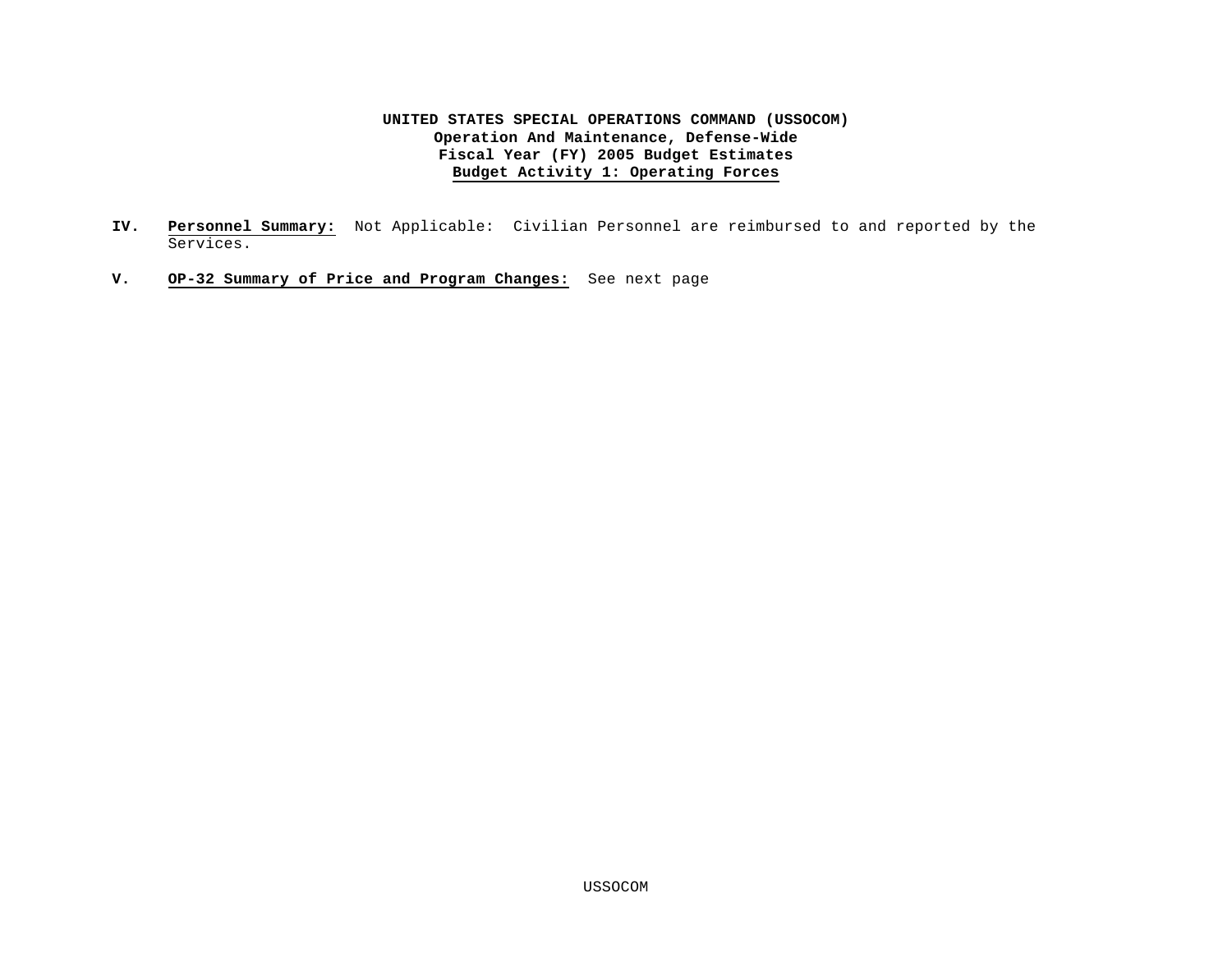**UNITED STATES SPECIAL OPERATIONS COMMAND (USSOCOM)**
**Operation And Maintenance, Defense-Wide**
**Fiscal Year (FY) 2005 Budget Estimates**
**Budget Activity 1: Operating Forces**

**IV. Personnel Summary:** Not Applicable: Civilian Personnel are reimbursed to and reported by the Services.

**V. OP-32 Summary of Price and Program Changes:** See next page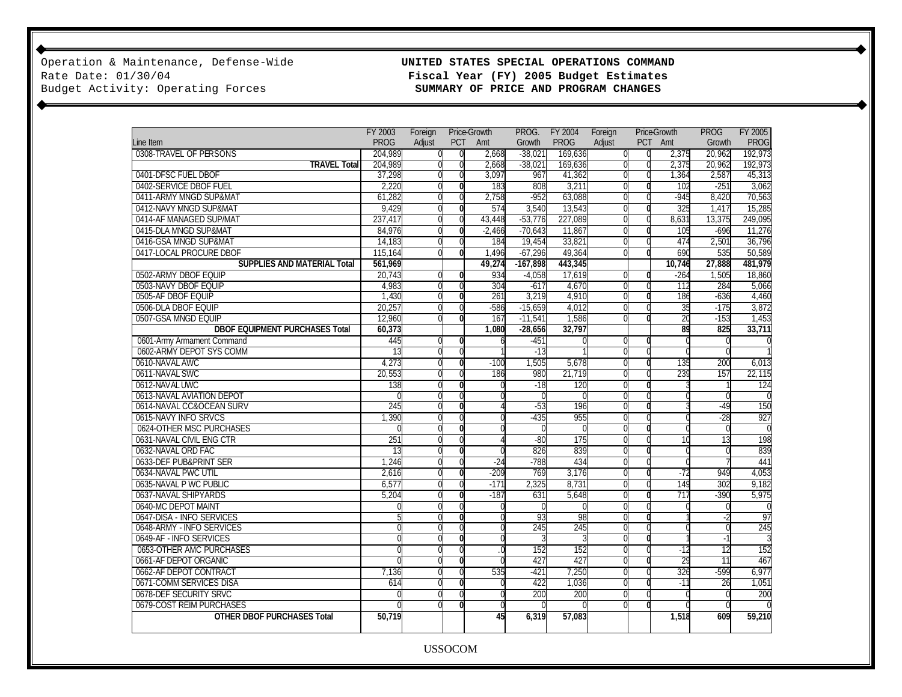Operation & Maintenance, Defense-Wide
Rate Date: 01/30/04
Budget Activity: Operating Forces

**UNITED STATES SPECIAL OPERATIONS COMMAND**
**Fiscal Year (FY) 2005 Budget Estimates**
**SUMMARY OF PRICE AND PROGRAM CHANGES**

| Line Item | FY 2003 PROG | Foreign Adjust | Price-Growth PCT | Price-Growth Amt | PROG. Growth | FY 2004 PROG | Foreign Adjust | Price-Growth PCT | Price-Growth Amt | PROG Growth | FY 2005 PROG |
|---|---|---|---|---|---|---|---|---|---|---|---|
| 0308-TRAVEL OF PERSONS | 204,989 | 0 | 0 | 2,668 | -38,021 | 169,636 | 0 | 0 | 2,375 | 20,962 | 192,973 |
| **TRAVEL Total** | 204,989 | 0 | 0 | 2,668 | -38,021 | 169,636 | 0 | 0 | 2,375 | 20,962 | 192,973 |
| 0401-DFSC FUEL DBOF | 37,298 | 0 | 0 | 3,097 | 967 | 41,362 | 0 | 0 | 1,364 | 2,587 | 45,313 |
| 0402-SERVICE DBOF FUEL | 2,220 | 0 | 0 | 183 | 808 | 3,211 | 0 | 0 | 102 | -251 | 3,062 |
| 0411-ARMY MNGD SUP&MAT | 61,282 | 0 | 0 | 2,758 | -952 | 63,088 | 0 | 0 | -945 | 8,420 | 70,563 |
| 0412-NAVY MNGD SUP&MAT | 9,429 | 0 | 0 | 574 | 3,540 | 13,543 | 0 | 0 | 325 | 1,417 | 15,285 |
| 0414-AF MANAGED SUP/MAT | 237,417 | 0 | 0 | 43,448 | -53,776 | 227,089 | 0 | 0 | 8,631 | 13,375 | 249,095 |
| 0415-DLA MNGD SUP&MAT | 84,976 | 0 | 0 | -2,466 | -70,643 | 11,867 | 0 | 0 | 105 | -696 | 11,276 |
| 0416-GSA MNGD SUP&MAT | 14,183 | 0 | 0 | 184 | 19,454 | 33,821 | 0 | 0 | 474 | 2,501 | 36,796 |
| 0417-LOCAL PROCURE DBOF | 115,164 | 0 | 0 | 1,496 | -67,296 | 49,364 | 0 | 0 | 690 | 535 | 50,589 |
| **SUPPLIES AND MATERIAL Total** | **561,969** | | | **49,274** | **-167,898** | **443,345** | | | **10,746** | **27,888** | **481,979** |
| 0502-ARMY DBOF EQUIP | 20,743 | 0 | 0 | 934 | -4,058 | 17,619 | 0 | 0 | -264 | 1,505 | 18,860 |
| 0503-NAVY DBOF EQUIP | 4,983 | 0 | 0 | 304 | -617 | 4,670 | 0 | 0 | 112 | 284 | 5,066 |
| 0505-AF DBOF EQUIP | 1,430 | 0 | 0 | 261 | 3,219 | 4,910 | 0 | 0 | 186 | -636 | 4,460 |
| 0506-DLA DBOF EQUIP | 20,257 | 0 | 0 | -586 | -15,659 | 4,012 | 0 | 0 | 35 | -175 | 3,872 |
| 0507-GSA MNGD EQUIP | 12,960 | 0 | 0 | 167 | -11,541 | 1,586 | 0 | 0 | 20 | -153 | 1,453 |
| **DBOF EQUIPMENT PURCHASES Total** | **60,373** | | | **1,080** | **-28,656** | **32,797** | | | **89** | **825** | **33,711** |
| 0601-Army Armament Command | 445 | 0 | 0 | 6 | -451 | 0 | 0 | 0 | 0 | 0 | 0 |
| 0602-ARMY DEPOT SYS COMM | 13 | 0 | 0 | 1 | -13 | 1 | 0 | 0 | 0 | 0 | 1 |
| 0610-NAVAL AWC | 4,273 | 0 | 0 | -100 | 1,505 | 5,678 | 0 | 0 | 135 | 200 | 6,013 |
| 0611-NAVAL SWC | 20,553 | 0 | 0 | 186 | 980 | 21,719 | 0 | 0 | 239 | 157 | 22,115 |
| 0612-NAVAL UWC | 138 | 0 | 0 | 0 | -18 | 120 | 0 | 0 | 3 | 1 | 124 |
| 0613-NAVAL AVIATION DEPOT | 0 | 0 | 0 | 0 | 0 | 0 | 0 | 0 | 0 | 0 | 0 |
| 0614-NAVAL CC&OCEAN SURV | 245 | 0 | 0 | 4 | -53 | 196 | 0 | 0 | 3 | -49 | 150 |
| 0615-NAVY INFO SRVCS | 1,390 | 0 | 0 | 0 | -435 | 955 | 0 | 0 | 0 | -28 | 927 |
| 0624-OTHER MSC PURCHASES | 0 | 0 | 0 | 0 | 0 | 0 | 0 | 0 | 0 | 0 | 0 |
| 0631-NAVAL CIVIL ENG CTR | 251 | 0 | 0 | 4 | -80 | 175 | 0 | 0 | 10 | 13 | 198 |
| 0632-NAVAL ORD FAC | 13 | 0 | 0 | 0 | 826 | 839 | 0 | 0 | 0 | 0 | 839 |
| 0633-DEF PUB&PRINT SER | 1,246 | 0 | 0 | -24 | -788 | 434 | 0 | 0 | 0 | 7 | 441 |
| 0634-NAVAL PWC UTIL | 2,616 | 0 | 0 | -209 | 769 | 3,176 | 0 | 0 | -72 | 949 | 4,053 |
| 0635-NAVAL P WC PUBLIC | 6,577 | 0 | 0 | -171 | 2,325 | 8,731 | 0 | 0 | 149 | 302 | 9,182 |
| 0637-NAVAL SHIPYARDS | 5,204 | 0 | 0 | -187 | 631 | 5,648 | 0 | 0 | 717 | -390 | 5,975 |
| 0640-MC DEPOT MAINT | 0 | 0 | 0 | 0 | 0 | 0 | 0 | 0 | 0 | 0 | 0 |
| 0647-DISA - INFO SERVICES | 5 | 0 | 0 | 0 | 93 | 98 | 0 | 0 | 1 | -2 | 97 |
| 0648-ARMY - INFO SERVICES | 0 | 0 | 0 | 0 | 245 | 245 | 0 | 0 | 0 | 0 | 245 |
| 0649-AF - INFO SERVICES | 0 | 0 | 0 | 0 | 3 | 3 | 0 | 0 | 1 | -1 | 3 |
| 0653-OTHER AMC PURCHASES | 0 | 0 | 0 | .0 | 152 | 152 | 0 | 0 | -12 | 12 | 152 |
| 0661-AF DEPOT ORGANIC | 0 | 0 | 0 | 0 | 427 | 427 | 0 | 0 | 29 | 11 | 467 |
| 0662-AF DEPOT CONTRACT | 7,136 | 0 | 0 | 535 | -421 | 7,250 | 0 | 0 | 326 | -599 | 6,977 |
| 0671-COMM SERVICES DISA | 614 | 0 | 0 | 0 | 422 | 1,036 | 0 | 0 | -11 | 26 | 1,051 |
| 0678-DEF SECURITY SRVC | 0 | 0 | 0 | 0 | 200 | 200 | 0 | 0 | 0 | 0 | 200 |
| 0679-COST REIM PURCHASES | 0 | 0 | 0 | 0 | 0 | 0 | 0 | 0 | 0 | 0 | 0 |
| **OTHER DBOF PURCHASES Total** | **50,719** | | | **45** | **6,319** | **57,083** | | | **1,518** | **609** | **59,210** |

USSOCOM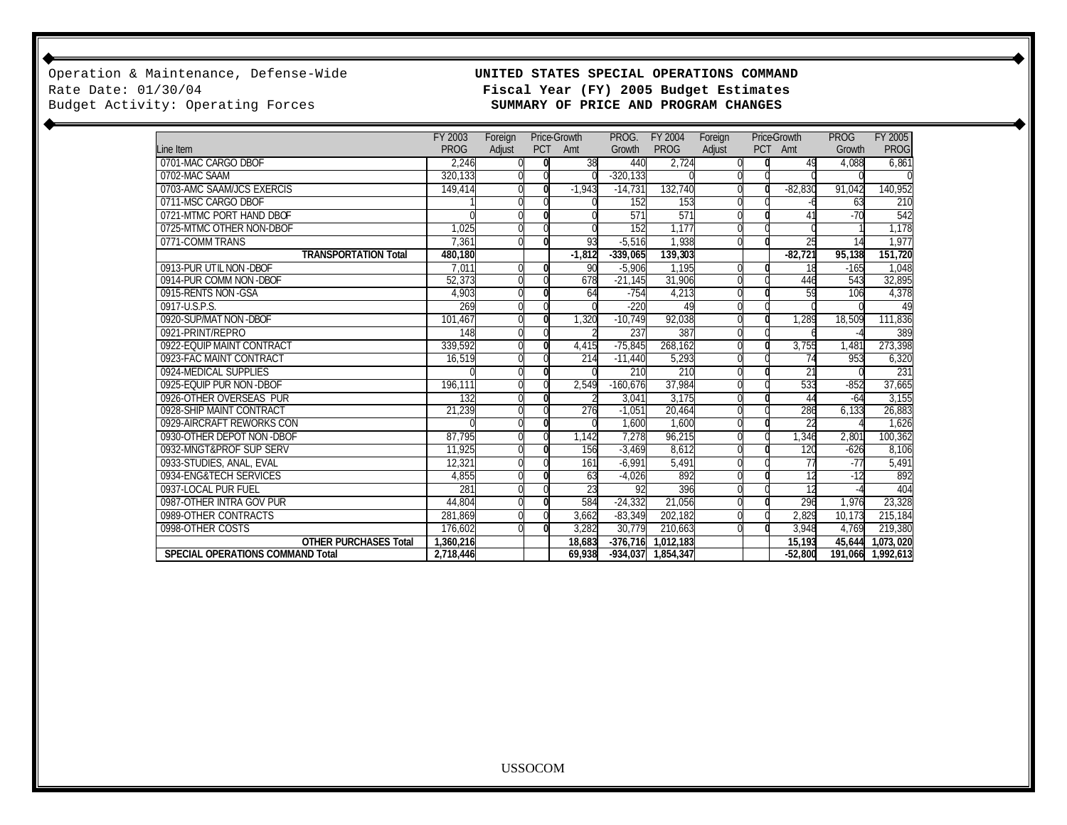Operation & Maintenance, Defense-Wide
Rate Date: 01/30/04
Budget Activity: Operating Forces

**UNITED STATES SPECIAL OPERATIONS COMMAND**
**Fiscal Year (FY) 2005 Budget Estimates**
**SUMMARY OF PRICE AND PROGRAM CHANGES**

| Line Item | FY 2003 PROG | Foreign Adjust | Price-Growth PCT | Price-Growth Amt | PROG. Growth | FY 2004 PROG | Foreign Adjust | Price-Growth PCT | Price-Growth Amt | PROG Growth | FY 2005 PROG |
|---|---|---|---|---|---|---|---|---|---|---|---|
| 0701-MAC CARGO DBOF | 2,246 | 0 | 0 | 38 | 440 | 2,724 | 0 | 0 | 49 | 4,088 | 6,861 |
| 0702-MAC SAAM | 320,133 | 0 | 0 | 0 | -320,133 | 0 | 0 | 0 | 0 | 0 | 0 |
| 0703-AMC SAAM/JCS EXERCIS | 149,414 | 0 | 0 | -1,943 | -14,731 | 132,740 | 0 | 0 | -82,830 | 91,042 | 140,952 |
| 0711-MSC CARGO DBOF | 1 | 0 | 0 | 0 | 152 | 153 | 0 | 0 | -6 | 63 | 210 |
| 0721-MTMC PORT HAND DBOF | 0 | 0 | 0 | 0 | 571 | 571 | 0 | 0 | 41 | -70 | 542 |
| 0725-MTMC OTHER NON-DBOF | 1,025 | 0 | 0 | 0 | 152 | 1,177 | 0 | 0 | 0 | 1 | 1,178 |
| 0771-COMM TRANS | 7,361 | 0 | 0 | 93 | -5,516 | 1,938 | 0 | 0 | 25 | 14 | 1,977 |
| **TRANSPORTATION Total** | **480,180** | | | **-1,812** | **-339,065** | **139,303** | | | **-82,721** | **95,138** | **151,720** |
| 0913-PUR UTIL NON-DBOF | 7,011 | 0 | 0 | 90 | -5,906 | 1,195 | 0 | 0 | 18 | -165 | 1,048 |
| 0914-PUR COMM NON-DBOF | 52,373 | 0 | 0 | 678 | -21,145 | 31,906 | 0 | 0 | 446 | 543 | 32,895 |
| 0915-RENTS NON-GSA | 4,903 | 0 | 0 | 64 | -754 | 4,213 | 0 | 0 | 59 | 106 | 4,378 |
| 0917-U.S.P.S. | 269 | 0 | 0 | 0 | -220 | 49 | 0 | 0 | 0 | 0 | 49 |
| 0920-SUP/MAT NON-DBOF | 101,467 | 0 | 0 | 1,320 | -10,749 | 92,038 | 0 | 0 | 1,289 | 18,509 | 111,836 |
| 0921-PRINT/REPRO | 148 | 0 | 0 | 2 | 237 | 387 | 0 | 0 | 6 | -4 | 389 |
| 0922-EQUIP MAINT CONTRACT | 339,592 | 0 | 0 | 4,415 | -75,845 | 268,162 | 0 | 0 | 3,755 | 1,481 | 273,398 |
| 0923-FAC MAINT CONTRACT | 16,519 | 0 | 0 | 214 | -11,440 | 5,293 | 0 | 0 | 74 | 953 | 6,320 |
| 0924-MEDICAL SUPPLIES | 0 | 0 | 0 | 0 | 210 | 210 | 0 | 0 | 21 | 0 | 231 |
| 0925-EQUIP PUR NON-DBOF | 196,111 | 0 | 0 | 2,549 | -160,676 | 37,984 | 0 | 0 | 533 | -852 | 37,665 |
| 0926-OTHER OVERSEAS PUR | 132 | 0 | 0 | 2 | 3,041 | 3,175 | 0 | 0 | 44 | -64 | 3,155 |
| 0928-SHIP MAINT CONTRACT | 21,239 | 0 | 0 | 276 | -1,051 | 20,464 | 0 | 0 | 286 | 6,133 | 26,883 |
| 0929-AIRCRAFT REWORKS CON | 0 | 0 | 0 | 0 | 1,600 | 1,600 | 0 | 0 | 22 | 4 | 1,626 |
| 0930-OTHER DEPOT NON-DBOF | 87,795 | 0 | 0 | 1,142 | 7,278 | 96,215 | 0 | 0 | 1,346 | 2,801 | 100,362 |
| 0932-MNGT&PROF SUP SERV | 11,925 | 0 | 0 | 156 | -3,469 | 8,612 | 0 | 0 | 120 | -626 | 8,106 |
| 0933-STUDIES, ANAL, EVAL | 12,321 | 0 | 0 | 161 | -6,991 | 5,491 | 0 | 0 | 77 | -77 | 5,491 |
| 0934-ENG&TECH SERVICES | 4,855 | 0 | 0 | 63 | -4,026 | 892 | 0 | 0 | 12 | -12 | 892 |
| 0937-LOCAL PUR FUEL | 281 | 0 | 0 | 23 | 92 | 396 | 0 | 0 | 12 | -4 | 404 |
| 0987-OTHER INTRA GOV PUR | 44,804 | 0 | 0 | 584 | -24,332 | 21,056 | 0 | 0 | 296 | 1,976 | 23,328 |
| 0989-OTHER CONTRACTS | 281,869 | 0 | 0 | 3,662 | -83,349 | 202,182 | 0 | 0 | 2,829 | 10,173 | 215,184 |
| 0998-OTHER COSTS | 176,602 | 0 | 0 | 3,282 | 30,779 | 210,663 | 0 | 0 | 3,948 | 4,769 | 219,380 |
| **OTHER PURCHASES Total** | **1,360,216** | | | **18,683** | **-376,716** | **1,012,183** | | | **15,193** | **45,644** | **1,073,020** |
| **SPECIAL OPERATIONS COMMAND Total** | **2,718,446** | | | **69,938** | **-934,037** | **1,854,347** | | | **-52,800** | **191,066** | **1,992,613** |

USSOCOM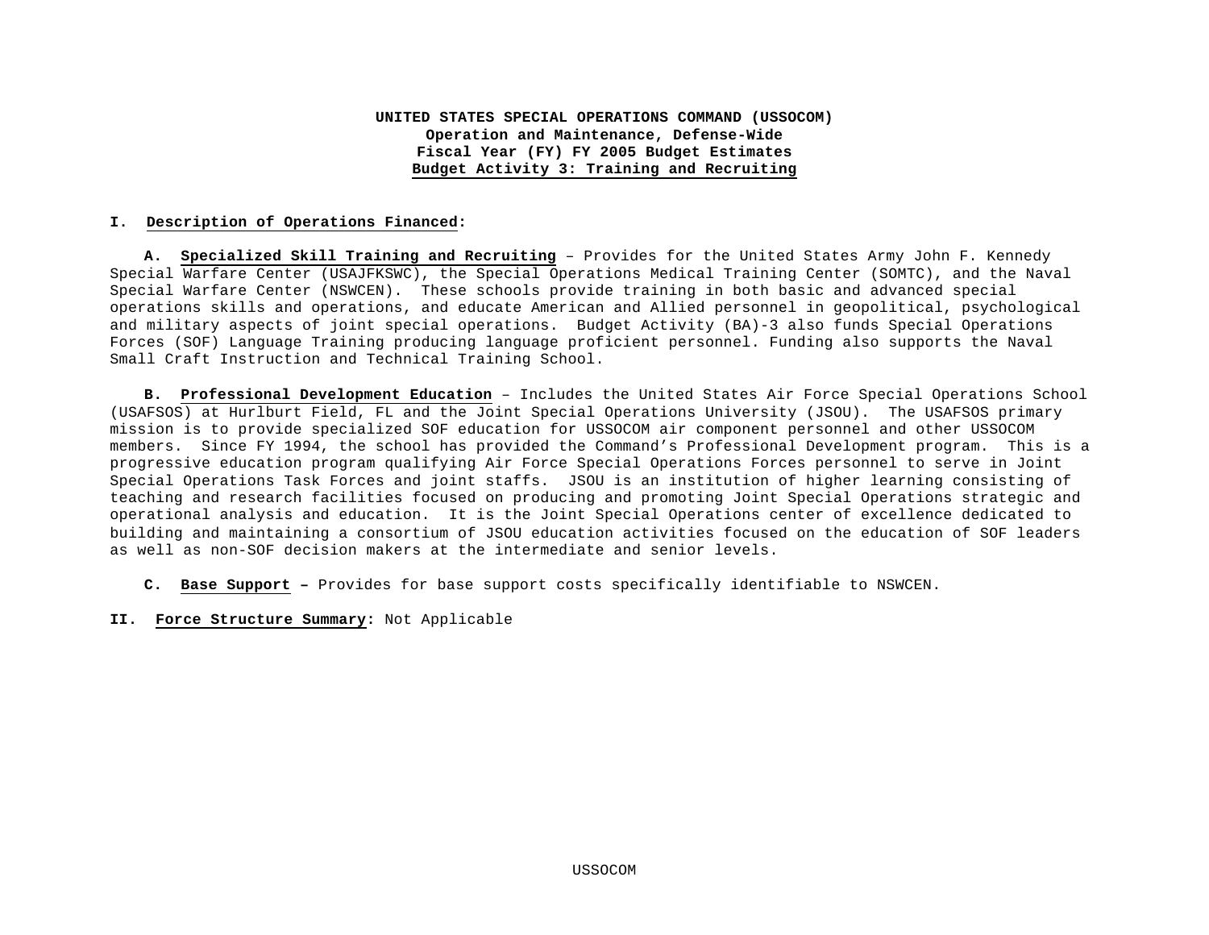**UNITED STATES SPECIAL OPERATIONS COMMAND (USSOCOM)**
**Operation and Maintenance, Defense-Wide**
**Fiscal Year (FY) FY 2005 Budget Estimates**
**Budget Activity 3: Training and Recruiting**

**I. Description of Operations Financed:**

**A. Specialized Skill Training and Recruiting** – Provides for the United States Army John F. Kennedy Special Warfare Center (USAJFKSWC), the Special Operations Medical Training Center (SOMTC), and the Naval Special Warfare Center (NSWCEN). These schools provide training in both basic and advanced special operations skills and operations, and educate American and Allied personnel in geopolitical, psychological and military aspects of joint special operations. Budget Activity (BA)-3 also funds Special Operations Forces (SOF) Language Training producing language proficient personnel. Funding also supports the Naval Small Craft Instruction and Technical Training School.

**B. Professional Development Education** – Includes the United States Air Force Special Operations School (USAFSOS) at Hurlburt Field, FL and the Joint Special Operations University (JSOU). The USAFSOS primary mission is to provide specialized SOF education for USSOCOM air component personnel and other USSOCOM members. Since FY 1994, the school has provided the Command's Professional Development program. This is a progressive education program qualifying Air Force Special Operations Forces personnel to serve in Joint Special Operations Task Forces and joint staffs. JSOU is an institution of higher learning consisting of teaching and research facilities focused on producing and promoting Joint Special Operations strategic and operational analysis and education. It is the Joint Special Operations center of excellence dedicated to building and maintaining a consortium of JSOU education activities focused on the education of SOF leaders as well as non-SOF decision makers at the intermediate and senior levels.

**C. Base Support –** Provides for base support costs specifically identifiable to NSWCEN.

**II. Force Structure Summary:** Not Applicable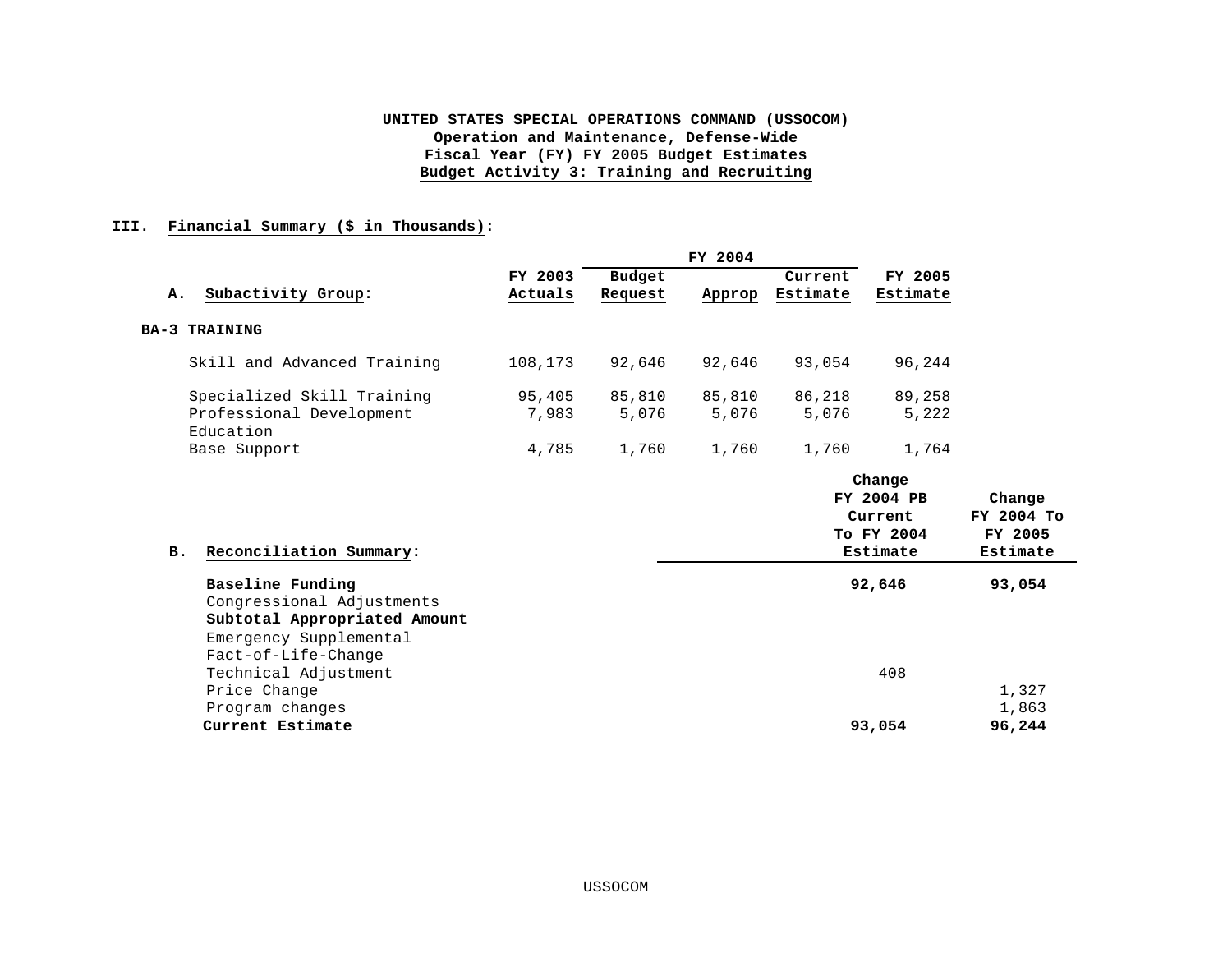# UNITED STATES SPECIAL OPERATIONS COMMAND (USSOCOM)
## Operation and Maintenance, Defense-Wide
## Fiscal Year (FY) FY 2005 Budget Estimates
## Budget Activity 3: Training and Recruiting

### III. Financial Summary ($ in Thousands):

| A. Subactivity Group: | FY 2003 Actuals | FY 2004 Budget Request | FY 2004 Approp | FY 2004 Current Estimate | FY 2005 Estimate |
|---|---|---|---|---|---|
| **BA-3 TRAINING** | | | | | |
| Skill and Advanced Training | 108,173 | 92,646 | 92,646 | 93,054 | 96,244 |
| Specialized Skill Training | 95,405 | 85,810 | 85,810 | 86,218 | 89,258 |
| Professional Development Education | 7,983 | 5,076 | 5,076 | 5,076 | 5,222 |
| Base Support | 4,785 | 1,760 | 1,760 | 1,760 | 1,764 |

| B. Reconciliation Summary: | Change FY 2004 PB Current To FY 2004 Estimate | Change FY 2004 To FY 2005 Estimate |
|---|---|---|
| **Baseline Funding** | **92,646** | **93,054** |
| Congressional Adjustments | | |
| **Subtotal Appropriated Amount** | | |
| Emergency Supplemental | | |
| Fact-of-Life-Change | | |
| Technical Adjustment | 408 | |
| Price Change | | 1,327 |
| Program changes | | 1,863 |
| **Current Estimate** | **93,054** | **96,244** |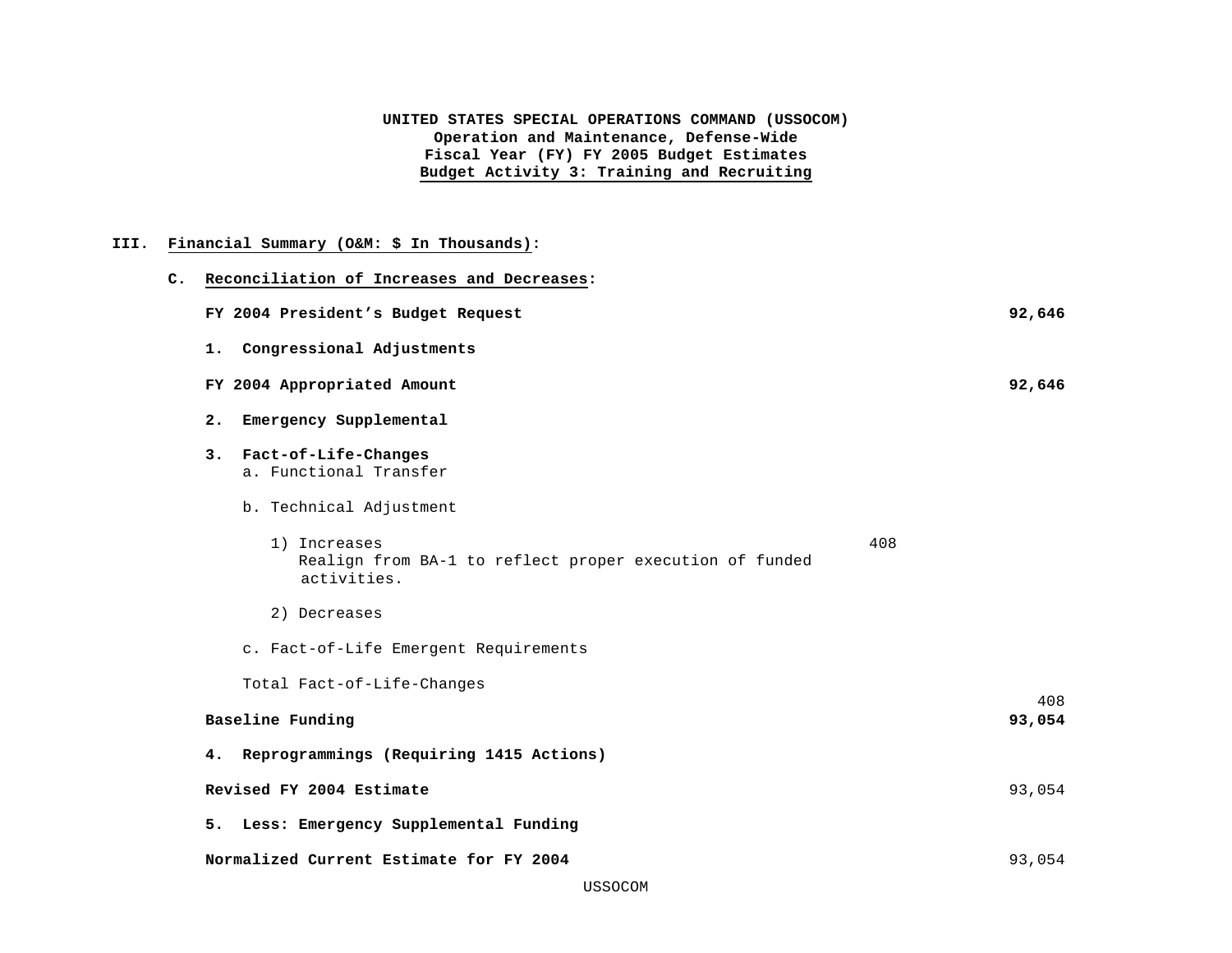**UNITED STATES SPECIAL OPERATIONS COMMAND (USSOCOM)**
**Operation and Maintenance, Defense-Wide**
**Fiscal Year (FY) FY 2005 Budget Estimates**
**Budget Activity 3: Training and Recruiting**

## III. Financial Summary (O&M: $ In Thousands):

### C. Reconciliation of Increases and Decreases:

| | | |
|---|---|---|
| **FY 2004 President's Budget Request** | | **92,646** |
| **1. Congressional Adjustments** | | |
| **FY 2004 Appropriated Amount** | | **92,646** |
| **2. Emergency Supplemental** | | |
| **3. Fact-of-Life-Changes** | | |
| a. Functional Transfer | | |
| b. Technical Adjustment | | |
| 1) Increases<br>Realign from BA-1 to reflect proper execution of funded activities. | 408 | |
| 2) Decreases | | |
| c. Fact-of-Life Emergent Requirements | | |
| Total Fact-of-Life-Changes | | 408 |
| **Baseline Funding** | | **93,054** |
| **4. Reprogrammings (Requiring 1415 Actions)** | | |
| **Revised FY 2004 Estimate** | | 93,054 |
| **5. Less: Emergency Supplemental Funding** | | |
| **Normalized Current Estimate for FY 2004** | | 93,054 |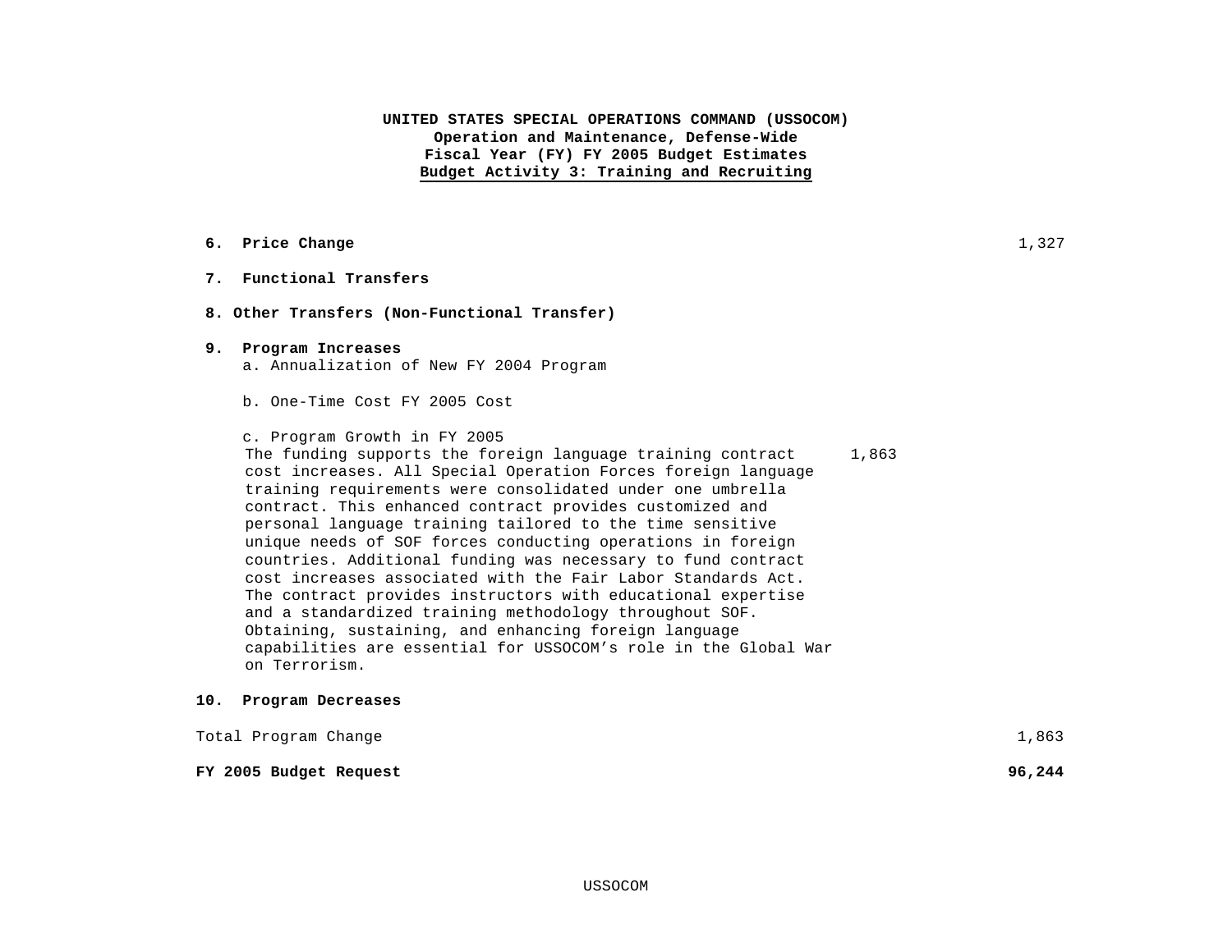**UNITED STATES SPECIAL OPERATIONS COMMAND (USSOCOM)**
**Operation and Maintenance, Defense-Wide**
**Fiscal Year (FY) FY 2005 Budget Estimates**
**Budget Activity 3: Training and Recruiting**

| | | |
|---|---|---|
| **6. Price Change** | | 1,327 |
| **7. Functional Transfers** | | |
| **8. Other Transfers (Non-Functional Transfer)** | | |
| **9. Program Increases** | | |
| a. Annualization of New FY 2004 Program | | |
| b. One-Time Cost FY 2005 Cost | | |
| c. Program Growth in FY 2005<br>The funding supports the foreign language training contract cost increases. All Special Operation Forces foreign language training requirements were consolidated under one umbrella contract. This enhanced contract provides customized and personal language training tailored to the time sensitive unique needs of SOF forces conducting operations in foreign countries. Additional funding was necessary to fund contract cost increases associated with the Fair Labor Standards Act. The contract provides instructors with educational expertise and a standardized training methodology throughout SOF. Obtaining, sustaining, and enhancing foreign language capabilities are essential for USSOCOM's role in the Global War on Terrorism. | 1,863 | |
| **10. Program Decreases** | | |
| Total Program Change | | 1,863 |
| **FY 2005 Budget Request** | | **96,244** |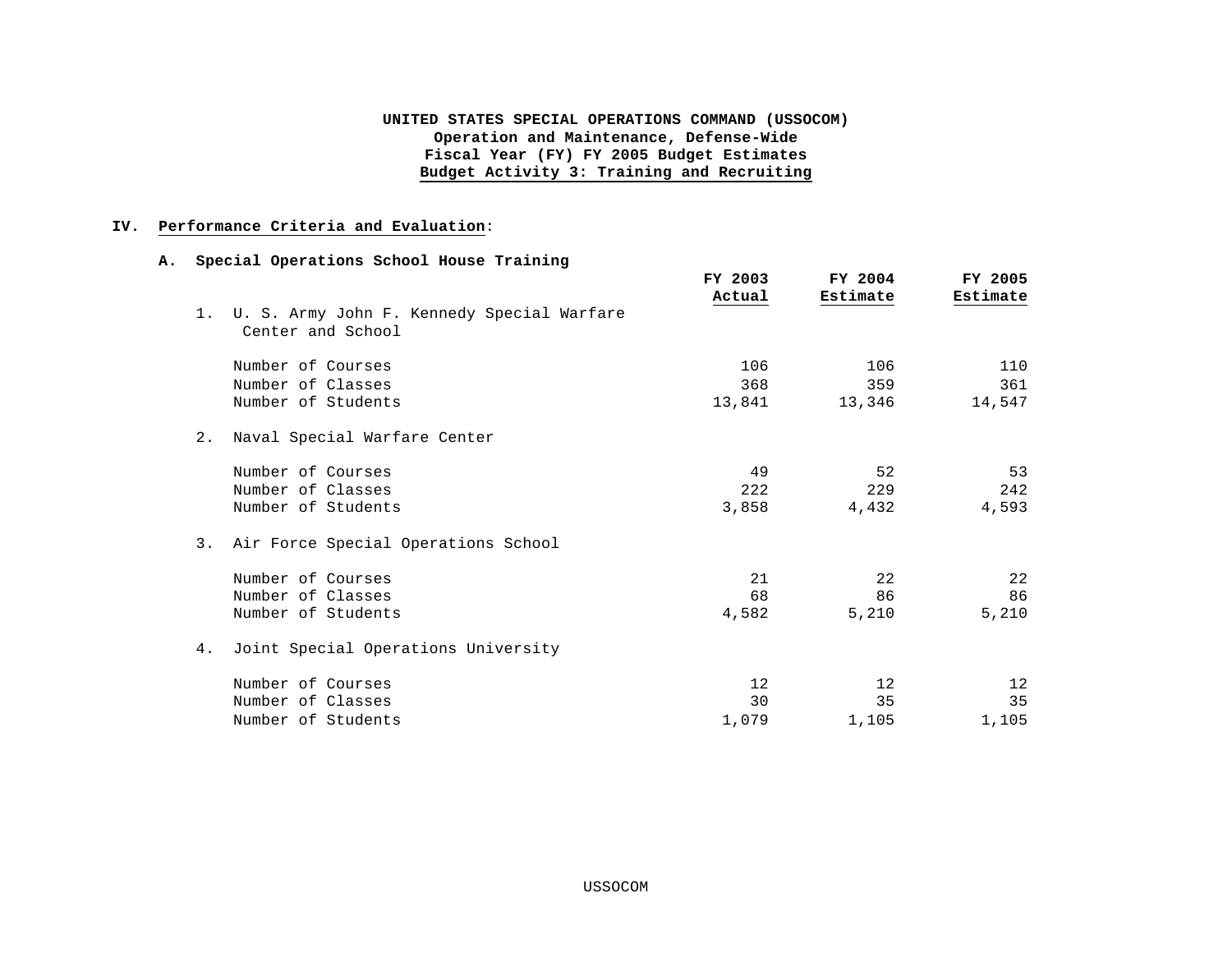**UNITED STATES SPECIAL OPERATIONS COMMAND (USSOCOM)**
**Operation and Maintenance, Defense-Wide**
**Fiscal Year (FY) FY 2005 Budget Estimates**
**Budget Activity 3: Training and Recruiting**

## IV. Performance Criteria and Evaluation:

### A. Special Operations School House Training

| | FY 2003 Actual | FY 2004 Estimate | FY 2005 Estimate |
|---|---|---|---|
| **1. U. S. Army John F. Kennedy Special Warfare Center and School** | | | |
| Number of Courses | 106 | 106 | 110 |
| Number of Classes | 368 | 359 | 361 |
| Number of Students | 13,841 | 13,346 | 14,547 |
| **2. Naval Special Warfare Center** | | | |
| Number of Courses | 49 | 52 | 53 |
| Number of Classes | 222 | 229 | 242 |
| Number of Students | 3,858 | 4,432 | 4,593 |
| **3. Air Force Special Operations School** | | | |
| Number of Courses | 21 | 22 | 22 |
| Number of Classes | 68 | 86 | 86 |
| Number of Students | 4,582 | 5,210 | 5,210 |
| **4. Joint Special Operations University** | | | |
| Number of Courses | 12 | 12 | 12 |
| Number of Classes | 30 | 35 | 35 |
| Number of Students | 1,079 | 1,105 | 1,105 |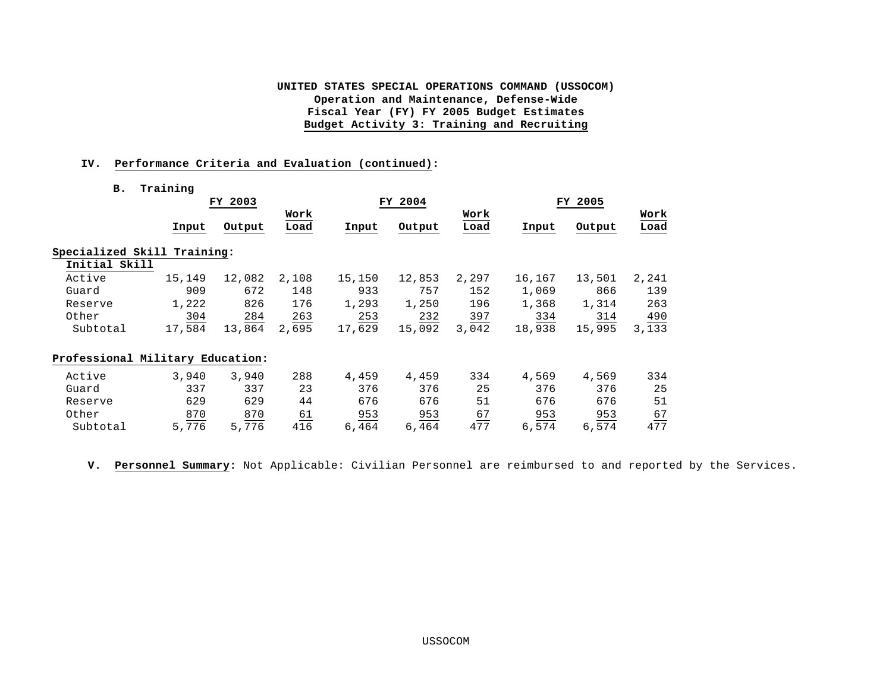**UNITED STATES SPECIAL OPERATIONS COMMAND (USSOCOM)**
**Operation and Maintenance, Defense-Wide**
**Fiscal Year (FY) FY 2005 Budget Estimates**
**Budget Activity 3: Training and Recruiting**

**IV. Performance Criteria and Evaluation (continued):**

**B. Training**

| | FY 2003 | | | FY 2004 | | | FY 2005 | | |
|---|---|---|---|---|---|---|---|---|---|
| | Input | Output | Work Load | Input | Output | Work Load | Input | Output | Work Load |
| **Specialized Skill Training:** | | | | | | | | | |
| **Initial Skill** | | | | | | | | | |
| Active | 15,149 | 12,082 | 2,108 | 15,150 | 12,853 | 2,297 | 16,167 | 13,501 | 2,241 |
| Guard | 909 | 672 | 148 | 933 | 757 | 152 | 1,069 | 866 | 139 |
| Reserve | 1,222 | 826 | 176 | 1,293 | 1,250 | 196 | 1,368 | 1,314 | 263 |
| Other | 304 | 284 | 263 | 253 | 232 | 397 | 334 | 314 | 490 |
| Subtotal | 17,584 | 13,864 | 2,695 | 17,629 | 15,092 | 3,042 | 18,938 | 15,995 | 3,133 |
| **Professional Military Education:** | | | | | | | | | |
| Active | 3,940 | 3,940 | 288 | 4,459 | 4,459 | 334 | 4,569 | 4,569 | 334 |
| Guard | 337 | 337 | 23 | 376 | 376 | 25 | 376 | 376 | 25 |
| Reserve | 629 | 629 | 44 | 676 | 676 | 51 | 676 | 676 | 51 |
| Other | 870 | 870 | 61 | 953 | 953 | 67 | 953 | 953 | 67 |
| Subtotal | 5,776 | 5,776 | 416 | 6,464 | 6,464 | 477 | 6,574 | 6,574 | 477 |

**V. Personnel Summary:** Not Applicable: Civilian Personnel are reimbursed to and reported by the Services.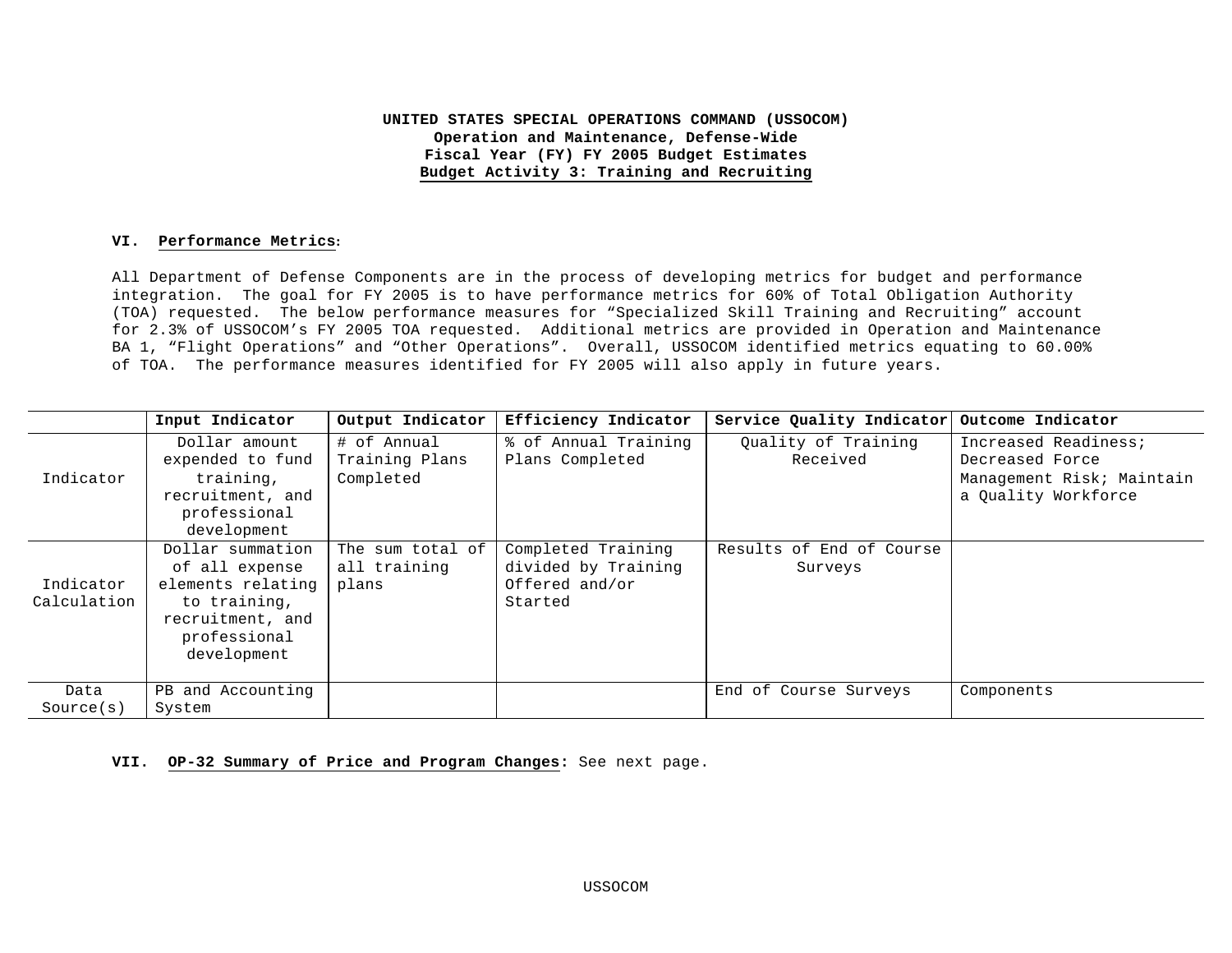**UNITED STATES SPECIAL OPERATIONS COMMAND (USSOCOM)**
**Operation and Maintenance, Defense-Wide**
**Fiscal Year (FY) FY 2005 Budget Estimates**
**Budget Activity 3: Training and Recruiting**

## VI. Performance Metrics:

All Department of Defense Components are in the process of developing metrics for budget and performance integration. The goal for FY 2005 is to have performance metrics for 60% of Total Obligation Authority (TOA) requested. The below performance measures for "Specialized Skill Training and Recruiting" account for 2.3% of USSOCOM's FY 2005 TOA requested. Additional metrics are provided in Operation and Maintenance BA 1, "Flight Operations" and "Other Operations". Overall, USSOCOM identified metrics equating to 60.00% of TOA. The performance measures identified for FY 2005 will also apply in future years.

| | Input Indicator | Output Indicator | Efficiency Indicator | Service Quality Indicator | Outcome Indicator |
|---|---|---|---|---|---|
| Indicator | Dollar amount expended to fund training, recruitment, and professional development | # of Annual Training Plans Completed | % of Annual Training Plans Completed | Quality of Training Received | Increased Readiness; Decreased Force Management Risk; Maintain a Quality Workforce |
| Indicator Calculation | Dollar summation of all expense elements relating to training, recruitment, and professional development | The sum total of all training plans | Completed Training divided by Training Offered and/or Started | Results of End of Course Surveys | |
| Data Source(s) | PB and Accounting System | | | End of Course Surveys | Components |

## VII. OP-32 Summary of Price and Program Changes: See next page.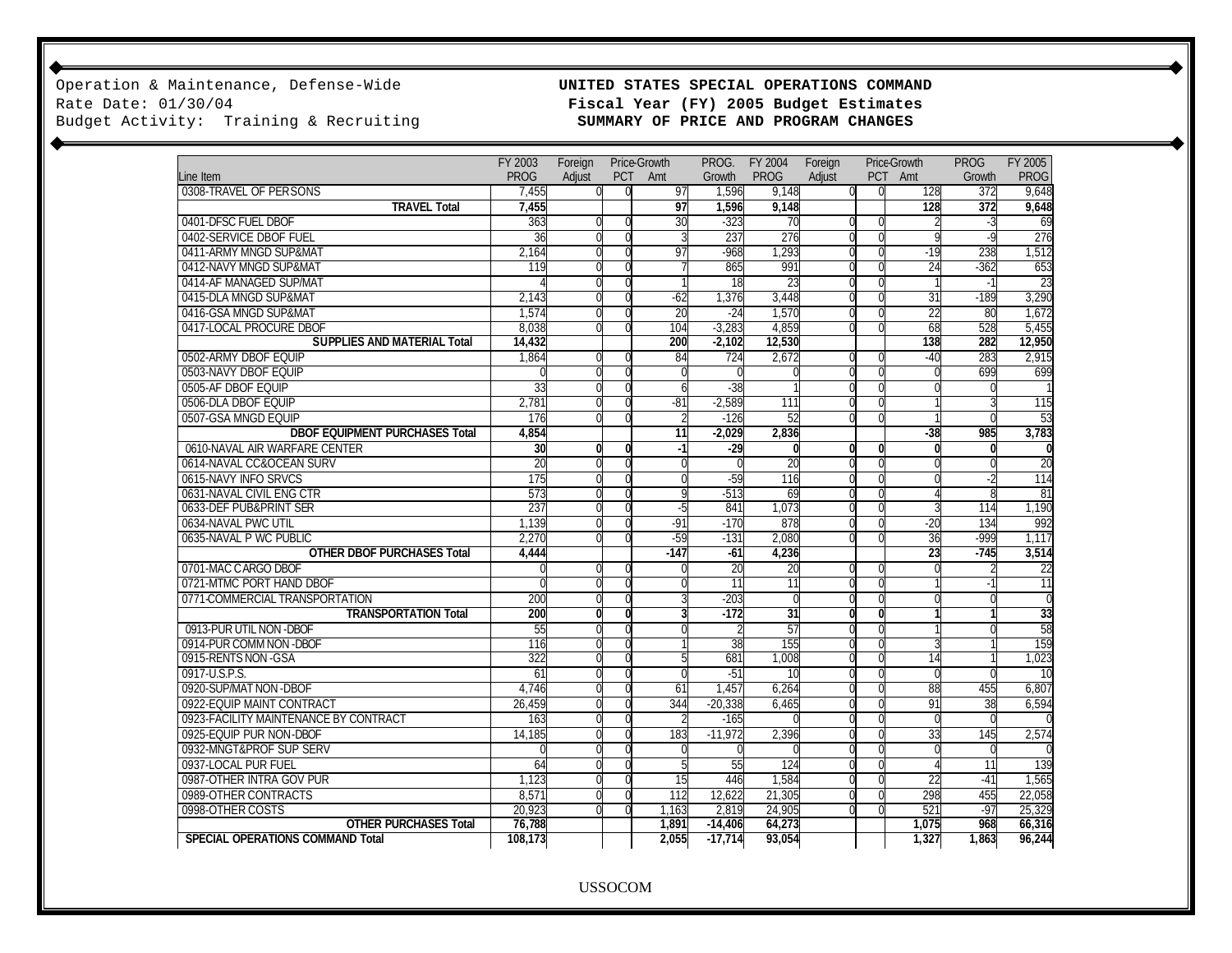Operation & Maintenance, Defense-Wide
Rate Date: 01/30/04
Budget Activity: Training & Recruiting

**UNITED STATES SPECIAL OPERATIONS COMMAND**
**Fiscal Year (FY) 2005 Budget Estimates**
**SUMMARY OF PRICE AND PROGRAM CHANGES**

| Line Item | FY 2003 PROG | Foreign Adjust | Price-Growth PCT | Price-Growth Amt | PROG. Growth | FY 2004 PROG | Foreign Adjust | Price-Growth PCT | Price-Growth Amt | PROG Growth | FY 2005 PROG |
|---|---|---|---|---|---|---|---|---|---|---|---|
| 0308-TRAVEL OF PERSONS | 7,455 | 0 | 0 | 97 | 1,596 | 9,148 | 0 | 0 | 128 | 372 | 9,648 |
| **TRAVEL Total** | **7,455** | | | **97** | **1,596** | **9,148** | | | **128** | **372** | **9,648** |
| 0401-DFSC FUEL DBOF | 363 | 0 | 0 | 30 | -323 | 70 | 0 | 0 | 2 | -3 | 69 |
| 0402-SERVICE DBOF FUEL | 36 | 0 | 0 | 3 | 237 | 276 | 0 | 0 | 9 | -9 | 276 |
| 0411-ARMY MNGD SUP&MAT | 2,164 | 0 | 0 | 97 | -968 | 1,293 | 0 | 0 | -19 | 238 | 1,512 |
| 0412-NAVY MNGD SUP&MAT | 119 | 0 | 0 | 7 | 865 | 991 | 0 | 0 | 24 | -362 | 653 |
| 0414-AF MANAGED SUP/MAT | 4 | 0 | 0 | 1 | 18 | 23 | 0 | 0 | 1 | -1 | 23 |
| 0415-DLA MNGD SUP&MAT | 2,143 | 0 | 0 | -62 | 1,376 | 3,448 | 0 | 0 | 31 | -189 | 3,290 |
| 0416-GSA MNGD SUP&MAT | 1,574 | 0 | 0 | 20 | -24 | 1,570 | 0 | 0 | 22 | 80 | 1,672 |
| 0417-LOCAL PROCURE DBOF | 8,038 | 0 | 0 | 104 | -3,283 | 4,859 | 0 | 0 | 68 | 528 | 5,455 |
| **SUPPLIES AND MATERIAL Total** | **14,432** | | | **200** | **-2,102** | **12,530** | | | **138** | **282** | **12,950** |
| 0502-ARMY DBOF EQUIP | 1,864 | 0 | 0 | 84 | 724 | 2,672 | 0 | 0 | -40 | 283 | 2,915 |
| 0503-NAVY DBOF EQUIP | 0 | 0 | 0 | 0 | 0 | 0 | 0 | 0 | 0 | 699 | 699 |
| 0505-AF DBOF EQUIP | 33 | 0 | 0 | 6 | -38 | 1 | 0 | 0 | 0 | 0 | 1 |
| 0506-DLA DBOF EQUIP | 2,781 | 0 | 0 | -81 | -2,589 | 111 | 0 | 0 | 1 | 3 | 115 |
| 0507-GSA MNGD EQUIP | 176 | 0 | 0 | 2 | -126 | 52 | 0 | 0 | 1 | 0 | 53 |
| **DBOF EQUIPMENT PURCHASES Total** | **4,854** | | | **11** | **-2,029** | **2,836** | | | **-38** | **985** | **3,783** |
| **0610-NAVAL AIR WARFARE CENTER** | **30** | **0** | **0** | **-1** | **-29** | **0** | **0** | **0** | **0** | **0** | **0** |
| 0614-NAVAL CC&OCEAN SURV | 20 | 0 | 0 | 0 | 0 | 20 | 0 | 0 | 0 | 0 | 20 |
| 0615-NAVY INFO SRVCS | 175 | 0 | 0 | 0 | -59 | 116 | 0 | 0 | 0 | -2 | 114 |
| 0631-NAVAL CIVIL ENG CTR | 573 | 0 | 0 | 9 | -513 | 69 | 0 | 0 | 4 | 8 | 81 |
| 0633-DEF PUB&PRINT SER | 237 | 0 | 0 | -5 | 841 | 1,073 | 0 | 0 | 3 | 114 | 1,190 |
| 0634-NAVAL PWC UTIL | 1,139 | 0 | 0 | -91 | -170 | 878 | 0 | 0 | -20 | 134 | 992 |
| 0635-NAVAL P WC PUBLIC | 2,270 | 0 | 0 | -59 | -131 | 2,080 | 0 | 0 | 36 | -999 | 1,117 |
| **OTHER DBOF PURCHASES Total** | **4,444** | | | **-147** | **-61** | **4,236** | | | **23** | **-745** | **3,514** |
| 0701-MAC CARGO DBOF | 0 | 0 | 0 | 0 | 20 | 20 | 0 | 0 | 0 | 2 | 22 |
| 0721-MTMC PORT HAND DBOF | 0 | 0 | 0 | 0 | 11 | 11 | 0 | 0 | 1 | -1 | 11 |
| 0771-COMMERCIAL TRANSPORTATION | 200 | 0 | 0 | 3 | -203 | 0 | 0 | 0 | 0 | 0 | 0 |
| **TRANSPORTATION Total** | **200** | **0** | **0** | **3** | **-172** | **31** | **0** | **0** | **1** | **1** | **33** |
| 0913-PUR UTIL NON-DBOF | 55 | 0 | 0 | 0 | 2 | 57 | 0 | 0 | 1 | 0 | 58 |
| 0914-PUR COMM NON-DBOF | 116 | 0 | 0 | 1 | 38 | 155 | 0 | 0 | 3 | 1 | 159 |
| 0915-RENTS NON-GSA | 322 | 0 | 0 | 5 | 681 | 1,008 | 0 | 0 | 14 | 1 | 1,023 |
| 0917-U.S.P.S. | 61 | 0 | 0 | 0 | -51 | 10 | 0 | 0 | 0 | 0 | 10 |
| 0920-SUP/MAT NON-DBOF | 4,746 | 0 | 0 | 61 | 1,457 | 6,264 | 0 | 0 | 88 | 455 | 6,807 |
| 0922-EQUIP MAINT CONTRACT | 26,459 | 0 | 0 | 344 | -20,338 | 6,465 | 0 | 0 | 91 | 38 | 6,594 |
| 0923-FACILITY MAINTENANCE BY CONTRACT | 163 | 0 | 0 | 2 | -165 | 0 | 0 | 0 | 0 | 0 | 0 |
| 0925-EQUIP PUR NON-DBOF | 14,185 | 0 | 0 | 183 | -11,972 | 2,396 | 0 | 0 | 33 | 145 | 2,574 |
| 0932-MNGT&PROF SUP SERV | 0 | 0 | 0 | 0 | 0 | 0 | 0 | 0 | 0 | 0 | 0 |
| 0937-LOCAL PUR FUEL | 64 | 0 | 0 | 5 | 55 | 124 | 0 | 0 | 4 | 11 | 139 |
| 0987-OTHER INTRA GOV PUR | 1,123 | 0 | 0 | 15 | 446 | 1,584 | 0 | 0 | 22 | -41 | 1,565 |
| 0989-OTHER CONTRACTS | 8,571 | 0 | 0 | 112 | 12,622 | 21,305 | 0 | 0 | 298 | 455 | 22,058 |
| 0998-OTHER COSTS | 20,923 | 0 | 0 | 1,163 | 2,819 | 24,905 | 0 | 0 | 521 | -97 | 25,329 |
| **OTHER PURCHASES Total** | **76,788** | | | **1,891** | **-14,406** | **64,273** | | | **1,075** | **968** | **66,316** |
| **SPECIAL OPERATIONS COMMAND Total** | **108,173** | | | **2,055** | **-17,714** | **93,054** | | | **1,327** | **1,863** | **96,244** |

USSOCOM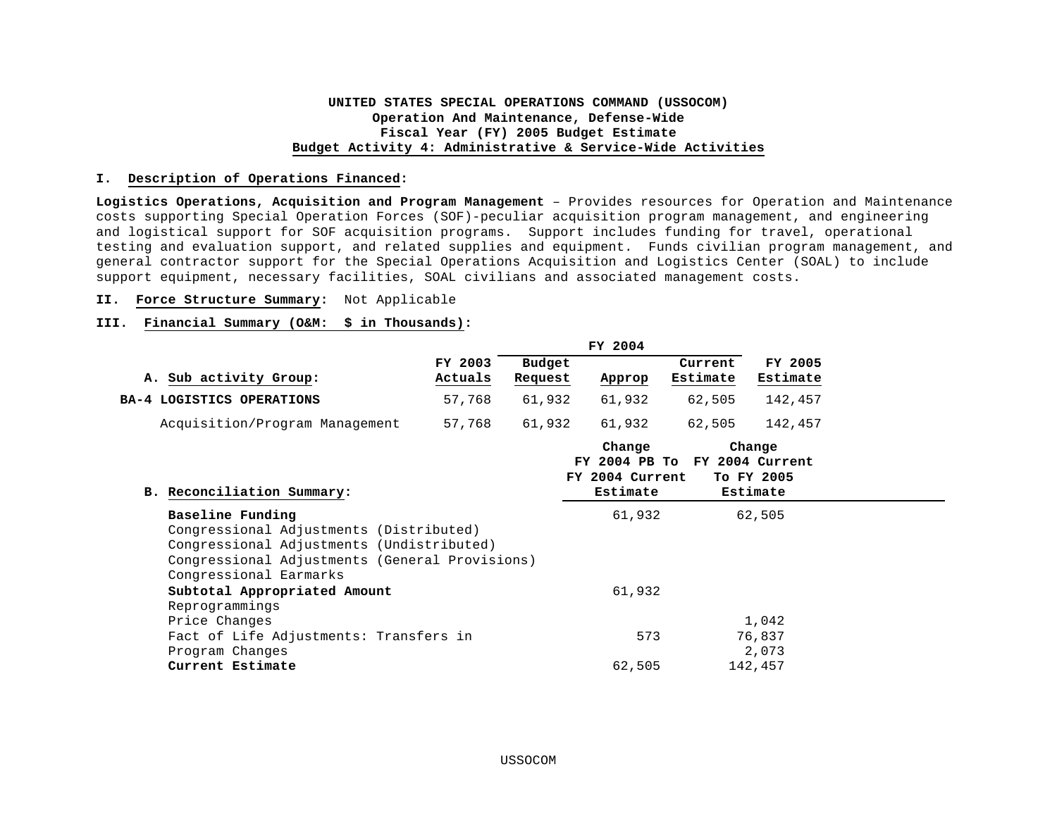**UNITED STATES SPECIAL OPERATIONS COMMAND (USSOCOM)**
**Operation And Maintenance, Defense-Wide**
**Fiscal Year (FY) 2005 Budget Estimate**
**Budget Activity 4: Administrative & Service-Wide Activities**

## I. Description of Operations Financed:

**Logistics Operations, Acquisition and Program Management** – Provides resources for Operation and Maintenance costs supporting Special Operation Forces (SOF)-peculiar acquisition program management, and engineering and logistical support for SOF acquisition programs. Support includes funding for travel, operational testing and evaluation support, and related supplies and equipment. Funds civilian program management, and general contractor support for the Special Operations Acquisition and Logistics Center (SOAL) to include support equipment, necessary facilities, SOAL civilians and associated management costs.

## II. Force Structure Summary: Not Applicable

## III. Financial Summary (O&M: $ in Thousands):

| A. Sub activity Group: | FY 2003 Actuals | FY 2004 Budget Request | FY 2004 Approp | FY 2004 Current Estimate | FY 2005 Estimate |
|---|---|---|---|---|---|
| **BA-4 LOGISTICS OPERATIONS** | 57,768 | 61,932 | 61,932 | 62,505 | 142,457 |
| Acquisition/Program Management | 57,768 | 61,932 | 61,932 | 62,505 | 142,457 |

| B. Reconciliation Summary: | Change FY 2004 PB To FY 2004 Current Estimate | Change FY 2004 Current To FY 2005 Estimate |
|---|---|---|
| **Baseline Funding** | 61,932 | 62,505 |
| Congressional Adjustments (Distributed) | | |
| Congressional Adjustments (Undistributed) | | |
| Congressional Adjustments (General Provisions) | | |
| Congressional Earmarks | | |
| **Subtotal Appropriated Amount** | 61,932 | |
| Reprogrammings | | |
| Price Changes | | 1,042 |
| Fact of Life Adjustments: Transfers in | 573 | 76,837 |
| Program Changes | | 2,073 |
| **Current Estimate** | 62,505 | 142,457 |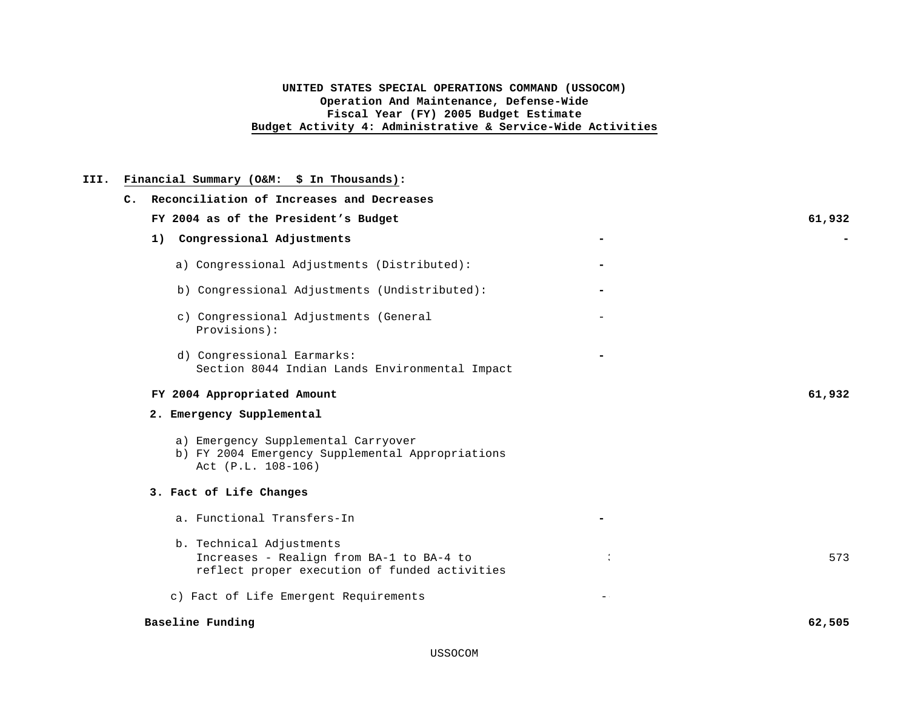**UNITED STATES SPECIAL OPERATIONS COMMAND (USSOCOM)**
**Operation And Maintenance, Defense-Wide**
**Fiscal Year (FY) 2005 Budget Estimate**
**Budget Activity 4: Administrative & Service-Wide Activities**

**III. Financial Summary (O&M: $ In Thousands):**

**C. Reconciliation of Increases and Decreases**

| | | |
|---|---|---|
| **FY 2004 as of the President's Budget** | | **61,932** |
| **1) Congressional Adjustments** | **-** | **-** |
| a) Congressional Adjustments (Distributed): | **-** | |
| b) Congressional Adjustments (Undistributed): | **-** | |
| c) Congressional Adjustments (General Provisions): | - | |
| d) Congressional Earmarks: Section 8044 Indian Lands Environmental Impact | **-** | |
| **FY 2004 Appropriated Amount** | | **61,932** |
| **2. Emergency Supplemental** | | |
| a) Emergency Supplemental Carryover | | |
| b) FY 2004 Emergency Supplemental Appropriations Act (P.L. 108-106) | | |
| **3. Fact of Life Changes** | | |
| a. Functional Transfers-In | **-** | |
| b. Technical Adjustments Increases - Realign from BA-1 to BA-4 to reflect proper execution of funded activities | : | 573 |
| c) Fact of Life Emergent Requirements | - | |
| **Baseline Funding** | | **62,505** |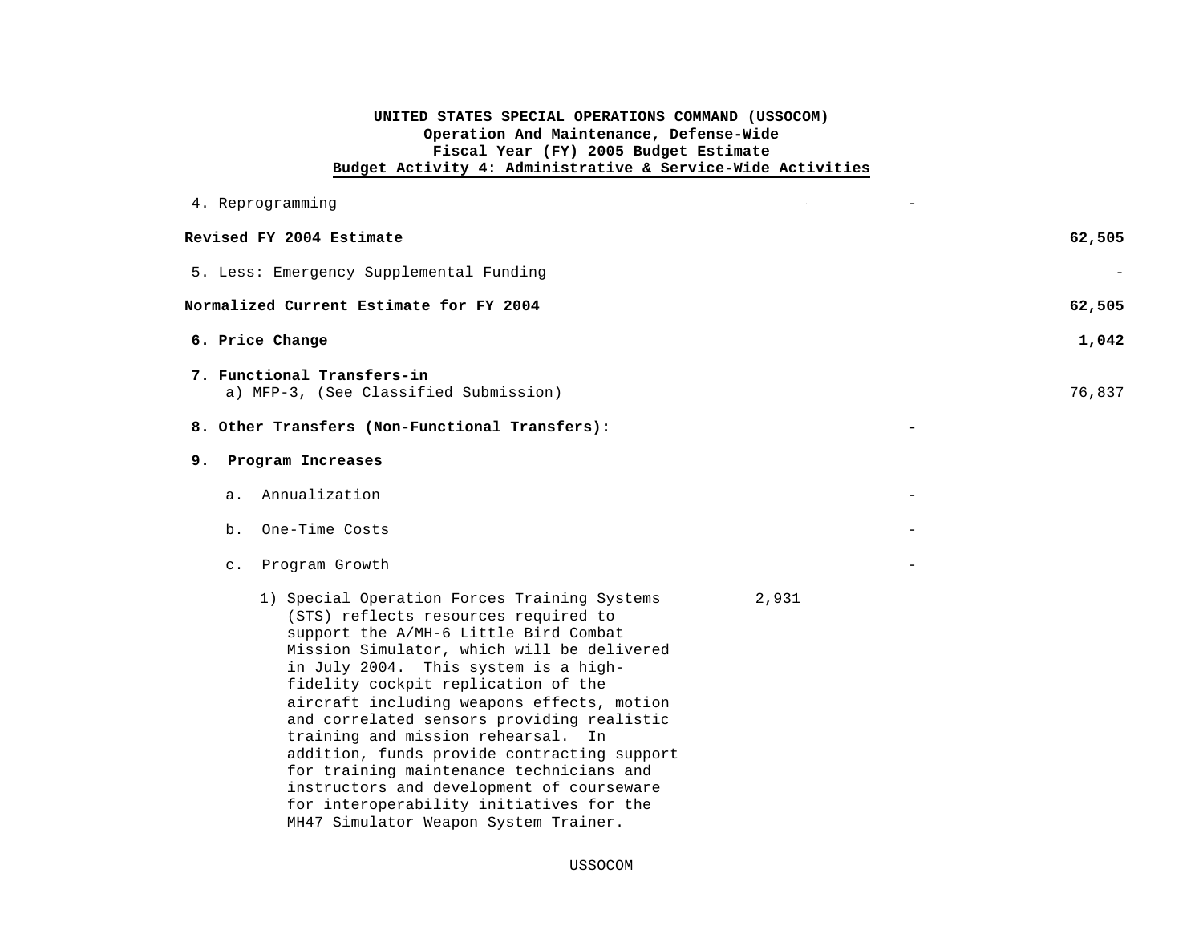**UNITED STATES SPECIAL OPERATIONS COMMAND (USSOCOM)**
**Operation And Maintenance, Defense-Wide**
**Fiscal Year (FY) 2005 Budget Estimate**
**Budget Activity 4: Administrative & Service-Wide Activities**

| | | | |
|---|---|---|---|
| 4. Reprogramming | | - | |
| **Revised FY 2004 Estimate** | | | **62,505** |
| 5. Less: Emergency Supplemental Funding | | | - |
| **Normalized Current Estimate for FY 2004** | | | **62,505** |
| **6. Price Change** | | | **1,042** |
| **7. Functional Transfers-in** | | | |
| a) MFP-3, (See Classified Submission) | | | 76,837 |
| **8. Other Transfers (Non-Functional Transfers):** | | **-** | |
| **9. Program Increases** | | | |
| a. Annualization | | - | |
| b. One-Time Costs | | - | |
| c. Program Growth | | - | |
| 1) Special Operation Forces Training Systems (STS) reflects resources required to support the A/MH-6 Little Bird Combat Mission Simulator, which will be delivered in July 2004. This system is a high-fidelity cockpit replication of the aircraft including weapons effects, motion and correlated sensors providing realistic training and mission rehearsal. In addition, funds provide contracting support for training maintenance technicians and instructors and development of courseware for interoperability initiatives for the MH47 Simulator Weapon System Trainer. | 2,931 | | |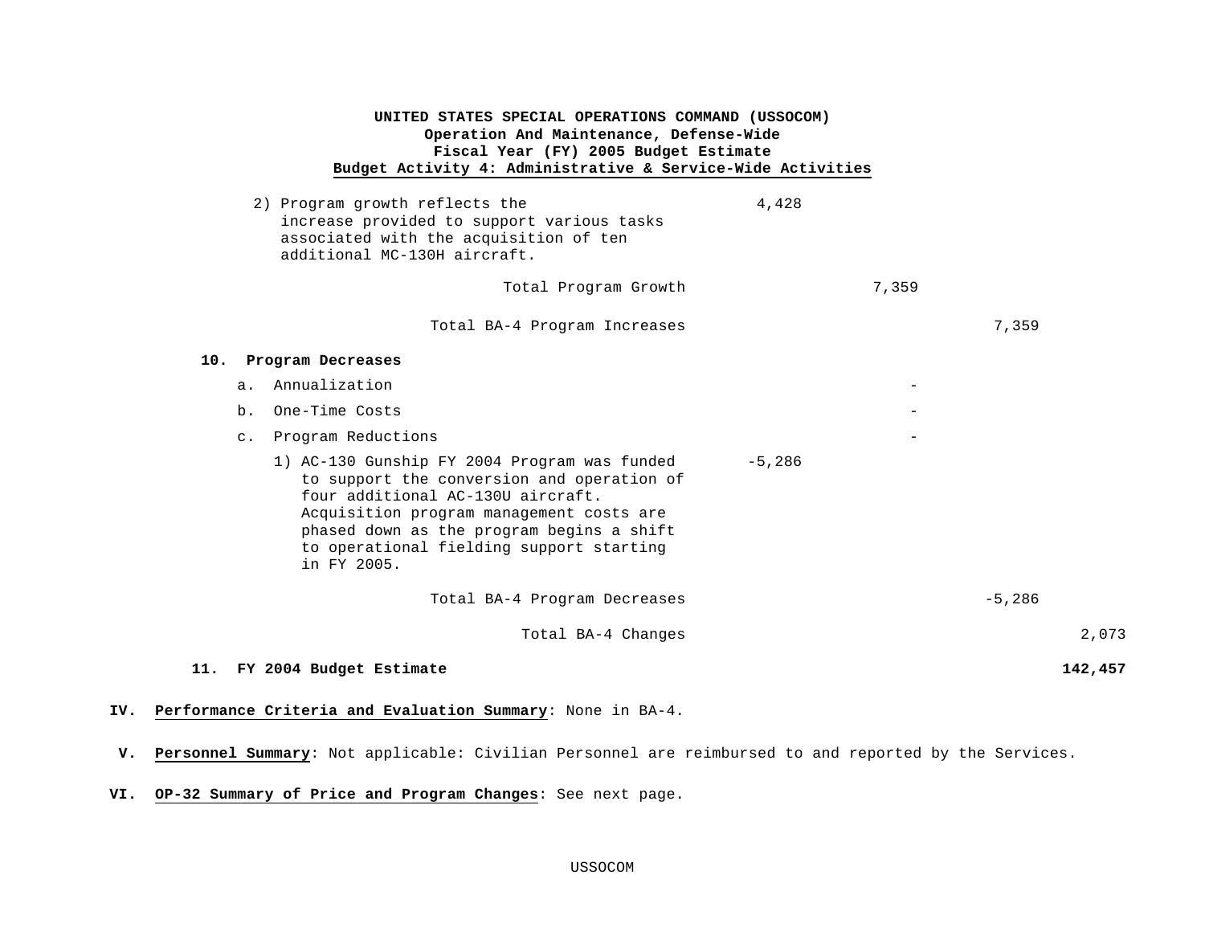**UNITED STATES SPECIAL OPERATIONS COMMAND (USSOCOM)**
**Operation And Maintenance, Defense-Wide**
**Fiscal Year (FY) 2005 Budget Estimate**
**Budget Activity 4: Administrative & Service-Wide Activities**

| | | | |
|---|---|---|---|
| 2) Program growth reflects the increase provided to support various tasks associated with the acquisition of ten additional MC-130H aircraft. | 4,428 | | |
| Total Program Growth | | 7,359 | |
| Total BA-4 Program Increases | | | 7,359 |

**10. Program Decreases**

| | | | | |
|---|---|---|---|---|
| a. Annualization | | - | | |
| b. One-Time Costs | | - | | |
| c. Program Reductions | | - | | |
| 1) AC-130 Gunship FY 2004 Program was funded to support the conversion and operation of four additional AC-130U aircraft. Acquisition program management costs are phased down as the program begins a shift to operational fielding support starting in FY 2005. | -5,286 | | | |
| Total BA-4 Program Decreases | | | -5,286 | |
| Total BA-4 Changes | | | | 2,073 |
| **11. FY 2004 Budget Estimate** | | | | **142,457** |

**IV. Performance Criteria and Evaluation Summary**: None in BA-4.

**V. Personnel Summary**: Not applicable: Civilian Personnel are reimbursed to and reported by the Services.

**VI. OP-32 Summary of Price and Program Changes**: See next page.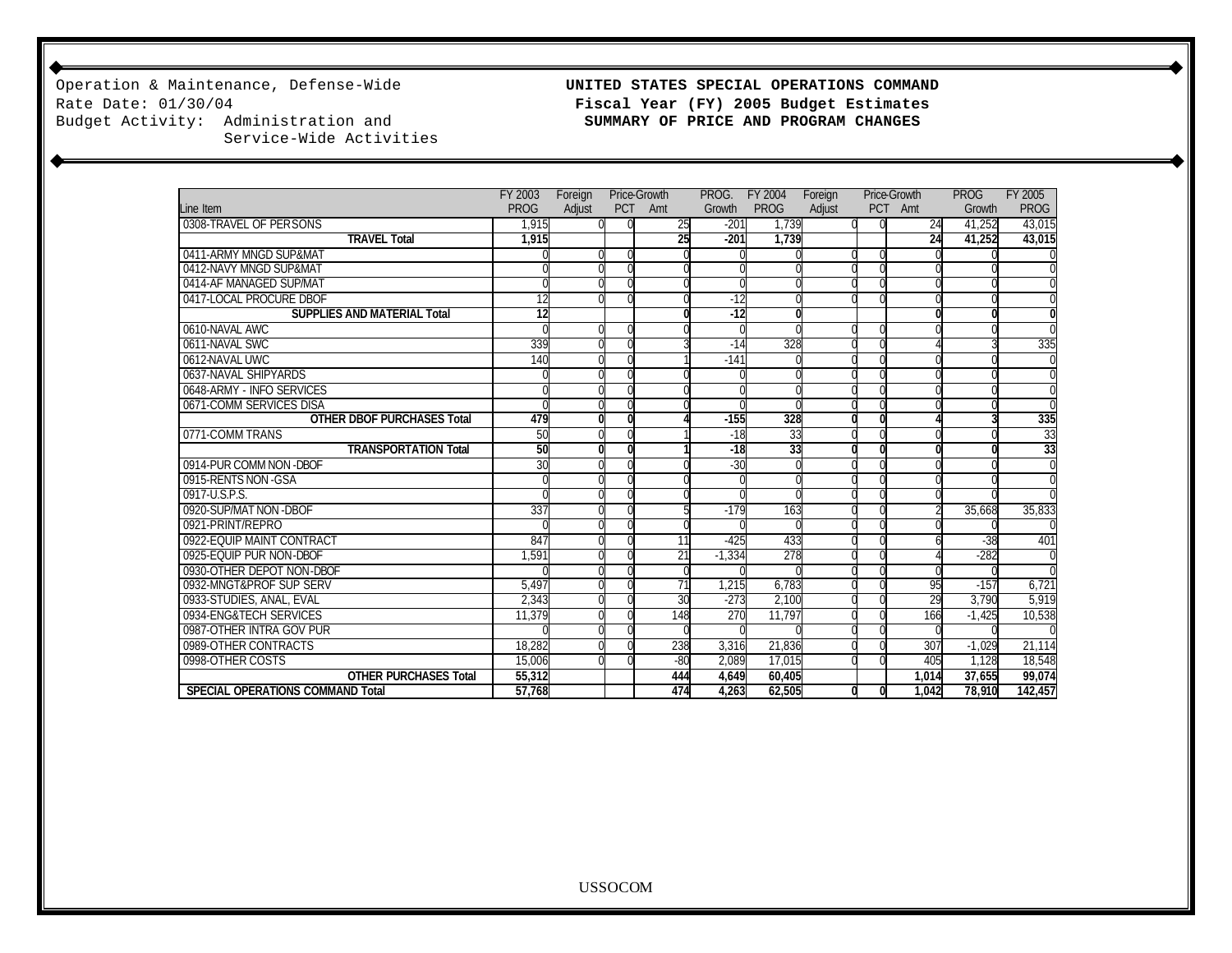Operation & Maintenance, Defense-Wide
Rate Date: 01/30/04
Budget Activity: Administration and Service-Wide Activities

**UNITED STATES SPECIAL OPERATIONS COMMAND**
**Fiscal Year (FY) 2005 Budget Estimates**
**SUMMARY OF PRICE AND PROGRAM CHANGES**

| Line Item | FY 2003 PROG | Foreign Adjust | Price-Growth PCT | Price-Growth Amt | PROG. Growth | FY 2004 PROG | Foreign Adjust | Price-Growth PCT | Price-Growth Amt | PROG Growth | FY 2005 PROG |
|---|---|---|---|---|---|---|---|---|---|---|---|
| 0308-TRAVEL OF PERSONS | 1,915 | 0 | 0 | 25 | -201 | 1,739 | 0 | 0 | 24 | 41,252 | 43,015 |
| **TRAVEL Total** | **1,915** | | | **25** | **-201** | **1,739** | | | **24** | **41,252** | **43,015** |
| 0411-ARMY MNGD SUP&MAT | 0 | 0 | 0 | 0 | 0 | 0 | 0 | 0 | 0 | 0 | 0 |
| 0412-NAVY MNGD SUP&MAT | 0 | 0 | 0 | 0 | 0 | 0 | 0 | 0 | 0 | 0 | 0 |
| 0414-AF MANAGED SUP/MAT | 0 | 0 | 0 | 0 | 0 | 0 | 0 | 0 | 0 | 0 | 0 |
| 0417-LOCAL PROCURE DBOF | 12 | 0 | 0 | 0 | -12 | 0 | 0 | 0 | 0 | 0 | 0 |
| **SUPPLIES AND MATERIAL Total** | **12** | | | **0** | **-12** | **0** | | | **0** | **0** | **0** |
| 0610-NAVAL AWC | 0 | 0 | 0 | 0 | 0 | 0 | 0 | 0 | 0 | 0 | 0 |
| 0611-NAVAL SWC | 339 | 0 | 0 | 3 | -14 | 328 | 0 | 0 | 4 | 3 | 335 |
| 0612-NAVAL UWC | 140 | 0 | 0 | 1 | -141 | 0 | 0 | 0 | 0 | 0 | 0 |
| 0637-NAVAL SHIPYARDS | 0 | 0 | 0 | 0 | 0 | 0 | 0 | 0 | 0 | 0 | 0 |
| 0648-ARMY - INFO SERVICES | 0 | 0 | 0 | 0 | 0 | 0 | 0 | 0 | 0 | 0 | 0 |
| 0671-COMM SERVICES DISA | 0 | 0 | 0 | 0 | 0 | 0 | 0 | 0 | 0 | 0 | 0 |
| **OTHER DBOF PURCHASES Total** | **479** | **0** | **0** | **4** | **-155** | **328** | **0** | **0** | **4** | **3** | **335** |
| 0771-COMM TRANS | 50 | 0 | 0 | 1 | -18 | 33 | 0 | 0 | 0 | 0 | 33 |
| **TRANSPORTATION Total** | **50** | **0** | **0** | **1** | **-18** | **33** | **0** | **0** | **0** | **0** | **33** |
| 0914-PUR COMM NON -DBOF | 30 | 0 | 0 | 0 | -30 | 0 | 0 | 0 | 0 | 0 | 0 |
| 0915-RENTS NON -GSA | 0 | 0 | 0 | 0 | 0 | 0 | 0 | 0 | 0 | 0 | 0 |
| 0917-U.S.P.S. | 0 | 0 | 0 | 0 | 0 | 0 | 0 | 0 | 0 | 0 | 0 |
| 0920-SUP/MAT NON -DBOF | 337 | 0 | 0 | 5 | -179 | 163 | 0 | 0 | 2 | 35,668 | 35,833 |
| 0921-PRINT/REPRO | 0 | 0 | 0 | 0 | 0 | 0 | 0 | 0 | 0 | 0 | 0 |
| 0922-EQUIP MAINT CONTRACT | 847 | 0 | 0 | 11 | -425 | 433 | 0 | 0 | 6 | -38 | 401 |
| 0925-EQUIP PUR NON-DBOF | 1,591 | 0 | 0 | 21 | -1,334 | 278 | 0 | 0 | 4 | -282 | 0 |
| 0930-OTHER DEPOT NON-DBOF | 0 | 0 | 0 | 0 | 0 | 0 | 0 | 0 | 0 | 0 | 0 |
| 0932-MNGT&PROF SUP SERV | 5,497 | 0 | 0 | 71 | 1,215 | 6,783 | 0 | 0 | 95 | -157 | 6,721 |
| 0933-STUDIES, ANAL, EVAL | 2,343 | 0 | 0 | 30 | -273 | 2,100 | 0 | 0 | 29 | 3,790 | 5,919 |
| 0934-ENG&TECH SERVICES | 11,379 | 0 | 0 | 148 | 270 | 11,797 | 0 | 0 | 166 | -1,425 | 10,538 |
| 0987-OTHER INTRA GOV PUR | 0 | 0 | 0 | 0 | 0 | 0 | 0 | 0 | 0 | 0 | 0 |
| 0989-OTHER CONTRACTS | 18,282 | 0 | 0 | 238 | 3,316 | 21,836 | 0 | 0 | 307 | -1,029 | 21,114 |
| 0998-OTHER COSTS | 15,006 | 0 | 0 | -80 | 2,089 | 17,015 | 0 | 0 | 405 | 1,128 | 18,548 |
| **OTHER PURCHASES Total** | **55,312** | | | **444** | **4,649** | **60,405** | | | **1,014** | **37,655** | **99,074** |
| **SPECIAL OPERATIONS COMMAND Total** | **57,768** | | | **474** | **4,263** | **62,505** | **0** | **0** | **1,042** | **78,910** | **142,457** |

USSOCOM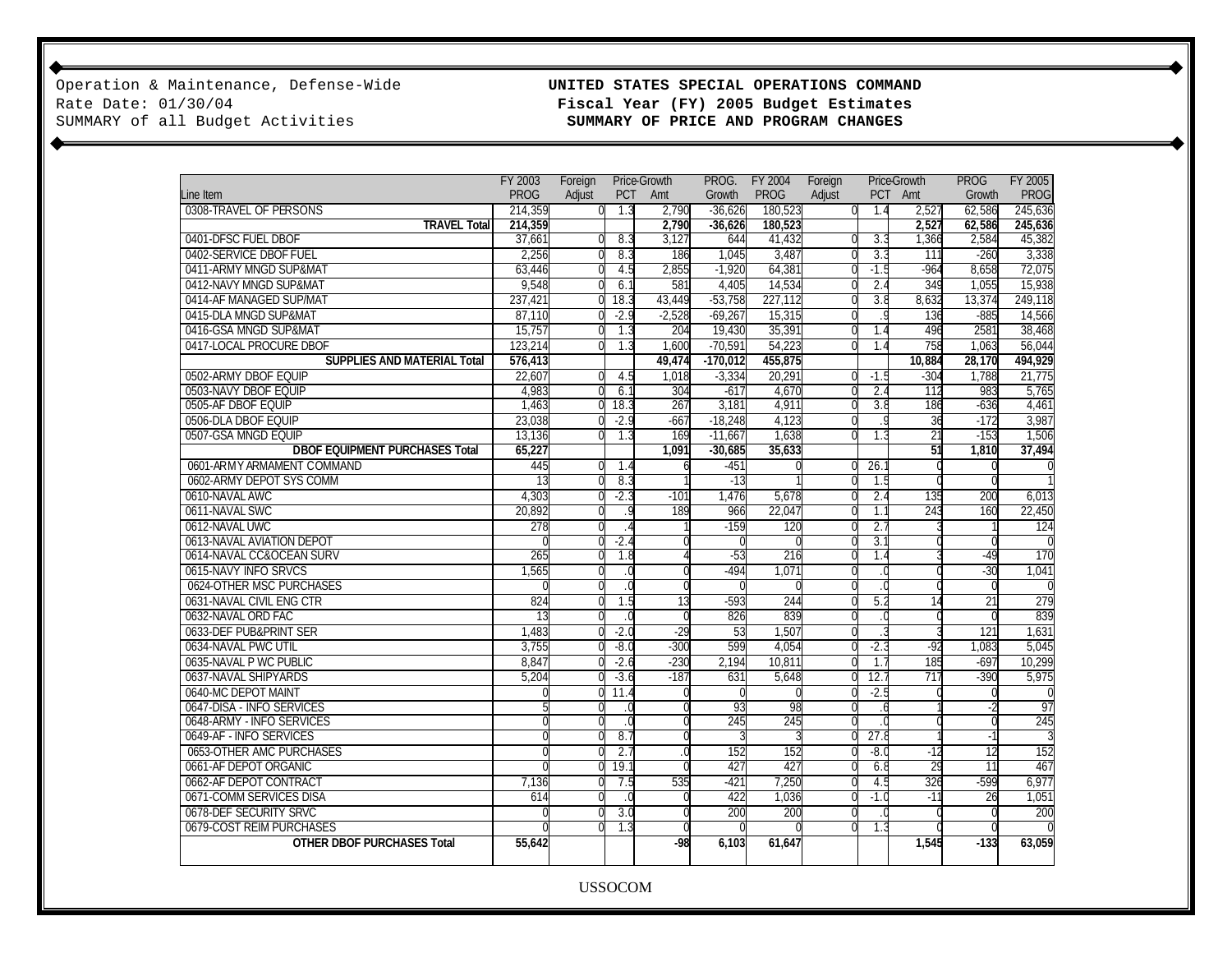Operation & Maintenance, Defense-Wide
Rate Date: 01/30/04
SUMMARY of all Budget Activities

**UNITED STATES SPECIAL OPERATIONS COMMAND**
**Fiscal Year (FY) 2005 Budget Estimates**
**SUMMARY OF PRICE AND PROGRAM CHANGES**

| Line Item | FY 2003 PROG | Foreign Adjust | Price-Growth PCT | Price-Growth Amt | PROG. Growth | FY 2004 PROG | Foreign Adjust | Price-Growth PCT | Price-Growth Amt | PROG Growth | FY 2005 PROG |
|---|---|---|---|---|---|---|---|---|---|---|---|
| 0308-TRAVEL OF PERSONS | 214,359 | 0 | 1.3 | 2,790 | -36,626 | 180,523 | 0 | 1.4 | 2,527 | 62,586 | 245,636 |
| **TRAVEL Total** | **214,359** | | | **2,790** | **-36,626** | **180,523** | | | **2,527** | **62,586** | **245,636** |
| 0401-DFSC FUEL DBOF | 37,661 | 0 | 8.3 | 3,127 | 644 | 41,432 | 0 | 3.3 | 1,366 | 2,584 | 45,382 |
| 0402-SERVICE DBOF FUEL | 2,256 | 0 | 8.3 | 186 | 1,045 | 3,487 | 0 | 3.3 | 111 | -260 | 3,338 |
| 0411-ARMY MNGD SUP&MAT | 63,446 | 0 | 4.5 | 2,855 | -1,920 | 64,381 | 0 | -1.5 | -964 | 8,658 | 72,075 |
| 0412-NAVY MNGD SUP&MAT | 9,548 | 0 | 6.1 | 581 | 4,405 | 14,534 | 0 | 2.4 | 349 | 1,055 | 15,938 |
| 0414-AF MANAGED SUP/MAT | 237,421 | 0 | 18.3 | 43,449 | -53,758 | 227,112 | 0 | 3.8 | 8,632 | 13,374 | 249,118 |
| 0415-DLA MNGD SUP&MAT | 87,110 | 0 | -2.9 | -2,528 | -69,267 | 15,315 | 0 | .9 | 136 | -885 | 14,566 |
| 0416-GSA MNGD SUP&MAT | 15,757 | 0 | 1.3 | 204 | 19,430 | 35,391 | 0 | 1.4 | 496 | 2581 | 38,468 |
| 0417-LOCAL PROCURE DBOF | 123,214 | 0 | 1.3 | 1,600 | -70,591 | 54,223 | 0 | 1.4 | 758 | 1,063 | 56,044 |
| **SUPPLIES AND MATERIAL Total** | **576,413** | | | **49,474** | **-170,012** | **455,875** | | | **10,884** | **28,170** | **494,929** |
| 0502-ARMY DBOF EQUIP | 22,607 | 0 | 4.5 | 1,018 | -3,334 | 20,291 | 0 | -1.5 | -304 | 1,788 | 21,775 |
| 0503-NAVY DBOF EQUIP | 4,983 | 0 | 6.1 | 304 | -617 | 4,670 | 0 | 2.4 | 112 | 983 | 5,765 |
| 0505-AF DBOF EQUIP | 1,463 | 0 | 18.3 | 267 | 3,181 | 4,911 | 0 | 3.8 | 186 | -636 | 4,461 |
| 0506-DLA DBOF EQUIP | 23,038 | 0 | -2.9 | -667 | -18,248 | 4,123 | 0 | .9 | 36 | -172 | 3,987 |
| 0507-GSA MNGD EQUIP | 13,136 | 0 | 1.3 | 169 | -11,667 | 1,638 | 0 | 1.3 | 21 | -153 | 1,506 |
| **DBOF EQUIPMENT PURCHASES Total** | **65,227** | | | **1,091** | **-30,685** | **35,633** | | | **51** | **1,810** | **37,494** |
| 0601-ARMY ARMAMENT COMMAND | 445 | 0 | 1.4 | 6 | -451 | 0 | 0 | 26.1 | 0 | 0 | 0 |
| 0602-ARMY DEPOT SYS COMM | 13 | 0 | 8.3 | 1 | -13 | 1 | 0 | 1.5 | 0 | 0 | 1 |
| 0610-NAVAL AWC | 4,303 | 0 | -2.3 | -101 | 1,476 | 5,678 | 0 | 2.4 | 135 | 200 | 6,013 |
| 0611-NAVAL SWC | 20,892 | 0 | .9 | 189 | 966 | 22,047 | 0 | 1.1 | 243 | 160 | 22,450 |
| 0612-NAVAL UWC | 278 | 0 | .4 | 1 | -159 | 120 | 0 | 2.7 | 3 | 1 | 124 |
| 0613-NAVAL AVIATION DEPOT | 0 | 0 | -2.4 | 0 | 0 | 0 | 0 | 3.1 | 0 | 0 | 0 |
| 0614-NAVAL CC&OCEAN SURV | 265 | 0 | 1.8 | 4 | -53 | 216 | 0 | 1.4 | 3 | -49 | 170 |
| 0615-NAVY INFO SRVCS | 1,565 | 0 | .0 | 0 | -494 | 1,071 | 0 | .0 | 0 | -30 | 1,041 |
| 0624-OTHER MSC PURCHASES | 0 | 0 | .0 | 0 | 0 | 0 | 0 | .0 | 0 | 0 | 0 |
| 0631-NAVAL CIVIL ENG CTR | 824 | 0 | 1.5 | 13 | -593 | 244 | 0 | 5.2 | 14 | 21 | 279 |
| 0632-NAVAL ORD FAC | 13 | 0 | .0 | 0 | 826 | 839 | 0 | .0 | 0 | 0 | 839 |
| 0633-DEF PUB&PRINT SER | 1,483 | 0 | -2.0 | -29 | 53 | 1,507 | 0 | .3 | 3 | 121 | 1,631 |
| 0634-NAVAL PWC UTIL | 3,755 | 0 | -8.0 | -300 | 599 | 4,054 | 0 | -2.3 | -92 | 1,083 | 5,045 |
| 0635-NAVAL P WC PUBLIC | 8,847 | 0 | -2.6 | -230 | 2,194 | 10,811 | 0 | 1.7 | 185 | -697 | 10,299 |
| 0637-NAVAL SHIPYARDS | 5,204 | 0 | -3.6 | -187 | 631 | 5,648 | 0 | 12.7 | 717 | -390 | 5,975 |
| 0640-MC DEPOT MAINT | 0 | 0 | 11.4 | 0 | 0 | 0 | 0 | -2.5 | 0 | 0 | 0 |
| 0647-DISA - INFO SERVICES | 5 | 0 | .0 | 0 | 93 | 98 | 0 | .6 | 1 | -2 | 97 |
| 0648-ARMY - INFO SERVICES | 0 | 0 | .0 | 0 | 245 | 245 | 0 | .0 | 0 | 0 | 245 |
| 0649-AF - INFO SERVICES | 0 | 0 | 8.7 | 0 | 3 | 3 | 0 | 27.8 | 1 | -1 | 3 |
| 0653-OTHER AMC PURCHASES | 0 | 0 | 2.7 | .0 | 152 | 152 | 0 | -8.0 | -12 | 12 | 152 |
| 0661-AF DEPOT ORGANIC | 0 | 0 | 19.1 | 0 | 427 | 427 | 0 | 6.8 | 29 | 11 | 467 |
| 0662-AF DEPOT CONTRACT | 7,136 | 0 | 7.5 | 535 | -421 | 7,250 | 0 | 4.5 | 326 | -599 | 6,977 |
| 0671-COMM SERVICES DISA | 614 | 0 | .0 | 0 | 422 | 1,036 | 0 | -1.0 | -11 | 26 | 1,051 |
| 0678-DEF SECURITY SRVC | 0 | 0 | 3.0 | 0 | 200 | 200 | 0 | .0 | 0 | 0 | 200 |
| 0679-COST REIM PURCHASES | 0 | 0 | 1.3 | 0 | 0 | 0 | 0 | 1.3 | 0 | 0 | 0 |
| **OTHER DBOF PURCHASES Total** | **55,642** | | | **-98** | **6,103** | **61,647** | | | **1,545** | **-133** | **63,059** |

USSOCOM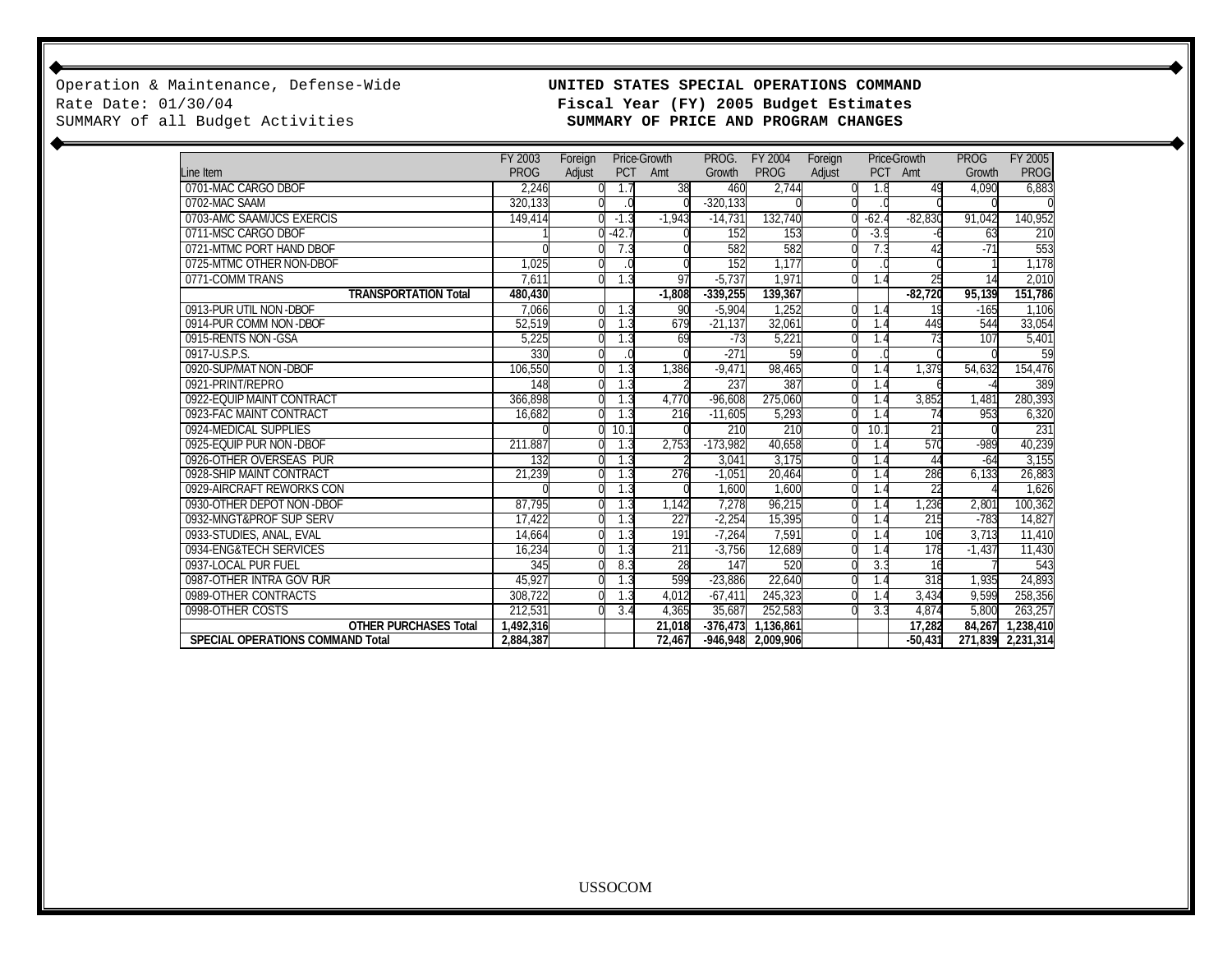Operation & Maintenance, Defense-Wide
Rate Date: 01/30/04
SUMMARY of all Budget Activities

**UNITED STATES SPECIAL OPERATIONS COMMAND**
**Fiscal Year (FY) 2005 Budget Estimates**
**SUMMARY OF PRICE AND PROGRAM CHANGES**

| Line Item | FY 2003 PROG | Foreign Adjust | Price-Growth PCT | Price-Growth Amt | PROG. Growth | FY 2004 PROG | Foreign Adjust | Price-Growth PCT | Price-Growth Amt | PROG Growth | FY 2005 PROG |
|---|---|---|---|---|---|---|---|---|---|---|---|
| 0701-MAC CARGO DBOF | 2,246 | 0 | 1.7 | 38 | 460 | 2,744 | 0 | 1.8 | 49 | 4,090 | 6,883 |
| 0702-MAC SAAM | 320,133 | 0 | .0 | 0 | -320,133 | 0 | 0 | .0 | 0 | 0 | 0 |
| 0703-AMC SAAM/JCS EXERCIS | 149,414 | 0 | -1.3 | -1,943 | -14,731 | 132,740 | 0 | -62.4 | -82,830 | 91,042 | 140,952 |
| 0711-MSC CARGO DBOF | 1 | 0 | -42.7 | 0 | 152 | 153 | 0 | -3.9 | -6 | 63 | 210 |
| 0721-MTMC PORT HAND DBOF | 0 | 0 | 7.3 | 0 | 582 | 582 | 0 | 7.3 | 42 | -71 | 553 |
| 0725-MTMC OTHER NON-DBOF | 1,025 | 0 | .0 | 0 | 152 | 1,177 | 0 | .0 | 0 | 1 | 1,178 |
| 0771-COMM TRANS | 7,611 | 0 | 1.3 | 97 | -5,737 | 1,971 | 0 | 1.4 | 25 | 14 | 2,010 |
| **TRANSPORTATION Total** | **480,430** | | | **-1,808** | **-339,255** | **139,367** | | | **-82,720** | **95,139** | **151,786** |
| 0913-PUR UTIL NON-DBOF | 7,066 | 0 | 1.3 | 90 | -5,904 | 1,252 | 0 | 1.4 | 19 | -165 | 1,106 |
| 0914-PUR COMM NON-DBOF | 52,519 | 0 | 1.3 | 679 | -21,137 | 32,061 | 0 | 1.4 | 449 | 544 | 33,054 |
| 0915-RENTS NON-GSA | 5,225 | 0 | 1.3 | 69 | -73 | 5,221 | 0 | 1.4 | 73 | 107 | 5,401 |
| 0917-U.S.P.S. | 330 | 0 | .0 | 0 | -271 | 59 | 0 | .0 | 0 | 0 | 59 |
| 0920-SUP/MAT NON-DBOF | 106,550 | 0 | 1.3 | 1,386 | -9,471 | 98,465 | 0 | 1.4 | 1,379 | 54,632 | 154,476 |
| 0921-PRINT/REPRO | 148 | 0 | 1.3 | 2 | 237 | 387 | 0 | 1.4 | 6 | -4 | 389 |
| 0922-EQUIP MAINT CONTRACT | 366,898 | 0 | 1.3 | 4,770 | -96,608 | 275,060 | 0 | 1.4 | 3,852 | 1,481 | 280,393 |
| 0923-FAC MAINT CONTRACT | 16,682 | 0 | 1.3 | 216 | -11,605 | 5,293 | 0 | 1.4 | 74 | 953 | 6,320 |
| 0924-MEDICAL SUPPLIES | 0 | 0 | 10.1 | 0 | 210 | 210 | 0 | 10.1 | 21 | 0 | 231 |
| 0925-EQUIP PUR NON-DBOF | 211,887 | 0 | 1.3 | 2,753 | -173,982 | 40,658 | 0 | 1.4 | 570 | -989 | 40,239 |
| 0926-OTHER OVERSEAS PUR | 132 | 0 | 1.3 | 2 | 3,041 | 3,175 | 0 | 1.4 | 44 | -64 | 3,155 |
| 0928-SHIP MAINT CONTRACT | 21,239 | 0 | 1.3 | 276 | -1,051 | 20,464 | 0 | 1.4 | 286 | 6,133 | 26,883 |
| 0929-AIRCRAFT REWORKS CON | 0 | 0 | 1.3 | 0 | 1,600 | 1,600 | 0 | 1.4 | 22 | 4 | 1,626 |
| 0930-OTHER DEPOT NON-DBOF | 87,795 | 0 | 1.3 | 1,142 | 7,278 | 96,215 | 0 | 1.4 | 1,236 | 2,801 | 100,362 |
| 0932-MNGT&PROF SUP SERV | 17,422 | 0 | 1.3 | 227 | -2,254 | 15,395 | 0 | 1.4 | 215 | -783 | 14,827 |
| 0933-STUDIES, ANAL, EVAL | 14,664 | 0 | 1.3 | 191 | -7,264 | 7,591 | 0 | 1.4 | 106 | 3,713 | 11,410 |
| 0934-ENG&TECH SERVICES | 16,234 | 0 | 1.3 | 211 | -3,756 | 12,689 | 0 | 1.4 | 178 | -1,437 | 11,430 |
| 0937-LOCAL PUR FUEL | 345 | 0 | 8.3 | 28 | 147 | 520 | 0 | 3.3 | 16 | 7 | 543 |
| 0987-OTHER INTRA GOV PUR | 45,927 | 0 | 1.3 | 599 | -23,886 | 22,640 | 0 | 1.4 | 318 | 1,935 | 24,893 |
| 0989-OTHER CONTRACTS | 308,722 | 0 | 1.3 | 4,012 | -67,411 | 245,323 | 0 | 1.4 | 3,434 | 9,599 | 258,356 |
| 0998-OTHER COSTS | 212,531 | 0 | 3.4 | 4,365 | 35,687 | 252,583 | 0 | 3.3 | 4,874 | 5,800 | 263,257 |
| **OTHER PURCHASES Total** | **1,492,316** | | | **21,018** | **-376,473** | **1,136,861** | | | **17,282** | **84,267** | **1,238,410** |
| **SPECIAL OPERATIONS COMMAND Total** | **2,884,387** | | | **72,467** | **-946,948** | **2,009,906** | | | **-50,431** | **271,839** | **2,231,314** |

USSOCOM